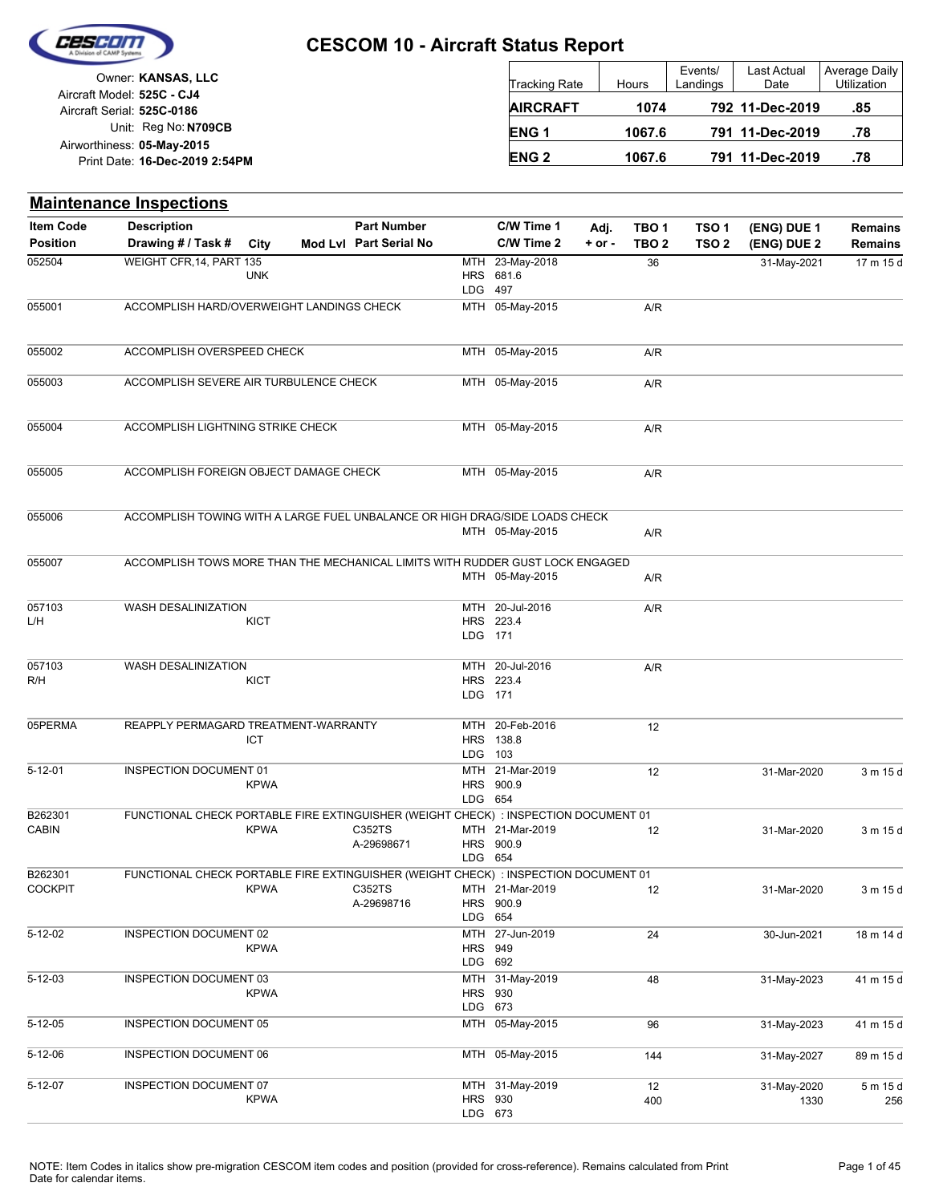# CESCOM 10 - Aircraft Status Report

Owner: **KANSAS, LLC**
Aircraft Model: **525C - CJ4**
Aircraft Serial: **525C-0186**
Unit: Reg No: **N709CB**
Airworthiness: **05-May-2015**
Print Date: **16-Dec-2019 2:54PM**

| Tracking Rate | Hours | Events/ Landings | Last Actual Date | Average Daily Utilization |
|---|---|---|---|---|
| **AIRCRAFT** | **1074** | **792** | **11-Dec-2019** | **.85** |
| **ENG 1** | **1067.6** | **791** | **11-Dec-2019** | **.78** |
| **ENG 2** | **1067.6** | **791** | **11-Dec-2019** | **.78** |

## Maintenance Inspections

| Item Code / Position | Description / Drawing # / Task # | City | Mod Lvl | Part Number / Part Serial No | C/W Time 1 / C/W Time 2 | Adj. + or - | TBO 1 / TBO 2 | TSO 1 / TSO 2 | (ENG) DUE 1 / (ENG) DUE 2 | Remains / Remains |
|---|---|---|---|---|---|---|---|---|---|---|
| 052504 | WEIGHT CFR,14, PART 135 | UNK | | | MTH 23-May-2018<br>HRS 681.6<br>LDG 497 | | 36 | | 31-May-2021 | 17 m 15 d |
| 055001 | ACCOMPLISH HARD/OVERWEIGHT LANDINGS CHECK | | | | MTH 05-May-2015 | | A/R | | | |
| 055002 | ACCOMPLISH OVERSPEED CHECK | | | | MTH 05-May-2015 | | A/R | | | |
| 055003 | ACCOMPLISH SEVERE AIR TURBULENCE CHECK | | | | MTH 05-May-2015 | | A/R | | | |
| 055004 | ACCOMPLISH LIGHTNING STRIKE CHECK | | | | MTH 05-May-2015 | | A/R | | | |
| 055005 | ACCOMPLISH FOREIGN OBJECT DAMAGE CHECK | | | | MTH 05-May-2015 | | A/R | | | |
| 055006 | ACCOMPLISH TOWING WITH A LARGE FUEL UNBALANCE OR HIGH DRAG/SIDE LOADS CHECK | | | | MTH 05-May-2015 | | A/R | | | |
| 055007 | ACCOMPLISH TOWS MORE THAN THE MECHANICAL LIMITS WITH RUDDER GUST LOCK ENGAGED | | | | MTH 05-May-2015 | | A/R | | | |
| 057103<br>L/H | WASH DESALINIZATION | KICT | | | MTH 20-Jul-2016<br>HRS 223.4<br>LDG 171 | | A/R | | | |
| 057103<br>R/H | WASH DESALINIZATION | KICT | | | MTH 20-Jul-2016<br>HRS 223.4<br>LDG 171 | | A/R | | | |
| 05PERMA | REAPPLY PERMAGARD TREATMENT-WARRANTY | ICT | | | MTH 20-Feb-2016<br>HRS 138.8<br>LDG 103 | | 12 | | | |
| 5-12-01 | INSPECTION DOCUMENT 01 | KPWA | | | MTH 21-Mar-2019<br>HRS 900.9<br>LDG 654 | | 12 | | 31-Mar-2020 | 3 m 15 d |
| B262301<br>CABIN | FUNCTIONAL CHECK PORTABLE FIRE EXTINGUISHER (WEIGHT CHECK) : INSPECTION DOCUMENT 01 | KPWA | | C352TS<br>A-29698671 | MTH 21-Mar-2019<br>HRS 900.9<br>LDG 654 | | 12 | | 31-Mar-2020 | 3 m 15 d |
| B262301<br>COCKPIT | FUNCTIONAL CHECK PORTABLE FIRE EXTINGUISHER (WEIGHT CHECK) : INSPECTION DOCUMENT 01 | KPWA | | C352TS<br>A-29698716 | MTH 21-Mar-2019<br>HRS 900.9<br>LDG 654 | | 12 | | 31-Mar-2020 | 3 m 15 d |
| 5-12-02 | INSPECTION DOCUMENT 02 | KPWA | | | MTH 27-Jun-2019<br>HRS 949<br>LDG 692 | | 24 | | 30-Jun-2021 | 18 m 14 d |
| 5-12-03 | INSPECTION DOCUMENT 03 | KPWA | | | MTH 31-May-2019<br>HRS 930<br>LDG 673 | | 48 | | 31-May-2023 | 41 m 15 d |
| 5-12-05 | INSPECTION DOCUMENT 05 | | | | MTH 05-May-2015 | | 96 | | 31-May-2023 | 41 m 15 d |
| 5-12-06 | INSPECTION DOCUMENT 06 | | | | MTH 05-May-2015 | | 144 | | 31-May-2027 | 89 m 15 d |
| 5-12-07 | INSPECTION DOCUMENT 07 | KPWA | | | MTH 31-May-2019<br>HRS 930<br>LDG 673 | | 12<br>400 | | 31-May-2020<br>1330 | 5 m 15 d<br>256 |

NOTE: Item Codes in italics show pre-migration CESCOM item codes and position (provided for cross-reference). Remains calculated from Print Date for calendar items.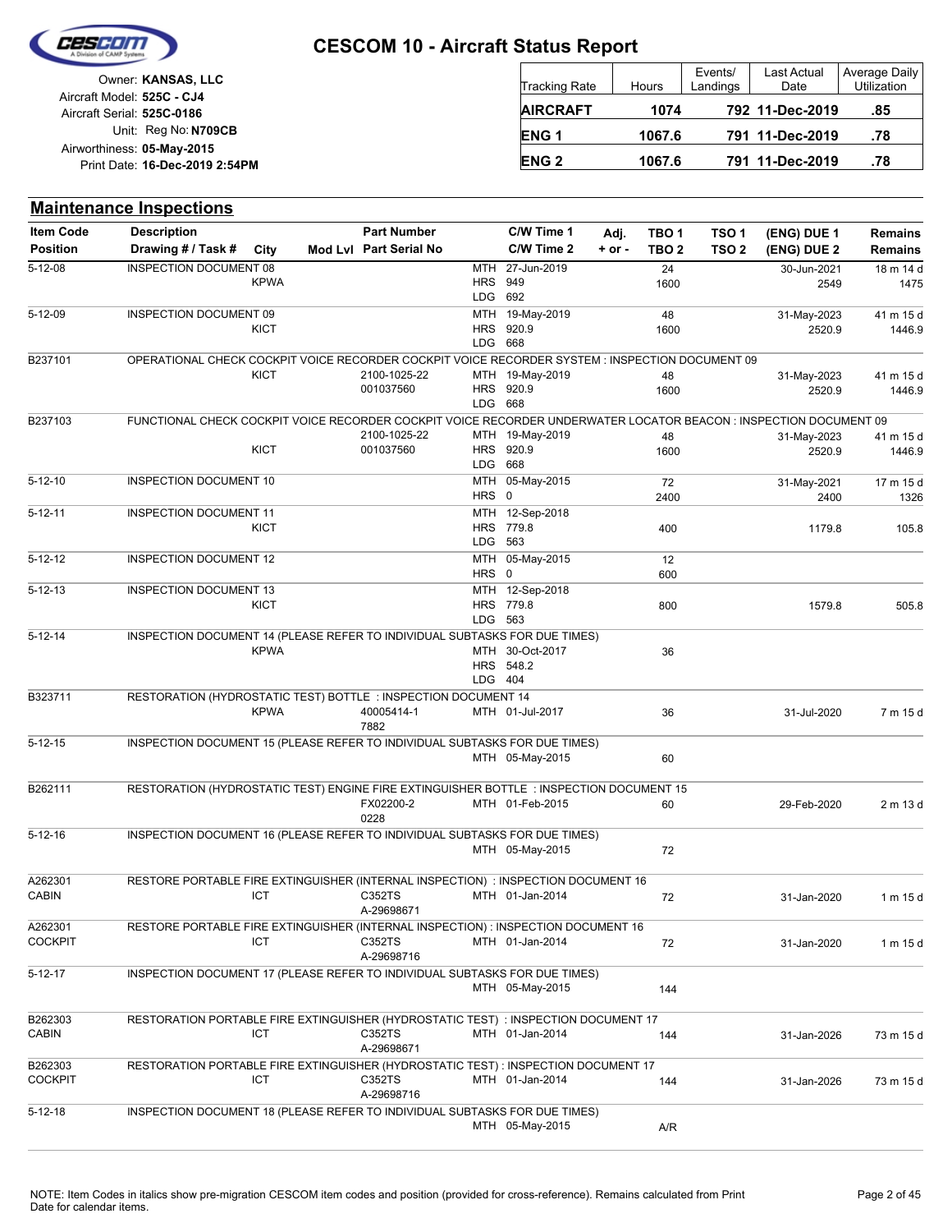# CESCOM 10 - Aircraft Status Report

Owner: **KANSAS, LLC**
Aircraft Model: **525C - CJ4**
Aircraft Serial: **525C-0186**
Unit: Reg No: **N709CB**
Airworthiness: **05-May-2015**
Print Date: **16-Dec-2019 2:54PM**

| Tracking Rate | Hours | Events/ Landings | Last Actual Date | Average Daily Utilization |
|---|---|---|---|---|
| **AIRCRAFT** | **1074** | **792** | **11-Dec-2019** | **.85** |
| **ENG 1** | **1067.6** | **791** | **11-Dec-2019** | **.78** |
| **ENG 2** | **1067.6** | **791** | **11-Dec-2019** | **.78** |

## Maintenance Inspections

| Item Code / Position | Description / Drawing # / Task # | City | Mod Lvl | Part Number / Part Serial No | C/W Time 1 / C/W Time 2 | Adj. + or - | TBO 1 / TBO 2 | TSO 1 / TSO 2 | (ENG) DUE 1 / (ENG) DUE 2 | Remains / Remains |
|---|---|---|---|---|---|---|---|---|---|---|
| 5-12-08 | INSPECTION DOCUMENT 08 | KPWA | | | MTH 27-Jun-2019<br>HRS 949<br>LDG 692 | | 24<br>1600 | | 30-Jun-2021<br>2549 | 18 m 14 d<br>1475 |
| 5-12-09 | INSPECTION DOCUMENT 09 | KICT | | | MTH 19-May-2019<br>HRS 920.9<br>LDG 668 | | 48<br>1600 | | 31-May-2023<br>2520.9 | 41 m 15 d<br>1446.9 |
| B237101 | OPERATIONAL CHECK COCKPIT VOICE RECORDER COCKPIT VOICE RECORDER SYSTEM : INSPECTION DOCUMENT 09 | KICT | | 2100-1025-22<br>001037560 | MTH 19-May-2019<br>HRS 920.9<br>LDG 668 | | 48<br>1600 | | 31-May-2023<br>2520.9 | 41 m 15 d<br>1446.9 |
| B237103 | FUNCTIONAL CHECK COCKPIT VOICE RECORDER COCKPIT VOICE RECORDER UNDERWATER LOCATOR BEACON : INSPECTION DOCUMENT 09 | KICT | | 2100-1025-22<br>001037560 | MTH 19-May-2019<br>HRS 920.9<br>LDG 668 | | 48<br>1600 | | 31-May-2023<br>2520.9 | 41 m 15 d<br>1446.9 |
| 5-12-10 | INSPECTION DOCUMENT 10 | | | | MTH 05-May-2015<br>HRS 0 | | 72<br>2400 | | 31-May-2021<br>2400 | 17 m 15 d<br>1326 |
| 5-12-11 | INSPECTION DOCUMENT 11 | KICT | | | MTH 12-Sep-2018<br>HRS 779.8<br>LDG 563 | | 400 | | 1179.8 | 105.8 |
| 5-12-12 | INSPECTION DOCUMENT 12 | | | | MTH 05-May-2015<br>HRS 0 | | 12<br>600 | | | |
| 5-12-13 | INSPECTION DOCUMENT 13 | KICT | | | MTH 12-Sep-2018<br>HRS 779.8<br>LDG 563 | | 800 | | 1579.8 | 505.8 |
| 5-12-14 | INSPECTION DOCUMENT 14 (PLEASE REFER TO INDIVIDUAL SUBTASKS FOR DUE TIMES) | KPWA | | | MTH 30-Oct-2017<br>HRS 548.2<br>LDG 404 | | 36 | | | |
| B323711 | RESTORATION (HYDROSTATIC TEST) BOTTLE : INSPECTION DOCUMENT 14 | KPWA | | 40005414-1<br>7882 | MTH 01-Jul-2017 | | 36 | | 31-Jul-2020 | 7 m 15 d |
| 5-12-15 | INSPECTION DOCUMENT 15 (PLEASE REFER TO INDIVIDUAL SUBTASKS FOR DUE TIMES) | | | | MTH 05-May-2015 | | 60 | | | |
| B262111 | RESTORATION (HYDROSTATIC TEST) ENGINE FIRE EXTINGUISHER BOTTLE : INSPECTION DOCUMENT 15 | | | FX02200-2<br>0228 | MTH 01-Feb-2015 | | 60 | | 29-Feb-2020 | 2 m 13 d |
| 5-12-16 | INSPECTION DOCUMENT 16 (PLEASE REFER TO INDIVIDUAL SUBTASKS FOR DUE TIMES) | | | | MTH 05-May-2015 | | 72 | | | |
| A262301<br>CABIN | RESTORE PORTABLE FIRE EXTINGUISHER (INTERNAL INSPECTION) : INSPECTION DOCUMENT 16 | ICT | | C352TS<br>A-29698671 | MTH 01-Jan-2014 | | 72 | | 31-Jan-2020 | 1 m 15 d |
| A262301<br>COCKPIT | RESTORE PORTABLE FIRE EXTINGUISHER (INTERNAL INSPECTION) : INSPECTION DOCUMENT 16 | ICT | | C352TS<br>A-29698716 | MTH 01-Jan-2014 | | 72 | | 31-Jan-2020 | 1 m 15 d |
| 5-12-17 | INSPECTION DOCUMENT 17 (PLEASE REFER TO INDIVIDUAL SUBTASKS FOR DUE TIMES) | | | | MTH 05-May-2015 | | 144 | | | |
| B262303<br>CABIN | RESTORATION PORTABLE FIRE EXTINGUISHER (HYDROSTATIC TEST) : INSPECTION DOCUMENT 17 | ICT | | C352TS<br>A-29698671 | MTH 01-Jan-2014 | | 144 | | 31-Jan-2026 | 73 m 15 d |
| B262303<br>COCKPIT | RESTORATION PORTABLE FIRE EXTINGUISHER (HYDROSTATIC TEST) : INSPECTION DOCUMENT 17 | ICT | | C352TS<br>A-29698716 | MTH 01-Jan-2014 | | 144 | | 31-Jan-2026 | 73 m 15 d |
| 5-12-18 | INSPECTION DOCUMENT 18 (PLEASE REFER TO INDIVIDUAL SUBTASKS FOR DUE TIMES) | | | | MTH 05-May-2015 | | A/R | | | |

NOTE: Item Codes in italics show pre-migration CESCOM item codes and position (provided for cross-reference). Remains calculated from Print Date for calendar items.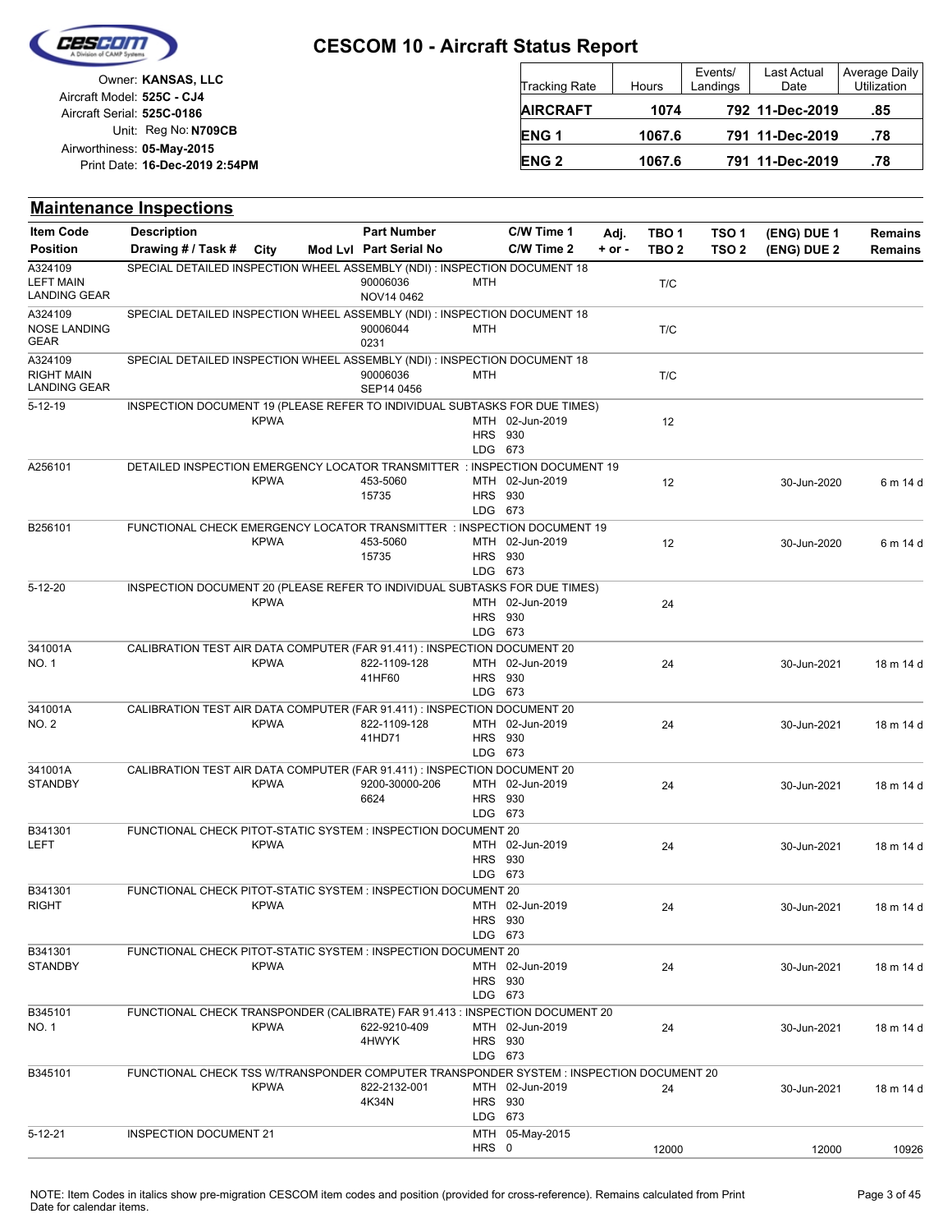# CESCOM 10 - Aircraft Status Report

Owner: **KANSAS, LLC**
Aircraft Model: **525C - CJ4**
Aircraft Serial: **525C-0186**
Unit: Reg No: **N709CB**
Airworthiness: **05-May-2015**
Print Date: **16-Dec-2019 2:54PM**

| Tracking Rate | Hours | Events/ Landings | Last Actual Date | Average Daily Utilization |
|---|---|---|---|---|
| **AIRCRAFT** | **1074** | **792** | **11-Dec-2019** | **.85** |
| **ENG 1** | **1067.6** | **791** | **11-Dec-2019** | **.78** |
| **ENG 2** | **1067.6** | **791** | **11-Dec-2019** | **.78** |

## Maintenance Inspections

| Item Code / Position | Description / Drawing # / Task # | City | Mod Lvl | Part Number / Part Serial No | C/W Time 1 / C/W Time 2 | Adj. + or - | TBO 1 / TBO 2 | TSO 1 / TSO 2 | (ENG) DUE 1 / (ENG) DUE 2 | Remains / Remains |
|---|---|---|---|---|---|---|---|---|---|---|
| A324109 LEFT MAIN LANDING GEAR | SPECIAL DETAILED INSPECTION WHEEL ASSEMBLY (NDI) : INSPECTION DOCUMENT 18 | | | 90006036 NOV14 0462 | MTH | | T/C | | | |
| A324109 NOSE LANDING GEAR | SPECIAL DETAILED INSPECTION WHEEL ASSEMBLY (NDI) : INSPECTION DOCUMENT 18 | | | 90006044 0231 | MTH | | T/C | | | |
| A324109 RIGHT MAIN LANDING GEAR | SPECIAL DETAILED INSPECTION WHEEL ASSEMBLY (NDI) : INSPECTION DOCUMENT 18 | | | 90006036 SEP14 0456 | MTH | | T/C | | | |
| 5-12-19 | INSPECTION DOCUMENT 19 (PLEASE REFER TO INDIVIDUAL SUBTASKS FOR DUE TIMES) | KPWA | | | MTH 02-Jun-2019 HRS 930 LDG 673 | | 12 | | | |
| A256101 | DETAILED INSPECTION EMERGENCY LOCATOR TRANSMITTER : INSPECTION DOCUMENT 19 | KPWA | | 453-5060 15735 | MTH 02-Jun-2019 HRS 930 LDG 673 | | 12 | | 30-Jun-2020 | 6 m 14 d |
| B256101 | FUNCTIONAL CHECK EMERGENCY LOCATOR TRANSMITTER : INSPECTION DOCUMENT 19 | KPWA | | 453-5060 15735 | MTH 02-Jun-2019 HRS 930 LDG 673 | | 12 | | 30-Jun-2020 | 6 m 14 d |
| 5-12-20 | INSPECTION DOCUMENT 20 (PLEASE REFER TO INDIVIDUAL SUBTASKS FOR DUE TIMES) | KPWA | | | MTH 02-Jun-2019 HRS 930 LDG 673 | | 24 | | | |
| 341001A NO. 1 | CALIBRATION TEST AIR DATA COMPUTER (FAR 91.411) : INSPECTION DOCUMENT 20 | KPWA | | 822-1109-128 41HF60 | MTH 02-Jun-2019 HRS 930 LDG 673 | | 24 | | 30-Jun-2021 | 18 m 14 d |
| 341001A NO. 2 | CALIBRATION TEST AIR DATA COMPUTER (FAR 91.411) : INSPECTION DOCUMENT 20 | KPWA | | 822-1109-128 41HD71 | MTH 02-Jun-2019 HRS 930 LDG 673 | | 24 | | 30-Jun-2021 | 18 m 14 d |
| 341001A STANDBY | CALIBRATION TEST AIR DATA COMPUTER (FAR 91.411) : INSPECTION DOCUMENT 20 | KPWA | | 9200-30000-206 6624 | MTH 02-Jun-2019 HRS 930 LDG 673 | | 24 | | 30-Jun-2021 | 18 m 14 d |
| B341301 LEFT | FUNCTIONAL CHECK PITOT-STATIC SYSTEM : INSPECTION DOCUMENT 20 | KPWA | | | MTH 02-Jun-2019 HRS 930 LDG 673 | | 24 | | 30-Jun-2021 | 18 m 14 d |
| B341301 RIGHT | FUNCTIONAL CHECK PITOT-STATIC SYSTEM : INSPECTION DOCUMENT 20 | KPWA | | | MTH 02-Jun-2019 HRS 930 LDG 673 | | 24 | | 30-Jun-2021 | 18 m 14 d |
| B341301 STANDBY | FUNCTIONAL CHECK PITOT-STATIC SYSTEM : INSPECTION DOCUMENT 20 | KPWA | | | MTH 02-Jun-2019 HRS 930 LDG 673 | | 24 | | 30-Jun-2021 | 18 m 14 d |
| B345101 NO. 1 | FUNCTIONAL CHECK TRANSPONDER (CALIBRATE) FAR 91.413 : INSPECTION DOCUMENT 20 | KPWA | | 622-9210-409 4HWYK | MTH 02-Jun-2019 HRS 930 LDG 673 | | 24 | | 30-Jun-2021 | 18 m 14 d |
| B345101 | FUNCTIONAL CHECK TSS W/TRANSPONDER COMPUTER TRANSPONDER SYSTEM : INSPECTION DOCUMENT 20 | KPWA | | 822-2132-001 4K34N | MTH 02-Jun-2019 HRS 930 LDG 673 | | 24 | | 30-Jun-2021 | 18 m 14 d |
| 5-12-21 | INSPECTION DOCUMENT 21 | | | | MTH 05-May-2015 HRS 0 | | 12000 | | 12000 | 10926 |

NOTE: Item Codes in italics show pre-migration CESCOM item codes and position (provided for cross-reference). Remains calculated from Print Date for calendar items.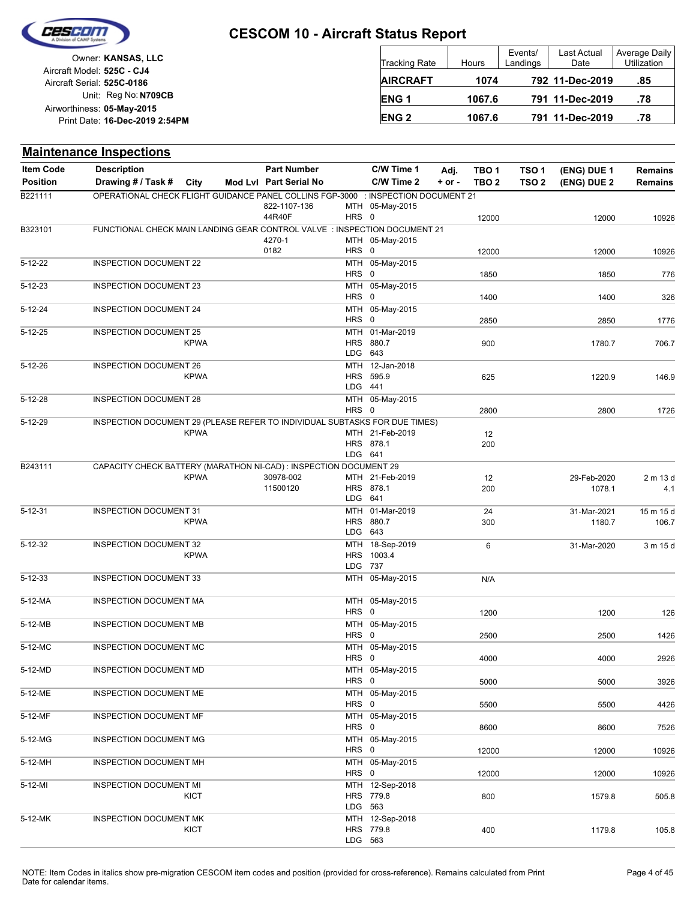# CESCOM 10 - Aircraft Status Report

Owner: **KANSAS, LLC**
Aircraft Model: **525C - CJ4**
Aircraft Serial: **525C-0186**
Unit: Reg No: **N709CB**
Airworthiness: **05-May-2015**
Print Date: **16-Dec-2019 2:54PM**

| Tracking Rate | Hours | Events/ Landings | Last Actual Date | Average Daily Utilization |
|---|---|---|---|---|
| **AIRCRAFT** | **1074** | **792** | **11-Dec-2019** | **.85** |
| **ENG 1** | **1067.6** | **791** | **11-Dec-2019** | **.78** |
| **ENG 2** | **1067.6** | **791** | **11-Dec-2019** | **.78** |

## Maintenance Inspections

| Item Code / Position | Description / Drawing # / Task # | City | Mod Lvl | Part Number / Part Serial No | C/W Time 1 / C/W Time 2 | Adj. + or - | TBO 1 / TBO 2 | TSO 1 / TSO 2 | (ENG) DUE 1 / (ENG) DUE 2 | Remains / Remains |
|---|---|---|---|---|---|---|---|---|---|---|
| B221111 | OPERATIONAL CHECK FLIGHT GUIDANCE PANEL COLLINS FGP-3000 : INSPECTION DOCUMENT 21 | | | 822-1107-136<br>44R40F | MTH 05-May-2015<br>HRS 0 | | 12000 | | 12000 | 10926 |
| B323101 | FUNCTIONAL CHECK MAIN LANDING GEAR CONTROL VALVE : INSPECTION DOCUMENT 21 | | | 4270-1<br>0182 | MTH 05-May-2015<br>HRS 0 | | 12000 | | 12000 | 10926 |
| 5-12-22 | INSPECTION DOCUMENT 22 | | | | MTH 05-May-2015<br>HRS 0 | | 1850 | | 1850 | 776 |
| 5-12-23 | INSPECTION DOCUMENT 23 | | | | MTH 05-May-2015<br>HRS 0 | | 1400 | | 1400 | 326 |
| 5-12-24 | INSPECTION DOCUMENT 24 | | | | MTH 05-May-2015<br>HRS 0 | | 2850 | | 2850 | 1776 |
| 5-12-25 | INSPECTION DOCUMENT 25 | KPWA | | | MTH 01-Mar-2019<br>HRS 880.7<br>LDG 643 | | 900 | | 1780.7 | 706.7 |
| 5-12-26 | INSPECTION DOCUMENT 26 | KPWA | | | MTH 12-Jan-2018<br>HRS 595.9<br>LDG 441 | | 625 | | 1220.9 | 146.9 |
| 5-12-28 | INSPECTION DOCUMENT 28 | | | | MTH 05-May-2015<br>HRS 0 | | 2800 | | 2800 | 1726 |
| 5-12-29 | INSPECTION DOCUMENT 29 (PLEASE REFER TO INDIVIDUAL SUBTASKS FOR DUE TIMES) | KPWA | | | MTH 21-Feb-2019<br>HRS 878.1<br>LDG 641 | | 12<br>200 | | | |
| B243111 | CAPACITY CHECK BATTERY (MARATHON NI-CAD) : INSPECTION DOCUMENT 29 | KPWA | | 30978-002<br>11500120 | MTH 21-Feb-2019<br>HRS 878.1<br>LDG 641 | | 12<br>200 | | 29-Feb-2020<br>1078.1 | 2 m 13 d<br>4.1 |
| 5-12-31 | INSPECTION DOCUMENT 31 | KPWA | | | MTH 01-Mar-2019<br>HRS 880.7<br>LDG 643 | | 24<br>300 | | 31-Mar-2021<br>1180.7 | 15 m 15 d<br>106.7 |
| 5-12-32 | INSPECTION DOCUMENT 32 | KPWA | | | MTH 18-Sep-2019<br>HRS 1003.4<br>LDG 737 | | 6 | | 31-Mar-2020 | 3 m 15 d |
| 5-12-33 | INSPECTION DOCUMENT 33 | | | | MTH 05-May-2015 | | N/A | | | |
| 5-12-MA | INSPECTION DOCUMENT MA | | | | MTH 05-May-2015<br>HRS 0 | | 1200 | | 1200 | 126 |
| 5-12-MB | INSPECTION DOCUMENT MB | | | | MTH 05-May-2015<br>HRS 0 | | 2500 | | 2500 | 1426 |
| 5-12-MC | INSPECTION DOCUMENT MC | | | | MTH 05-May-2015<br>HRS 0 | | 4000 | | 4000 | 2926 |
| 5-12-MD | INSPECTION DOCUMENT MD | | | | MTH 05-May-2015<br>HRS 0 | | 5000 | | 5000 | 3926 |
| 5-12-ME | INSPECTION DOCUMENT ME | | | | MTH 05-May-2015<br>HRS 0 | | 5500 | | 5500 | 4426 |
| 5-12-MF | INSPECTION DOCUMENT MF | | | | MTH 05-May-2015<br>HRS 0 | | 8600 | | 8600 | 7526 |
| 5-12-MG | INSPECTION DOCUMENT MG | | | | MTH 05-May-2015<br>HRS 0 | | 12000 | | 12000 | 10926 |
| 5-12-MH | INSPECTION DOCUMENT MH | | | | MTH 05-May-2015<br>HRS 0 | | 12000 | | 12000 | 10926 |
| 5-12-MI | INSPECTION DOCUMENT MI | KICT | | | MTH 12-Sep-2018<br>HRS 779.8<br>LDG 563 | | 800 | | 1579.8 | 505.8 |
| 5-12-MK | INSPECTION DOCUMENT MK | KICT | | | MTH 12-Sep-2018<br>HRS 779.8<br>LDG 563 | | 400 | | 1179.8 | 105.8 |

NOTE: Item Codes in italics show pre-migration CESCOM item codes and position (provided for cross-reference). Remains calculated from Print Date for calendar items.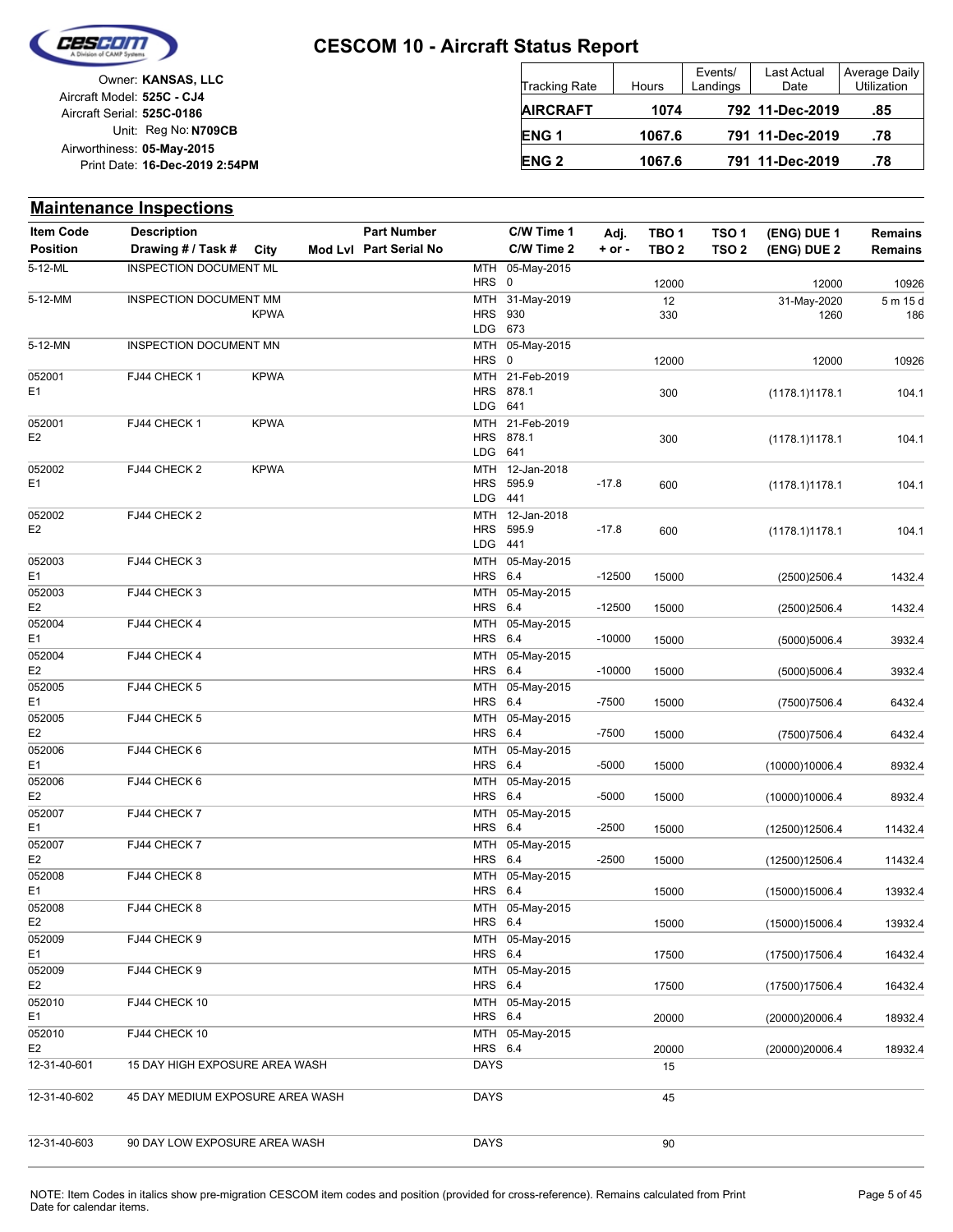# CESCOM 10 - Aircraft Status Report

Owner: **KANSAS, LLC**
Aircraft Model: **525C - CJ4**
Aircraft Serial: **525C-0186**
Unit: Reg No: **N709CB**
Airworthiness: **05-May-2015**
Print Date: **16-Dec-2019 2:54PM**

| Tracking Rate | Hours | Events/ Landings | Last Actual Date | Average Daily Utilization |
|---|---|---|---|---|
| **AIRCRAFT** | **1074** | **792** | **11-Dec-2019** | **.85** |
| **ENG 1** | **1067.6** | **791** | **11-Dec-2019** | **.78** |
| **ENG 2** | **1067.6** | **791** | **11-Dec-2019** | **.78** |

## Maintenance Inspections

| Item Code / Position | Description / Drawing # / Task # | City | Mod Lvl | Part Number / Part Serial No | C/W Time 1 / C/W Time 2 | Adj. + or - | TBO 1 / TBO 2 | TSO 1 / TSO 2 | (ENG) DUE 1 / (ENG) DUE 2 | Remains / Remains |
|---|---|---|---|---|---|---|---|---|---|---|
| 5-12-ML | INSPECTION DOCUMENT ML | | | | MTH 05-May-2015<br>HRS 0 | | 12000 | | 12000 | 10926 |
| 5-12-MM | INSPECTION DOCUMENT MM | KPWA | | | MTH 31-May-2019<br>HRS 930<br>LDG 673 | | 12<br>330 | | 31-May-2020<br>1260 | 5 m 15 d<br>186 |
| 5-12-MN | INSPECTION DOCUMENT MN | | | | MTH 05-May-2015<br>HRS 0 | | 12000 | | 12000 | 10926 |
| 052001<br>E1 | FJ44 CHECK 1 | KPWA | | | MTH 21-Feb-2019<br>HRS 878.1<br>LDG 641 | | 300 | | (1178.1)1178.1 | 104.1 |
| 052001<br>E2 | FJ44 CHECK 1 | KPWA | | | MTH 21-Feb-2019<br>HRS 878.1<br>LDG 641 | | 300 | | (1178.1)1178.1 | 104.1 |
| 052002<br>E1 | FJ44 CHECK 2 | KPWA | | | MTH 12-Jan-2018<br>HRS 595.9<br>LDG 441 | -17.8 | 600 | | (1178.1)1178.1 | 104.1 |
| 052002<br>E2 | FJ44 CHECK 2 | | | | MTH 12-Jan-2018<br>HRS 595.9<br>LDG 441 | -17.8 | 600 | | (1178.1)1178.1 | 104.1 |
| 052003<br>E1 | FJ44 CHECK 3 | | | | MTH 05-May-2015<br>HRS 6.4 | -12500 | 15000 | | (2500)2506.4 | 1432.4 |
| 052003<br>E2 | FJ44 CHECK 3 | | | | MTH 05-May-2015<br>HRS 6.4 | -12500 | 15000 | | (2500)2506.4 | 1432.4 |
| 052004<br>E1 | FJ44 CHECK 4 | | | | MTH 05-May-2015<br>HRS 6.4 | -10000 | 15000 | | (5000)5006.4 | 3932.4 |
| 052004<br>E2 | FJ44 CHECK 4 | | | | MTH 05-May-2015<br>HRS 6.4 | -10000 | 15000 | | (5000)5006.4 | 3932.4 |
| 052005<br>E1 | FJ44 CHECK 5 | | | | MTH 05-May-2015<br>HRS 6.4 | -7500 | 15000 | | (7500)7506.4 | 6432.4 |
| 052005<br>E2 | FJ44 CHECK 5 | | | | MTH 05-May-2015<br>HRS 6.4 | -7500 | 15000 | | (7500)7506.4 | 6432.4 |
| 052006<br>E1 | FJ44 CHECK 6 | | | | MTH 05-May-2015<br>HRS 6.4 | -5000 | 15000 | | (10000)10006.4 | 8932.4 |
| 052006<br>E2 | FJ44 CHECK 6 | | | | MTH 05-May-2015<br>HRS 6.4 | -5000 | 15000 | | (10000)10006.4 | 8932.4 |
| 052007<br>E1 | FJ44 CHECK 7 | | | | MTH 05-May-2015<br>HRS 6.4 | -2500 | 15000 | | (12500)12506.4 | 11432.4 |
| 052007<br>E2 | FJ44 CHECK 7 | | | | MTH 05-May-2015<br>HRS 6.4 | -2500 | 15000 | | (12500)12506.4 | 11432.4 |
| 052008<br>E1 | FJ44 CHECK 8 | | | | MTH 05-May-2015<br>HRS 6.4 | | 15000 | | (15000)15006.4 | 13932.4 |
| 052008<br>E2 | FJ44 CHECK 8 | | | | MTH 05-May-2015<br>HRS 6.4 | | 15000 | | (15000)15006.4 | 13932.4 |
| 052009<br>E1 | FJ44 CHECK 9 | | | | MTH 05-May-2015<br>HRS 6.4 | | 17500 | | (17500)17506.4 | 16432.4 |
| 052009<br>E2 | FJ44 CHECK 9 | | | | MTH 05-May-2015<br>HRS 6.4 | | 17500 | | (17500)17506.4 | 16432.4 |
| 052010<br>E1 | FJ44 CHECK 10 | | | | MTH 05-May-2015<br>HRS 6.4 | | 20000 | | (20000)20006.4 | 18932.4 |
| 052010<br>E2 | FJ44 CHECK 10 | | | | MTH 05-May-2015<br>HRS 6.4 | | 20000 | | (20000)20006.4 | 18932.4 |
| 12-31-40-601 | 15 DAY HIGH EXPOSURE AREA WASH | | | | DAYS | | 15 | | | |
| 12-31-40-602 | 45 DAY MEDIUM EXPOSURE AREA WASH | | | | DAYS | | 45 | | | |
| 12-31-40-603 | 90 DAY LOW EXPOSURE AREA WASH | | | | DAYS | | 90 | | | |

NOTE: Item Codes in italics show pre-migration CESCOM item codes and position (provided for cross-reference). Remains calculated from Print Date for calendar items.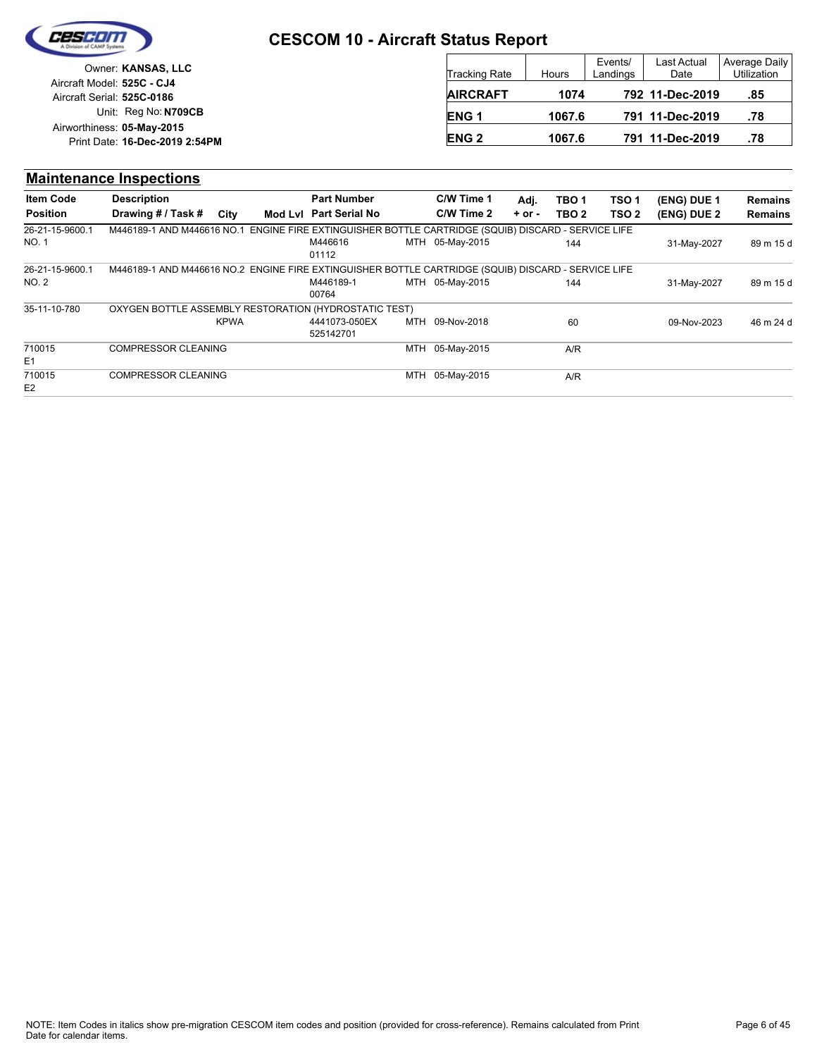# CESCOM 10 - Aircraft Status Report

Owner: **KANSAS, LLC**
Aircraft Model: **525C - CJ4**
Aircraft Serial: **525C-0186**
Unit: Reg No: **N709CB**
Airworthiness: **05-May-2015**
Print Date: **16-Dec-2019 2:54PM**

| Tracking Rate | Hours | Events/ Landings | Last Actual Date | Average Daily Utilization |
|---|---|---|---|---|
| **AIRCRAFT** | **1074** | **792** | **11-Dec-2019** | **.85** |
| **ENG 1** | **1067.6** | **791** | **11-Dec-2019** | **.78** |
| **ENG 2** | **1067.6** | **791** | **11-Dec-2019** | **.78** |

## Maintenance Inspections

| Item Code / Position | Description / Drawing # / Task # | City | Mod Lvl | Part Number / Part Serial No | | C/W Time 1 / C/W Time 2 | Adj. + or - | TBO 1 / TBO 2 | TSO 1 / TSO 2 | (ENG) DUE 1 / (ENG) DUE 2 | Remains / Remains |
|---|---|---|---|---|---|---|---|---|---|---|---|
| 26-21-15-9600.1 NO. 1 | M446189-1 AND M446616 NO.1 ENGINE FIRE EXTINGUISHER BOTTLE CARTRIDGE (SQUIB) DISCARD - SERVICE LIFE | | | M446616 01112 | MTH | 05-May-2015 | | 144 | | 31-May-2027 | 89 m 15 d |
| 26-21-15-9600.1 NO. 2 | M446189-1 AND M446616 NO.2 ENGINE FIRE EXTINGUISHER BOTTLE CARTRIDGE (SQUIB) DISCARD - SERVICE LIFE | | | M446189-1 00764 | MTH | 05-May-2015 | | 144 | | 31-May-2027 | 89 m 15 d |
| 35-11-10-780 | OXYGEN BOTTLE ASSEMBLY RESTORATION (HYDROSTATIC TEST) | KPWA | | 4441073-050EX 525142701 | MTH | 09-Nov-2018 | | 60 | | 09-Nov-2023 | 46 m 24 d |
| 710015 E1 | COMPRESSOR CLEANING | | | | MTH | 05-May-2015 | | A/R | | | |
| 710015 E2 | COMPRESSOR CLEANING | | | | MTH | 05-May-2015 | | A/R | | | |

NOTE: Item Codes in italics show pre-migration CESCOM item codes and position (provided for cross-reference). Remains calculated from Print Date for calendar items.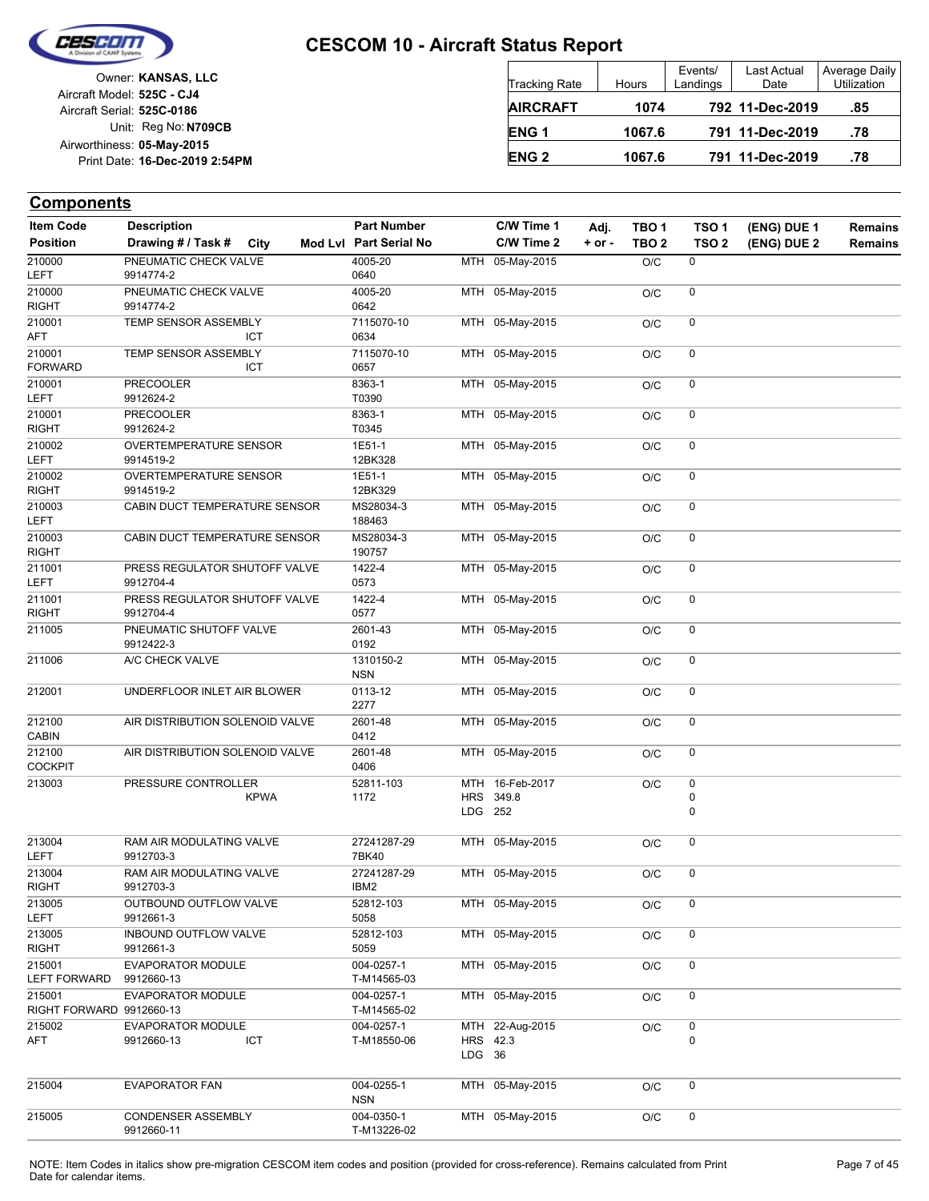# CESCOM 10 - Aircraft Status Report

Owner: **KANSAS, LLC**
Aircraft Model: **525C - CJ4**
Aircraft Serial: **525C-0186**
Unit: Reg No: **N709CB**
Airworthiness: **05-May-2015**
Print Date: **16-Dec-2019 2:54PM**

| Tracking Rate | Hours | Events/ Landings | Last Actual Date | Average Daily Utilization |
|---|---|---|---|---|
| **AIRCRAFT** | **1074** | **792** | **11-Dec-2019** | **.85** |
| **ENG 1** | **1067.6** | **791** | **11-Dec-2019** | **.78** |
| **ENG 2** | **1067.6** | **791** | **11-Dec-2019** | **.78** |

## Components

| Item Code / Position | Description / Drawing # / Task # | City | Mod Lvl | Part Number / Part Serial No | | C/W Time 1 / C/W Time 2 | Adj. + or - | TBO 1 / TBO 2 | TSO 1 / TSO 2 | (ENG) DUE 1 / (ENG) DUE 2 | Remains / Remains |
|---|---|---|---|---|---|---|---|---|---|---|---|
| 210000 LEFT | PNEUMATIC CHECK VALVE 9914774-2 | | | 4005-20 0640 | MTH | 05-May-2015 | | O/C | 0 | | |
| 210000 RIGHT | PNEUMATIC CHECK VALVE 9914774-2 | | | 4005-20 0642 | MTH | 05-May-2015 | | O/C | 0 | | |
| 210001 AFT | TEMP SENSOR ASSEMBLY | ICT | | 7115070-10 0634 | MTH | 05-May-2015 | | O/C | 0 | | |
| 210001 FORWARD | TEMP SENSOR ASSEMBLY | ICT | | 7115070-10 0657 | MTH | 05-May-2015 | | O/C | 0 | | |
| 210001 LEFT | PRECOOLER 9912624-2 | | | 8363-1 T0390 | MTH | 05-May-2015 | | O/C | 0 | | |
| 210001 RIGHT | PRECOOLER 9912624-2 | | | 8363-1 T0345 | MTH | 05-May-2015 | | O/C | 0 | | |
| 210002 LEFT | OVERTEMPERATURE SENSOR 9914519-2 | | | 1E51-1 12BK328 | MTH | 05-May-2015 | | O/C | 0 | | |
| 210002 RIGHT | OVERTEMPERATURE SENSOR 9914519-2 | | | 1E51-1 12BK329 | MTH | 05-May-2015 | | O/C | 0 | | |
| 210003 LEFT | CABIN DUCT TEMPERATURE SENSOR | | | MS28034-3 188463 | MTH | 05-May-2015 | | O/C | 0 | | |
| 210003 RIGHT | CABIN DUCT TEMPERATURE SENSOR | | | MS28034-3 190757 | MTH | 05-May-2015 | | O/C | 0 | | |
| 211001 LEFT | PRESS REGULATOR SHUTOFF VALVE 9912704-4 | | | 1422-4 0573 | MTH | 05-May-2015 | | O/C | 0 | | |
| 211001 RIGHT | PRESS REGULATOR SHUTOFF VALVE 9912704-4 | | | 1422-4 0577 | MTH | 05-May-2015 | | O/C | 0 | | |
| 211005 | PNEUMATIC SHUTOFF VALVE 9912422-3 | | | 2601-43 0192 | MTH | 05-May-2015 | | O/C | 0 | | |
| 211006 | A/C CHECK VALVE | | | 1310150-2 NSN | MTH | 05-May-2015 | | O/C | 0 | | |
| 212001 | UNDERFLOOR INLET AIR BLOWER | | | 0113-12 2277 | MTH | 05-May-2015 | | O/C | 0 | | |
| 212100 CABIN | AIR DISTRIBUTION SOLENOID VALVE | | | 2601-48 0412 | MTH | 05-May-2015 | | O/C | 0 | | |
| 212100 COCKPIT | AIR DISTRIBUTION SOLENOID VALVE | | | 2601-48 0406 | MTH | 05-May-2015 | | O/C | 0 | | |
| 213003 | PRESSURE CONTROLLER | KPWA | | 52811-103 1172 | MTH / HRS / LDG | 16-Feb-2017 / 349.8 / 252 | | O/C | 0 / 0 / 0 | | |
| 213004 LEFT | RAM AIR MODULATING VALVE 9912703-3 | | | 27241287-29 7BK40 | MTH | 05-May-2015 | | O/C | 0 | | |
| 213004 RIGHT | RAM AIR MODULATING VALVE 9912703-3 | | | 27241287-29 IBM2 | MTH | 05-May-2015 | | O/C | 0 | | |
| 213005 LEFT | OUTBOUND OUTFLOW VALVE 9912661-3 | | | 52812-103 5058 | MTH | 05-May-2015 | | O/C | 0 | | |
| 213005 RIGHT | INBOUND OUTFLOW VALVE 9912661-3 | | | 52812-103 5059 | MTH | 05-May-2015 | | O/C | 0 | | |
| 215001 LEFT FORWARD | EVAPORATOR MODULE 9912660-13 | | | 004-0257-1 T-M14565-03 | MTH | 05-May-2015 | | O/C | 0 | | |
| 215001 RIGHT FORWARD | EVAPORATOR MODULE 9912660-13 | | | 004-0257-1 T-M14565-02 | MTH | 05-May-2015 | | O/C | 0 | | |
| 215002 AFT | EVAPORATOR MODULE 9912660-13 | ICT | | 004-0257-1 T-M18550-06 | MTH / HRS / LDG | 22-Aug-2015 / 42.3 / 36 | | O/C | 0 / 0 | | |
| 215004 | EVAPORATOR FAN | | | 004-0255-1 NSN | MTH | 05-May-2015 | | O/C | 0 | | |
| 215005 | CONDENSER ASSEMBLY 9912660-11 | | | 004-0350-1 T-M13226-02 | MTH | 05-May-2015 | | O/C | 0 | | |

NOTE: Item Codes in italics show pre-migration CESCOM item codes and position (provided for cross-reference). Remains calculated from Print Date for calendar items.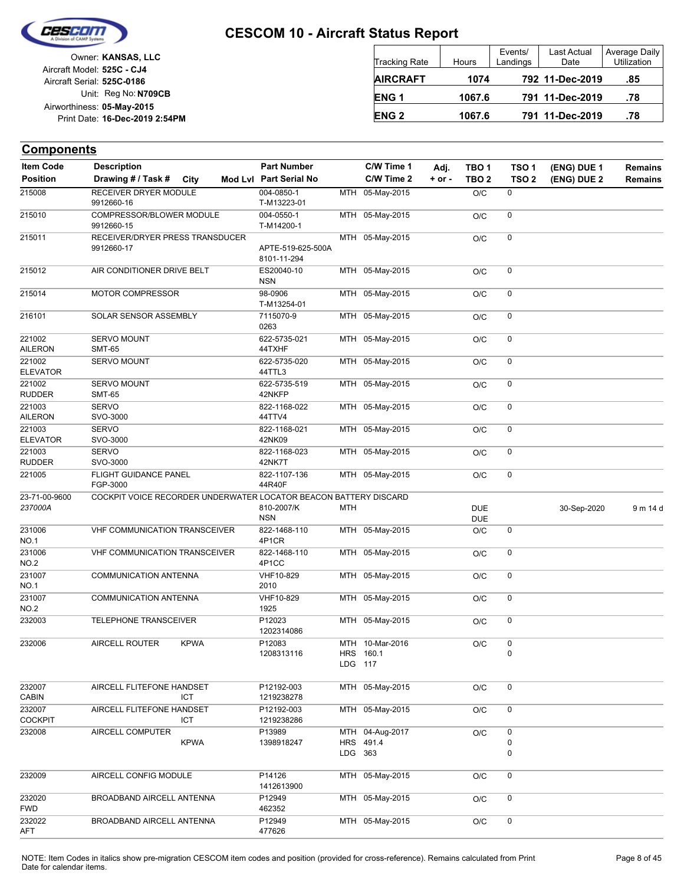# CESCOM 10 - Aircraft Status Report

Owner: **KANSAS, LLC**
Aircraft Model: **525C - CJ4**
Aircraft Serial: **525C-0186**
Unit: Reg No: **N709CB**
Airworthiness: **05-May-2015**
Print Date: **16-Dec-2019 2:54PM**

| Tracking Rate | Hours | Events/ Landings | Last Actual Date | Average Daily Utilization |
|---|---|---|---|---|
| **AIRCRAFT** | **1074** | **792** | **11-Dec-2019** | **.85** |
| **ENG 1** | **1067.6** | **791** | **11-Dec-2019** | **.78** |
| **ENG 2** | **1067.6** | **791** | **11-Dec-2019** | **.78** |

## Components

| Item Code / Position | Description / Drawing # / Task # | City | Mod Lvl | Part Number / Part Serial No | | C/W Time 1 / C/W Time 2 | Adj. + or - | TBO 1 / TBO 2 | TSO 1 / TSO 2 | (ENG) DUE 1 / (ENG) DUE 2 | Remains / Remains |
|---|---|---|---|---|---|---|---|---|---|---|---|
| 215008 | RECEIVER DRYER MODULE 9912660-16 | | | 004-0850-1 T-M13223-01 | MTH | 05-May-2015 | | O/C | 0 | | |
| 215010 | COMPRESSOR/BLOWER MODULE 9912660-15 | | | 004-0550-1 T-M14200-1 | MTH | 05-May-2015 | | O/C | 0 | | |
| 215011 | RECEIVER/DRYER PRESS TRANSDUCER 9912660-17 | | | APTE-519-625-500A 8101-11-294 | MTH | 05-May-2015 | | O/C | 0 | | |
| 215012 | AIR CONDITIONER DRIVE BELT | | | ES20040-10 NSN | MTH | 05-May-2015 | | O/C | 0 | | |
| 215014 | MOTOR COMPRESSOR | | | 98-0906 T-M13254-01 | MTH | 05-May-2015 | | O/C | 0 | | |
| 216101 | SOLAR SENSOR ASSEMBLY | | | 7115070-9 0263 | MTH | 05-May-2015 | | O/C | 0 | | |
| 221002 AILERON | SERVO MOUNT SMT-65 | | | 622-5735-021 44TXHF | MTH | 05-May-2015 | | O/C | 0 | | |
| 221002 ELEVATOR | SERVO MOUNT | | | 622-5735-020 44TTL3 | MTH | 05-May-2015 | | O/C | 0 | | |
| 221002 RUDDER | SERVO MOUNT SMT-65 | | | 622-5735-519 42NKFP | MTH | 05-May-2015 | | O/C | 0 | | |
| 221003 AILERON | SERVO SVO-3000 | | | 822-1168-022 44TTV4 | MTH | 05-May-2015 | | O/C | 0 | | |
| 221003 ELEVATOR | SERVO SVO-3000 | | | 822-1168-021 42NK09 | MTH | 05-May-2015 | | O/C | 0 | | |
| 221003 RUDDER | SERVO SVO-3000 | | | 822-1168-023 42NK7T | MTH | 05-May-2015 | | O/C | 0 | | |
| 221005 | FLIGHT GUIDANCE PANEL FGP-3000 | | | 822-1107-136 44R40F | MTH | 05-May-2015 | | O/C | 0 | | |
| 23-71-00-9600 *237000A* | COCKPIT VOICE RECORDER UNDERWATER LOCATOR BEACON BATTERY DISCARD | | | 810-2007/K NSN | MTH | | | DUE DUE | | 30-Sep-2020 | 9 m 14 d |
| 231006 NO.1 | VHF COMMUNICATION TRANSCEIVER | | | 822-1468-110 4P1CR | MTH | 05-May-2015 | | O/C | 0 | | |
| 231006 NO.2 | VHF COMMUNICATION TRANSCEIVER | | | 822-1468-110 4P1CC | MTH | 05-May-2015 | | O/C | 0 | | |
| 231007 NO.1 | COMMUNICATION ANTENNA | | | VHF10-829 2010 | MTH | 05-May-2015 | | O/C | 0 | | |
| 231007 NO.2 | COMMUNICATION ANTENNA | | | VHF10-829 1925 | MTH | 05-May-2015 | | O/C | 0 | | |
| 232003 | TELEPHONE TRANSCEIVER | | | P12023 1202314086 | MTH | 05-May-2015 | | O/C | 0 | | |
| 232006 | AIRCELL ROUTER | KPWA | | P12083 1208313116 | MTH HRS LDG | 10-Mar-2016 160.1 117 | | O/C | 0 0 | | |
| 232007 CABIN | AIRCELL FLITEFONE HANDSET | ICT | | P12192-003 1219238278 | MTH | 05-May-2015 | | O/C | 0 | | |
| 232007 COCKPIT | AIRCELL FLITEFONE HANDSET | ICT | | P12192-003 1219238286 | MTH | 05-May-2015 | | O/C | 0 | | |
| 232008 | AIRCELL COMPUTER | KPWA | | P13989 1398918247 | MTH HRS LDG | 04-Aug-2017 491.4 363 | | O/C | 0 0 0 | | |
| 232009 | AIRCELL CONFIG MODULE | | | P14126 1412613900 | MTH | 05-May-2015 | | O/C | 0 | | |
| 232020 FWD | BROADBAND AIRCELL ANTENNA | | | P12949 462352 | MTH | 05-May-2015 | | O/C | 0 | | |
| 232022 AFT | BROADBAND AIRCELL ANTENNA | | | P12949 477626 | MTH | 05-May-2015 | | O/C | 0 | | |

NOTE: Item Codes in italics show pre-migration CESCOM item codes and position (provided for cross-reference). Remains calculated from Print Date for calendar items.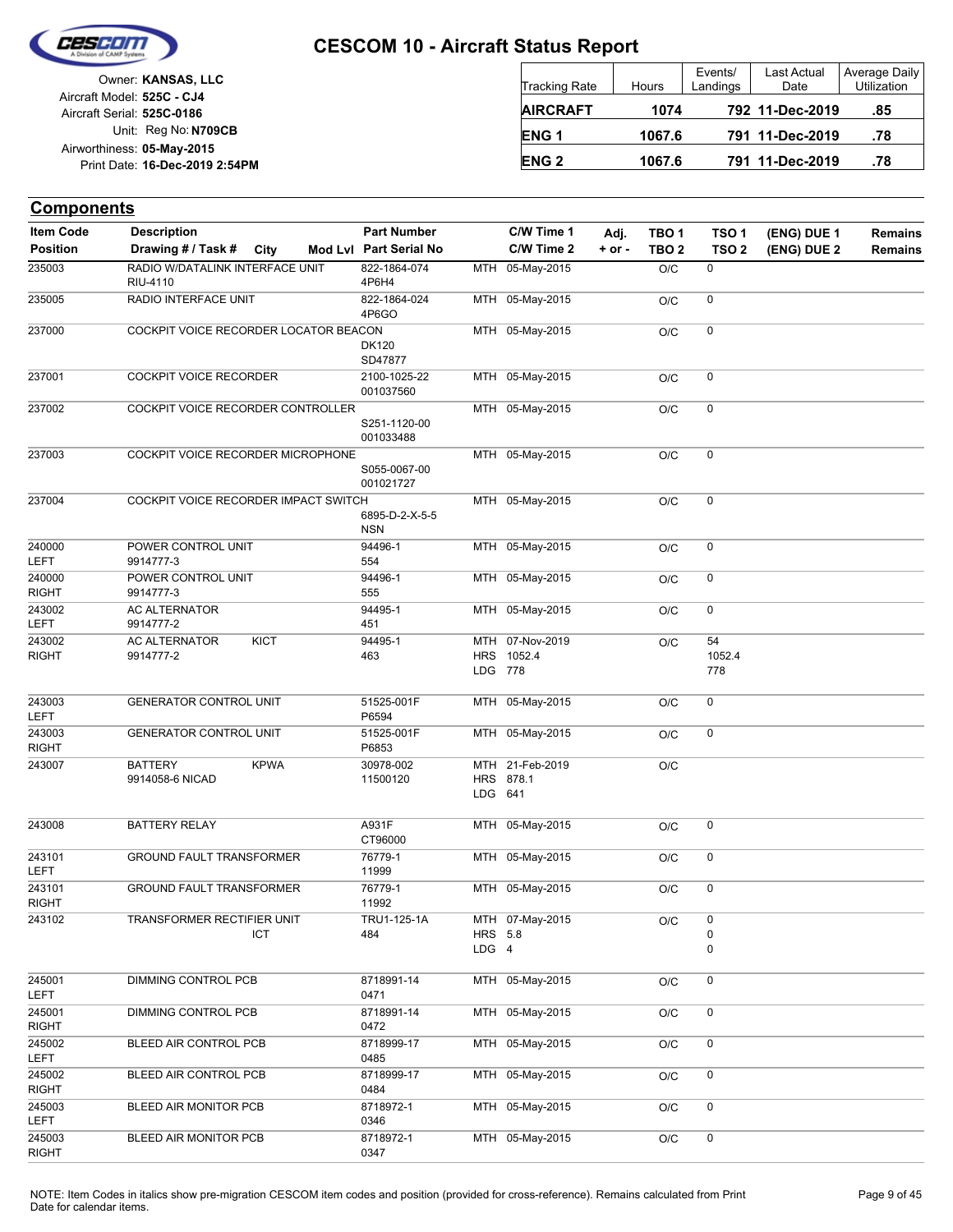# CESCOM 10 - Aircraft Status Report

Owner: **KANSAS, LLC**
Aircraft Model: **525C - CJ4**
Aircraft Serial: **525C-0186**
Unit: Reg No: **N709CB**
Airworthiness: **05-May-2015**
Print Date: **16-Dec-2019 2:54PM**

| Tracking Rate | Hours | Events/ Landings | Last Actual Date | Average Daily Utilization |
|---|---|---|---|---|
| **AIRCRAFT** | **1074** | **792** | **11-Dec-2019** | **.85** |
| **ENG 1** | **1067.6** | **791** | **11-Dec-2019** | **.78** |
| **ENG 2** | **1067.6** | **791** | **11-Dec-2019** | **.78** |

## Components

| Item Code / Position | Description / Drawing # / Task # | City | Mod Lvl | Part Number / Part Serial No | C/W Time 1 / C/W Time 2 | Adj. + or - | TBO 1 / TBO 2 | TSO 1 / TSO 2 | (ENG) DUE 1 / (ENG) DUE 2 | Remains / Remains |
|---|---|---|---|---|---|---|---|---|---|---|
| 235003 | RADIO W/DATALINK INTERFACE UNIT RIU-4110 | | | 822-1864-074 4P6H4 | MTH 05-May-2015 | | O/C | 0 | | |
| 235005 | RADIO INTERFACE UNIT | | | 822-1864-024 4P6GO | MTH 05-May-2015 | | O/C | 0 | | |
| 237000 | COCKPIT VOICE RECORDER LOCATOR BEACON | | | DK120 SD47877 | MTH 05-May-2015 | | O/C | 0 | | |
| 237001 | COCKPIT VOICE RECORDER | | | 2100-1025-22 001037560 | MTH 05-May-2015 | | O/C | 0 | | |
| 237002 | COCKPIT VOICE RECORDER CONTROLLER | | | S251-1120-00 001033488 | MTH 05-May-2015 | | O/C | 0 | | |
| 237003 | COCKPIT VOICE RECORDER MICROPHONE | | | S055-0067-00 001021727 | MTH 05-May-2015 | | O/C | 0 | | |
| 237004 | COCKPIT VOICE RECORDER IMPACT SWITCH | | | 6895-D-2-X-5-5 NSN | MTH 05-May-2015 | | O/C | 0 | | |
| 240000 LEFT | POWER CONTROL UNIT 9914777-3 | | | 94496-1 554 | MTH 05-May-2015 | | O/C | 0 | | |
| 240000 RIGHT | POWER CONTROL UNIT 9914777-3 | | | 94496-1 555 | MTH 05-May-2015 | | O/C | 0 | | |
| 243002 LEFT | AC ALTERNATOR 9914777-2 | | | 94495-1 451 | MTH 05-May-2015 | | O/C | 0 | | |
| 243002 RIGHT | AC ALTERNATOR 9914777-2 | KICT | | 94495-1 463 | MTH 07-Nov-2019 HRS 1052.4 LDG 778 | | O/C | 54 1052.4 778 | | |
| 243003 LEFT | GENERATOR CONTROL UNIT | | | 51525-001F P6594 | MTH 05-May-2015 | | O/C | 0 | | |
| 243003 RIGHT | GENERATOR CONTROL UNIT | | | 51525-001F P6853 | MTH 05-May-2015 | | O/C | 0 | | |
| 243007 | BATTERY 9914058-6 NICAD | KPWA | | 30978-002 11500120 | MTH 21-Feb-2019 HRS 878.1 LDG 641 | | O/C | | | |
| 243008 | BATTERY RELAY | | | A931F CT96000 | MTH 05-May-2015 | | O/C | 0 | | |
| 243101 LEFT | GROUND FAULT TRANSFORMER | | | 76779-1 11999 | MTH 05-May-2015 | | O/C | 0 | | |
| 243101 RIGHT | GROUND FAULT TRANSFORMER | | | 76779-1 11992 | MTH 05-May-2015 | | O/C | 0 | | |
| 243102 | TRANSFORMER RECTIFIER UNIT | ICT | | TRU1-125-1A 484 | MTH 07-May-2015 HRS 5.8 LDG 4 | | O/C | 0 0 0 | | |
| 245001 LEFT | DIMMING CONTROL PCB | | | 8718991-14 0471 | MTH 05-May-2015 | | O/C | 0 | | |
| 245001 RIGHT | DIMMING CONTROL PCB | | | 8718991-14 0472 | MTH 05-May-2015 | | O/C | 0 | | |
| 245002 LEFT | BLEED AIR CONTROL PCB | | | 8718999-17 0485 | MTH 05-May-2015 | | O/C | 0 | | |
| 245002 RIGHT | BLEED AIR CONTROL PCB | | | 8718999-17 0484 | MTH 05-May-2015 | | O/C | 0 | | |
| 245003 LEFT | BLEED AIR MONITOR PCB | | | 8718972-1 0346 | MTH 05-May-2015 | | O/C | 0 | | |
| 245003 RIGHT | BLEED AIR MONITOR PCB | | | 8718972-1 0347 | MTH 05-May-2015 | | O/C | 0 | | |

NOTE: Item Codes in italics show pre-migration CESCOM item codes and position (provided for cross-reference). Remains calculated from Print Date for calendar items.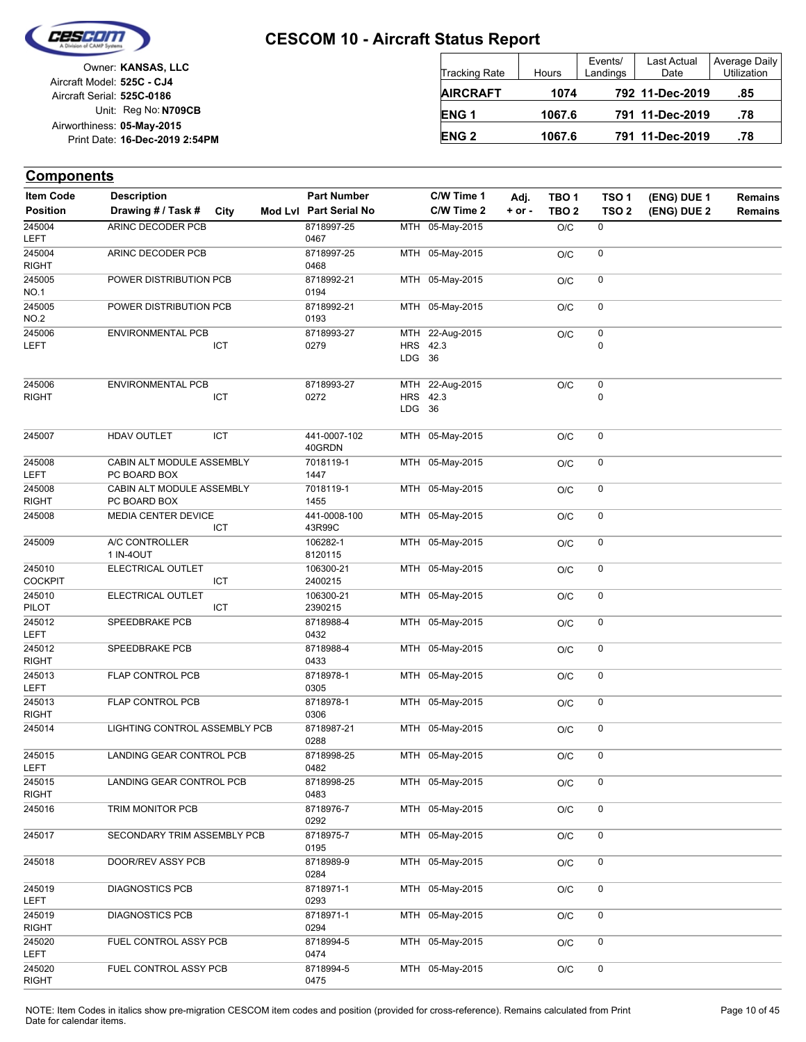# CESCOM 10 - Aircraft Status Report

Owner: **KANSAS, LLC**
Aircraft Model: **525C - CJ4**
Aircraft Serial: **525C-0186**
Unit: Reg No: **N709CB**
Airworthiness: **05-May-2015**
Print Date: **16-Dec-2019 2:54PM**

| Tracking Rate | Hours | Events/ Landings | Last Actual Date | Average Daily Utilization |
|---|---|---|---|---|
| **AIRCRAFT** | **1074** | **792** | **11-Dec-2019** | **.85** |
| **ENG 1** | **1067.6** | **791** | **11-Dec-2019** | **.78** |
| **ENG 2** | **1067.6** | **791** | **11-Dec-2019** | **.78** |

## Components

| Item Code / Position | Description / Drawing # / Task # | City | Mod Lvl | Part Number / Part Serial No | | C/W Time 1 / C/W Time 2 | Adj. + or - | TBO 1 / TBO 2 | TSO 1 / TSO 2 | (ENG) DUE 1 / (ENG) DUE 2 | Remains / Remains |
|---|---|---|---|---|---|---|---|---|---|---|---|
| 245004 LEFT | ARINC DECODER PCB | | | 8718997-25 0467 | MTH | 05-May-2015 | | O/C | 0 | | |
| 245004 RIGHT | ARINC DECODER PCB | | | 8718997-25 0468 | MTH | 05-May-2015 | | O/C | 0 | | |
| 245005 NO.1 | POWER DISTRIBUTION PCB | | | 8718992-21 0194 | MTH | 05-May-2015 | | O/C | 0 | | |
| 245005 NO.2 | POWER DISTRIBUTION PCB | | | 8718992-21 0193 | MTH | 05-May-2015 | | O/C | 0 | | |
| 245006 LEFT | ENVIRONMENTAL PCB | ICT | | 8718993-27 0279 | MTH HRS LDG | 22-Aug-2015 42.3 36 | | O/C | 0 0 | | |
| 245006 RIGHT | ENVIRONMENTAL PCB | ICT | | 8718993-27 0272 | MTH HRS LDG | 22-Aug-2015 42.3 36 | | O/C | 0 0 | | |
| 245007 | HDAV OUTLET | ICT | | 441-0007-102 40GRDN | MTH | 05-May-2015 | | O/C | 0 | | |
| 245008 LEFT | CABIN ALT MODULE ASSEMBLY PC BOARD BOX | | | 7018119-1 1447 | MTH | 05-May-2015 | | O/C | 0 | | |
| 245008 RIGHT | CABIN ALT MODULE ASSEMBLY PC BOARD BOX | | | 7018119-1 1455 | MTH | 05-May-2015 | | O/C | 0 | | |
| 245008 | MEDIA CENTER DEVICE | ICT | | 441-0008-100 43R99C | MTH | 05-May-2015 | | O/C | 0 | | |
| 245009 | A/C CONTROLLER 1 IN-4OUT | | | 106282-1 8120115 | MTH | 05-May-2015 | | O/C | 0 | | |
| 245010 COCKPIT | ELECTRICAL OUTLET | ICT | | 106300-21 2400215 | MTH | 05-May-2015 | | O/C | 0 | | |
| 245010 PILOT | ELECTRICAL OUTLET | ICT | | 106300-21 2390215 | MTH | 05-May-2015 | | O/C | 0 | | |
| 245012 LEFT | SPEEDBRAKE PCB | | | 8718988-4 0432 | MTH | 05-May-2015 | | O/C | 0 | | |
| 245012 RIGHT | SPEEDBRAKE PCB | | | 8718988-4 0433 | MTH | 05-May-2015 | | O/C | 0 | | |
| 245013 LEFT | FLAP CONTROL PCB | | | 8718978-1 0305 | MTH | 05-May-2015 | | O/C | 0 | | |
| 245013 RIGHT | FLAP CONTROL PCB | | | 8718978-1 0306 | MTH | 05-May-2015 | | O/C | 0 | | |
| 245014 | LIGHTING CONTROL ASSEMBLY PCB | | | 8718987-21 0288 | MTH | 05-May-2015 | | O/C | 0 | | |
| 245015 LEFT | LANDING GEAR CONTROL PCB | | | 8718998-25 0482 | MTH | 05-May-2015 | | O/C | 0 | | |
| 245015 RIGHT | LANDING GEAR CONTROL PCB | | | 8718998-25 0483 | MTH | 05-May-2015 | | O/C | 0 | | |
| 245016 | TRIM MONITOR PCB | | | 8718976-7 0292 | MTH | 05-May-2015 | | O/C | 0 | | |
| 245017 | SECONDARY TRIM ASSEMBLY PCB | | | 8718975-7 0195 | MTH | 05-May-2015 | | O/C | 0 | | |
| 245018 | DOOR/REV ASSY PCB | | | 8718989-9 0284 | MTH | 05-May-2015 | | O/C | 0 | | |
| 245019 LEFT | DIAGNOSTICS PCB | | | 8718971-1 0293 | MTH | 05-May-2015 | | O/C | 0 | | |
| 245019 RIGHT | DIAGNOSTICS PCB | | | 8718971-1 0294 | MTH | 05-May-2015 | | O/C | 0 | | |
| 245020 LEFT | FUEL CONTROL ASSY PCB | | | 8718994-5 0474 | MTH | 05-May-2015 | | O/C | 0 | | |
| 245020 RIGHT | FUEL CONTROL ASSY PCB | | | 8718994-5 0475 | MTH | 05-May-2015 | | O/C | 0 | | |

NOTE: Item Codes in italics show pre-migration CESCOM item codes and position (provided for cross-reference). Remains calculated from Print Date for calendar items.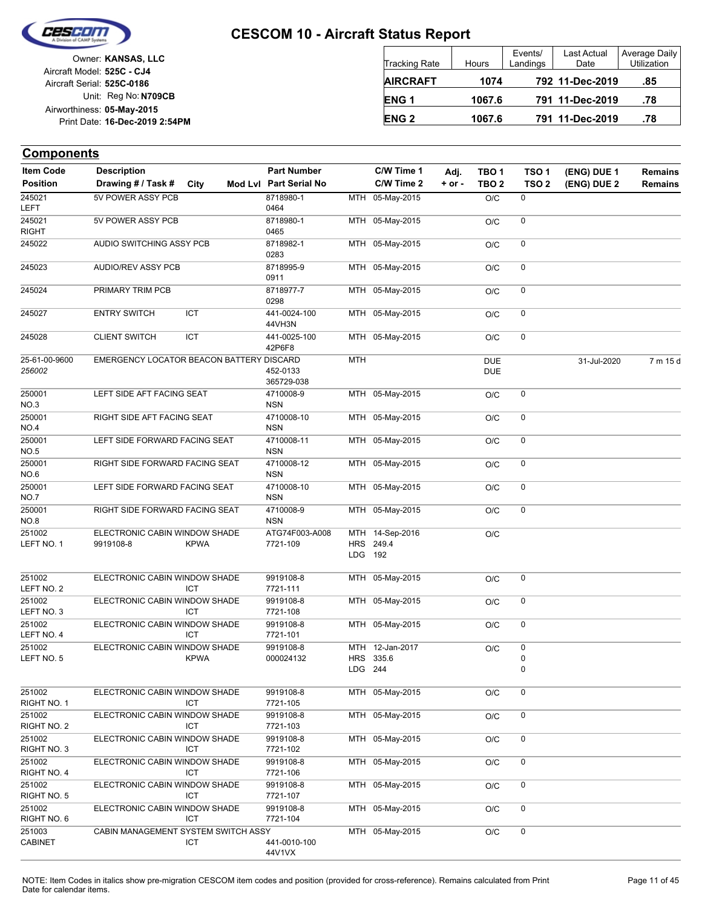# CESCOM 10 - Aircraft Status Report

Owner: **KANSAS, LLC**
Aircraft Model: **525C - CJ4**
Aircraft Serial: **525C-0186**
Unit: Reg No: **N709CB**
Airworthiness: **05-May-2015**
Print Date: **16-Dec-2019 2:54PM**

| Tracking Rate | Hours | Events/ Landings | Last Actual Date | Average Daily Utilization |
|---|---|---|---|---|
| **AIRCRAFT** | **1074** | **792** | **11-Dec-2019** | **.85** |
| **ENG 1** | **1067.6** | **791** | **11-Dec-2019** | **.78** |
| **ENG 2** | **1067.6** | **791** | **11-Dec-2019** | **.78** |

## Components

| Item Code / Position | Description / Drawing # / Task # | City | Mod Lvl | Part Number / Part Serial No | | C/W Time 1 / C/W Time 2 | Adj. + or - | TBO 1 / TBO 2 | TSO 1 / TSO 2 | (ENG) DUE 1 / (ENG) DUE 2 | Remains / Remains |
|---|---|---|---|---|---|---|---|---|---|---|---|
| 245021 LEFT | 5V POWER ASSY PCB | | | 8718980-1 0464 | MTH | 05-May-2015 | | O/C | 0 | | |
| 245021 RIGHT | 5V POWER ASSY PCB | | | 8718980-1 0465 | MTH | 05-May-2015 | | O/C | 0 | | |
| 245022 | AUDIO SWITCHING ASSY PCB | | | 8718982-1 0283 | MTH | 05-May-2015 | | O/C | 0 | | |
| 245023 | AUDIO/REV ASSY PCB | | | 8718995-9 0911 | MTH | 05-May-2015 | | O/C | 0 | | |
| 245024 | PRIMARY TRIM PCB | | | 8718977-7 0298 | MTH | 05-May-2015 | | O/C | 0 | | |
| 245027 | ENTRY SWITCH | ICT | | 441-0024-100 44VH3N | MTH | 05-May-2015 | | O/C | 0 | | |
| 245028 | CLIENT SWITCH | ICT | | 441-0025-100 42P6F8 | MTH | 05-May-2015 | | O/C | 0 | | |
| 25-61-00-9600 *256002* | EMERGENCY LOCATOR BEACON BATTERY DISCARD | | | 452-0133 365729-038 | MTH | | | DUE DUE | | 31-Jul-2020 | 7 m 15 d |
| 250001 NO.3 | LEFT SIDE AFT FACING SEAT | | | 4710008-9 NSN | MTH | 05-May-2015 | | O/C | 0 | | |
| 250001 NO.4 | RIGHT SIDE AFT FACING SEAT | | | 4710008-10 NSN | MTH | 05-May-2015 | | O/C | 0 | | |
| 250001 NO.5 | LEFT SIDE FORWARD FACING SEAT | | | 4710008-11 NSN | MTH | 05-May-2015 | | O/C | 0 | | |
| 250001 NO.6 | RIGHT SIDE FORWARD FACING SEAT | | | 4710008-12 NSN | MTH | 05-May-2015 | | O/C | 0 | | |
| 250001 NO.7 | LEFT SIDE FORWARD FACING SEAT | | | 4710008-10 NSN | MTH | 05-May-2015 | | O/C | 0 | | |
| 250001 NO.8 | RIGHT SIDE FORWARD FACING SEAT | | | 4710008-9 NSN | MTH | 05-May-2015 | | O/C | 0 | | |
| 251002 LEFT NO. 1 | ELECTRONIC CABIN WINDOW SHADE 9919108-8 | KPWA | | ATG74F003-A008 7721-109 | MTH HRS LDG | 14-Sep-2016 249.4 192 | | O/C | | | |
| 251002 LEFT NO. 2 | ELECTRONIC CABIN WINDOW SHADE | ICT | | 9919108-8 7721-111 | MTH | 05-May-2015 | | O/C | 0 | | |
| 251002 LEFT NO. 3 | ELECTRONIC CABIN WINDOW SHADE | ICT | | 9919108-8 7721-108 | MTH | 05-May-2015 | | O/C | 0 | | |
| 251002 LEFT NO. 4 | ELECTRONIC CABIN WINDOW SHADE | ICT | | 9919108-8 7721-101 | MTH | 05-May-2015 | | O/C | 0 | | |
| 251002 LEFT NO. 5 | ELECTRONIC CABIN WINDOW SHADE | KPWA | | 9919108-8 000024132 | MTH HRS LDG | 12-Jan-2017 335.6 244 | | O/C | 0 0 0 | | |
| 251002 RIGHT NO. 1 | ELECTRONIC CABIN WINDOW SHADE | ICT | | 9919108-8 7721-105 | MTH | 05-May-2015 | | O/C | 0 | | |
| 251002 RIGHT NO. 2 | ELECTRONIC CABIN WINDOW SHADE | ICT | | 9919108-8 7721-103 | MTH | 05-May-2015 | | O/C | 0 | | |
| 251002 RIGHT NO. 3 | ELECTRONIC CABIN WINDOW SHADE | ICT | | 9919108-8 7721-102 | MTH | 05-May-2015 | | O/C | 0 | | |
| 251002 RIGHT NO. 4 | ELECTRONIC CABIN WINDOW SHADE | ICT | | 9919108-8 7721-106 | MTH | 05-May-2015 | | O/C | 0 | | |
| 251002 RIGHT NO. 5 | ELECTRONIC CABIN WINDOW SHADE | ICT | | 9919108-8 7721-107 | MTH | 05-May-2015 | | O/C | 0 | | |
| 251002 RIGHT NO. 6 | ELECTRONIC CABIN WINDOW SHADE | ICT | | 9919108-8 7721-104 | MTH | 05-May-2015 | | O/C | 0 | | |
| 251003 CABINET | CABIN MANAGEMENT SYSTEM SWITCH ASSY | ICT | | 441-0010-100 44V1VX | MTH | 05-May-2015 | | O/C | 0 | | |

NOTE: Item Codes in italics show pre-migration CESCOM item codes and position (provided for cross-reference). Remains calculated from Print Date for calendar items.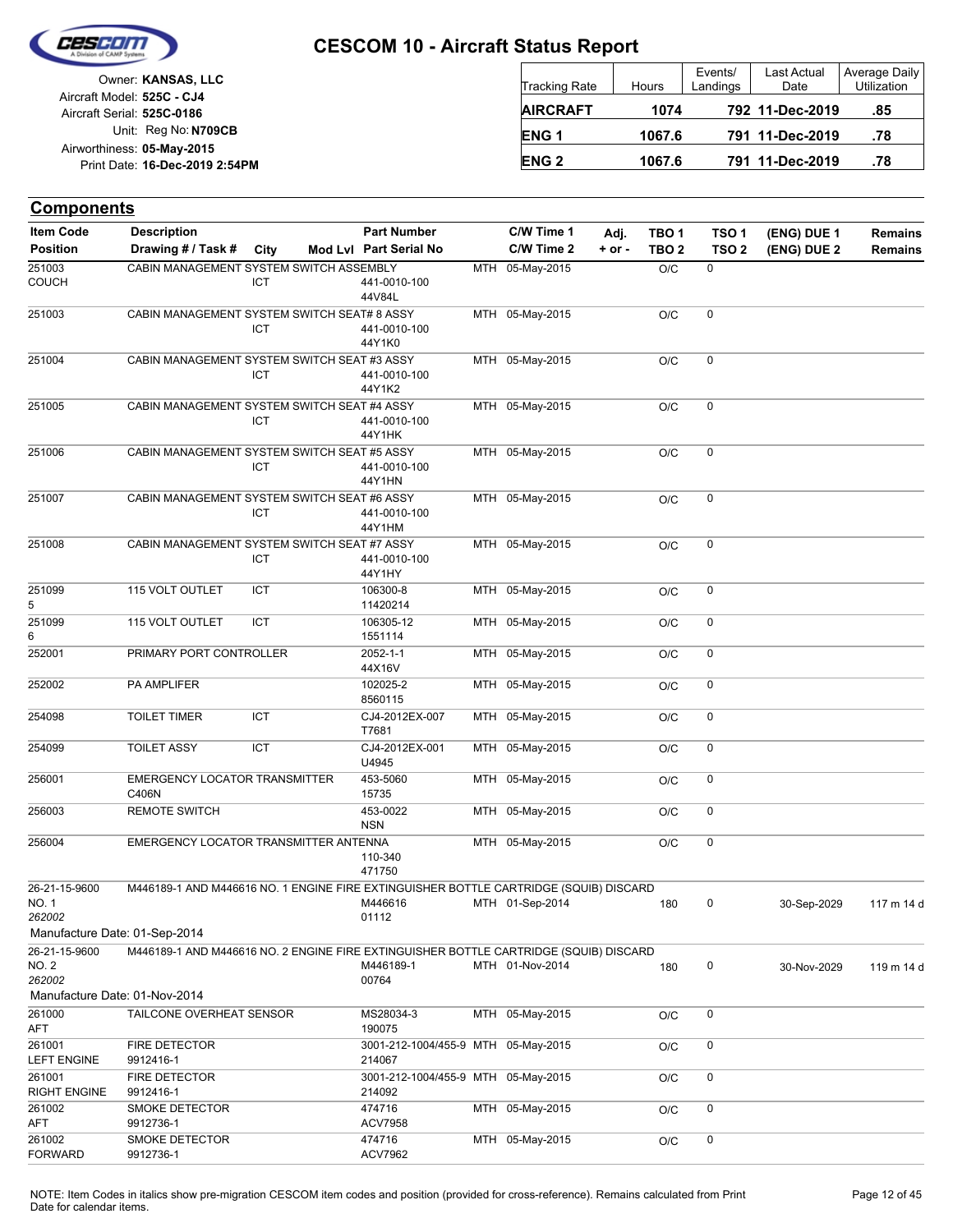# CESCOM 10 - Aircraft Status Report

Owner: **KANSAS, LLC**
Aircraft Model: **525C - CJ4**
Aircraft Serial: **525C-0186**
Unit: Reg No: **N709CB**
Airworthiness: **05-May-2015**
Print Date: **16-Dec-2019 2:54PM**

| Tracking Rate | Hours | Events/ Landings | Last Actual Date | Average Daily Utilization |
|---|---|---|---|---|
| **AIRCRAFT** | **1074** | **792** | **11-Dec-2019** | **.85** |
| **ENG 1** | **1067.6** | **791** | **11-Dec-2019** | **.78** |
| **ENG 2** | **1067.6** | **791** | **11-Dec-2019** | **.78** |

## Components

| Item Code / Position | Description / Drawing # / Task # | City | Mod Lvl | Part Number / Part Serial No | | C/W Time 1 / C/W Time 2 | Adj. + or - | TBO 1 / TBO 2 | TSO 1 / TSO 2 | (ENG) DUE 1 / (ENG) DUE 2 | Remains / Remains |
|---|---|---|---|---|---|---|---|---|---|---|---|
| 251003 COUCH | CABIN MANAGEMENT SYSTEM SWITCH ASSEMBLY | ICT | | 441-0010-100 44V84L | MTH | 05-May-2015 | | O/C | 0 | | |
| 251003 | CABIN MANAGEMENT SYSTEM SWITCH SEAT# 8 ASSY | ICT | | 441-0010-100 44Y1K0 | MTH | 05-May-2015 | | O/C | 0 | | |
| 251004 | CABIN MANAGEMENT SYSTEM SWITCH SEAT #3 ASSY | ICT | | 441-0010-100 44Y1K2 | MTH | 05-May-2015 | | O/C | 0 | | |
| 251005 | CABIN MANAGEMENT SYSTEM SWITCH SEAT #4 ASSY | ICT | | 441-0010-100 44Y1HK | MTH | 05-May-2015 | | O/C | 0 | | |
| 251006 | CABIN MANAGEMENT SYSTEM SWITCH SEAT #5 ASSY | ICT | | 441-0010-100 44Y1HN | MTH | 05-May-2015 | | O/C | 0 | | |
| 251007 | CABIN MANAGEMENT SYSTEM SWITCH SEAT #6 ASSY | ICT | | 441-0010-100 44Y1HM | MTH | 05-May-2015 | | O/C | 0 | | |
| 251008 | CABIN MANAGEMENT SYSTEM SWITCH SEAT #7 ASSY | ICT | | 441-0010-100 44Y1HY | MTH | 05-May-2015 | | O/C | 0 | | |
| 251099 5 | 115 VOLT OUTLET | ICT | | 106300-8 11420214 | MTH | 05-May-2015 | | O/C | 0 | | |
| 251099 6 | 115 VOLT OUTLET | ICT | | 106305-12 1551114 | MTH | 05-May-2015 | | O/C | 0 | | |
| 252001 | PRIMARY PORT CONTROLLER | | | 2052-1-1 44X16V | MTH | 05-May-2015 | | O/C | 0 | | |
| 252002 | PA AMPLIFER | | | 102025-2 8560115 | MTH | 05-May-2015 | | O/C | 0 | | |
| 254098 | TOILET TIMER | ICT | | CJ4-2012EX-007 T7681 | MTH | 05-May-2015 | | O/C | 0 | | |
| 254099 | TOILET ASSY | ICT | | CJ4-2012EX-001 U4945 | MTH | 05-May-2015 | | O/C | 0 | | |
| 256001 | EMERGENCY LOCATOR TRANSMITTER C406N | | | 453-5060 15735 | MTH | 05-May-2015 | | O/C | 0 | | |
| 256003 | REMOTE SWITCH | | | 453-0022 NSN | MTH | 05-May-2015 | | O/C | 0 | | |
| 256004 | EMERGENCY LOCATOR TRANSMITTER ANTENNA | | | 110-340 471750 | MTH | 05-May-2015 | | O/C | 0 | | |
| 26-21-15-9600 NO. 1 *262002* | M446189-1 AND M446616 NO. 1 ENGINE FIRE EXTINGUISHER BOTTLE CARTRIDGE (SQUIB) DISCARD | | | M446616 01112 | MTH | 01-Sep-2014 | | 180 | 0 | 30-Sep-2029 | 117 m 14 d |
| Manufacture Date: 01-Sep-2014 | | | | | | | | | | | |
| 26-21-15-9600 NO. 2 *262002* | M446189-1 AND M446616 NO. 2 ENGINE FIRE EXTINGUISHER BOTTLE CARTRIDGE (SQUIB) DISCARD | | | M446189-1 00764 | MTH | 01-Nov-2014 | | 180 | 0 | 30-Nov-2029 | 119 m 14 d |
| Manufacture Date: 01-Nov-2014 | | | | | | | | | | | |
| 261000 AFT | TAILCONE OVERHEAT SENSOR | | | MS28034-3 190075 | MTH | 05-May-2015 | | O/C | 0 | | |
| 261001 LEFT ENGINE | FIRE DETECTOR 9912416-1 | | | 3001-212-1004/455-9 214067 | MTH | 05-May-2015 | | O/C | 0 | | |
| 261001 RIGHT ENGINE | FIRE DETECTOR 9912416-1 | | | 3001-212-1004/455-9 214092 | MTH | 05-May-2015 | | O/C | 0 | | |
| 261002 AFT | SMOKE DETECTOR 9912736-1 | | | 474716 ACV7958 | MTH | 05-May-2015 | | O/C | 0 | | |
| 261002 FORWARD | SMOKE DETECTOR 9912736-1 | | | 474716 ACV7962 | MTH | 05-May-2015 | | O/C | 0 | | |

NOTE: Item Codes in italics show pre-migration CESCOM item codes and position (provided for cross-reference). Remains calculated from Print Date for calendar items.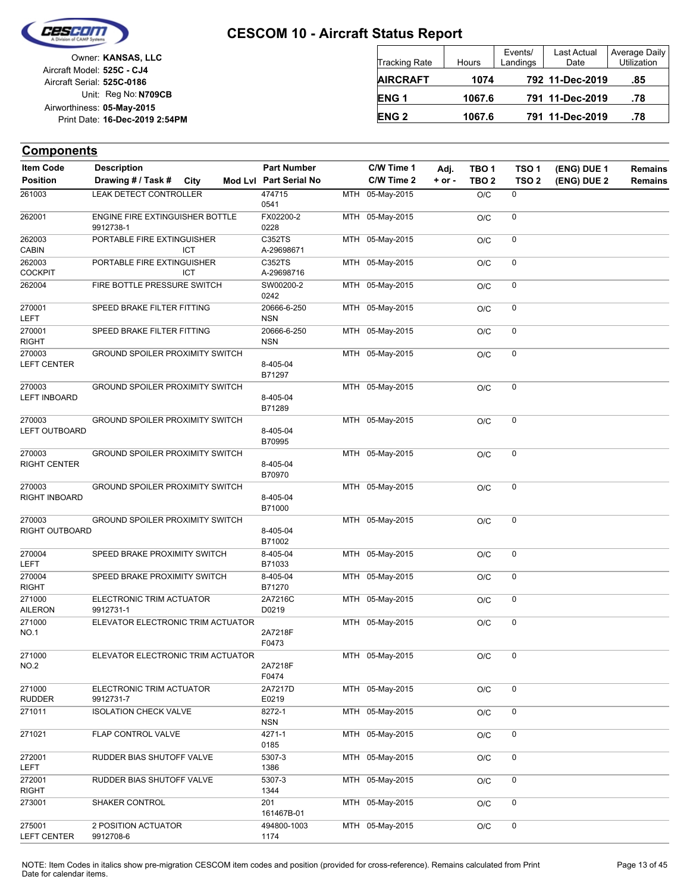# CESCOM 10 - Aircraft Status Report

Owner: **KANSAS, LLC**
Aircraft Model: **525C - CJ4**
Aircraft Serial: **525C-0186**
Unit: Reg No: **N709CB**
Airworthiness: **05-May-2015**
Print Date: **16-Dec-2019 2:54PM**

| Tracking Rate | Hours | Events/ Landings | Last Actual Date | Average Daily Utilization |
|---|---|---|---|---|
| **AIRCRAFT** | **1074** | **792** | **11-Dec-2019** | **.85** |
| **ENG 1** | **1067.6** | **791** | **11-Dec-2019** | **.78** |
| **ENG 2** | **1067.6** | **791** | **11-Dec-2019** | **.78** |

## Components

| Item Code / Position | Description / Drawing # / Task # | City | Mod Lvl | Part Number / Part Serial No | | C/W Time 1 / C/W Time 2 | Adj. + or - | TBO 1 / TBO 2 | TSO 1 / TSO 2 | (ENG) DUE 1 / (ENG) DUE 2 | Remains / Remains |
|---|---|---|---|---|---|---|---|---|---|---|---|
| 261003 | LEAK DETECT CONTROLLER | | | 474715 / 0541 | MTH | 05-May-2015 | | O/C | 0 | | |
| 262001 | ENGINE FIRE EXTINGUISHER BOTTLE / 9912738-1 | | | FX02200-2 / 0228 | MTH | 05-May-2015 | | O/C | 0 | | |
| 262003 / CABIN | PORTABLE FIRE EXTINGUISHER | ICT | | C352TS / A-29698671 | MTH | 05-May-2015 | | O/C | 0 | | |
| 262003 / COCKPIT | PORTABLE FIRE EXTINGUISHER | ICT | | C352TS / A-29698716 | MTH | 05-May-2015 | | O/C | 0 | | |
| 262004 | FIRE BOTTLE PRESSURE SWITCH | | | SW00200-2 / 0242 | MTH | 05-May-2015 | | O/C | 0 | | |
| 270001 / LEFT | SPEED BRAKE FILTER FITTING | | | 20666-6-250 / NSN | MTH | 05-May-2015 | | O/C | 0 | | |
| 270001 / RIGHT | SPEED BRAKE FILTER FITTING | | | 20666-6-250 / NSN | MTH | 05-May-2015 | | O/C | 0 | | |
| 270003 / LEFT CENTER | GROUND SPOILER PROXIMITY SWITCH | | | 8-405-04 / B71297 | MTH | 05-May-2015 | | O/C | 0 | | |
| 270003 / LEFT INBOARD | GROUND SPOILER PROXIMITY SWITCH | | | 8-405-04 / B71289 | MTH | 05-May-2015 | | O/C | 0 | | |
| 270003 / LEFT OUTBOARD | GROUND SPOILER PROXIMITY SWITCH | | | 8-405-04 / B70995 | MTH | 05-May-2015 | | O/C | 0 | | |
| 270003 / RIGHT CENTER | GROUND SPOILER PROXIMITY SWITCH | | | 8-405-04 / B70970 | MTH | 05-May-2015 | | O/C | 0 | | |
| 270003 / RIGHT INBOARD | GROUND SPOILER PROXIMITY SWITCH | | | 8-405-04 / B71000 | MTH | 05-May-2015 | | O/C | 0 | | |
| 270003 / RIGHT OUTBOARD | GROUND SPOILER PROXIMITY SWITCH | | | 8-405-04 / B71002 | MTH | 05-May-2015 | | O/C | 0 | | |
| 270004 / LEFT | SPEED BRAKE PROXIMITY SWITCH | | | 8-405-04 / B71033 | MTH | 05-May-2015 | | O/C | 0 | | |
| 270004 / RIGHT | SPEED BRAKE PROXIMITY SWITCH | | | 8-405-04 / B71270 | MTH | 05-May-2015 | | O/C | 0 | | |
| 271000 / AILERON | ELECTRONIC TRIM ACTUATOR / 9912731-1 | | | 2A7216C / D0219 | MTH | 05-May-2015 | | O/C | 0 | | |
| 271000 / NO.1 | ELEVATOR ELECTRONIC TRIM ACTUATOR | | | 2A7218F / F0473 | MTH | 05-May-2015 | | O/C | 0 | | |
| 271000 / NO.2 | ELEVATOR ELECTRONIC TRIM ACTUATOR | | | 2A7218F / F0474 | MTH | 05-May-2015 | | O/C | 0 | | |
| 271000 / RUDDER | ELECTRONIC TRIM ACTUATOR / 9912731-7 | | | 2A7217D / E0219 | MTH | 05-May-2015 | | O/C | 0 | | |
| 271011 | ISOLATION CHECK VALVE | | | 8272-1 / NSN | MTH | 05-May-2015 | | O/C | 0 | | |
| 271021 | FLAP CONTROL VALVE | | | 4271-1 / 0185 | MTH | 05-May-2015 | | O/C | 0 | | |
| 272001 / LEFT | RUDDER BIAS SHUTOFF VALVE | | | 5307-3 / 1386 | MTH | 05-May-2015 | | O/C | 0 | | |
| 272001 / RIGHT | RUDDER BIAS SHUTOFF VALVE | | | 5307-3 / 1344 | MTH | 05-May-2015 | | O/C | 0 | | |
| 273001 | SHAKER CONTROL | | | 201 / 161467B-01 | MTH | 05-May-2015 | | O/C | 0 | | |
| 275001 / LEFT CENTER | 2 POSITION ACTUATOR / 9912708-6 | | | 494800-1003 / 1174 | MTH | 05-May-2015 | | O/C | 0 | | |

NOTE: Item Codes in italics show pre-migration CESCOM item codes and position (provided for cross-reference). Remains calculated from Print Date for calendar items.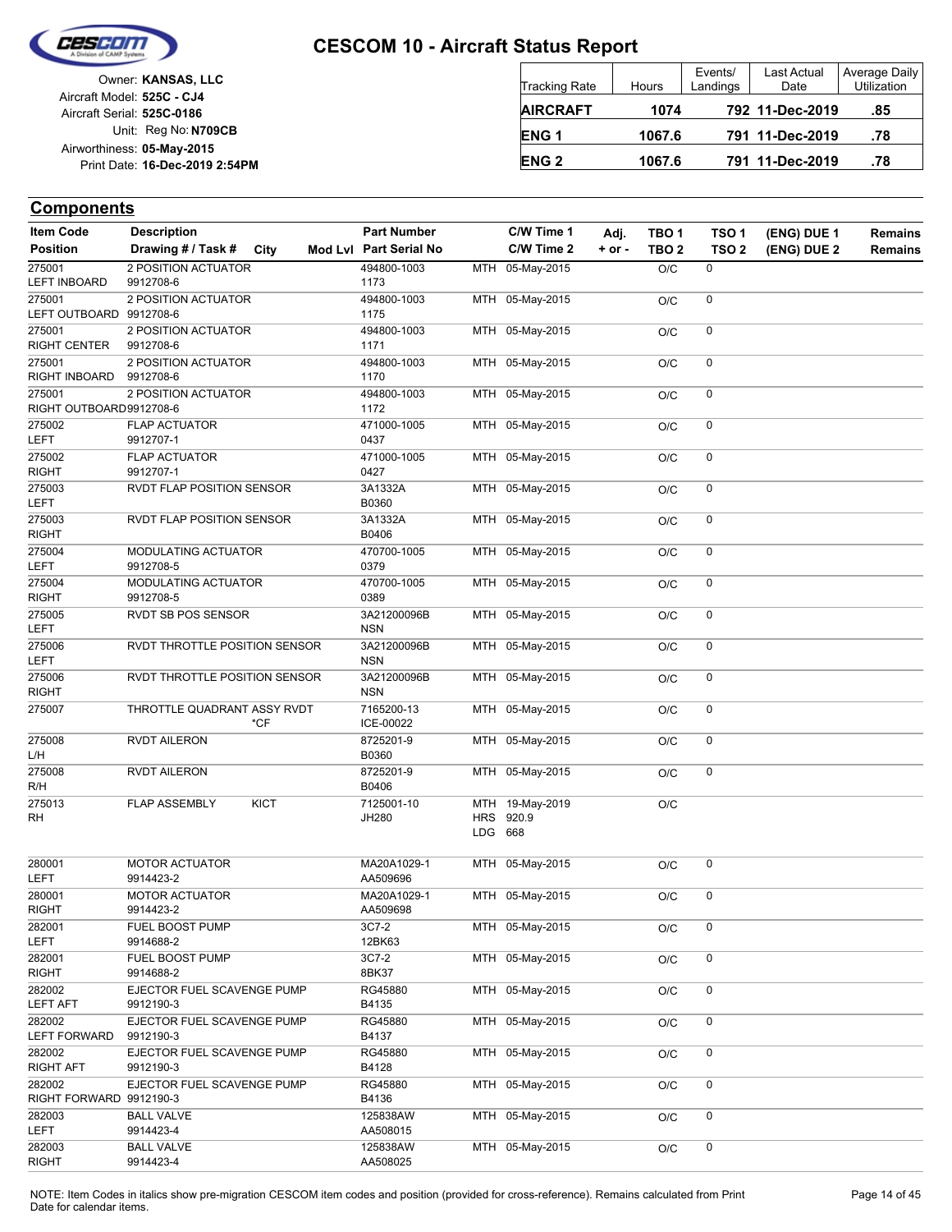# CESCOM 10 - Aircraft Status Report

Owner: **KANSAS, LLC**
Aircraft Model: **525C - CJ4**
Aircraft Serial: **525C-0186**
Unit: Reg No: **N709CB**
Airworthiness: **05-May-2015**
Print Date: **16-Dec-2019 2:54PM**

| Tracking Rate | Hours | Events/ Landings | Last Actual Date | Average Daily Utilization |
|---|---|---|---|---|
| **AIRCRAFT** | **1074** | **792** | **11-Dec-2019** | **.85** |
| **ENG 1** | **1067.6** | **791** | **11-Dec-2019** | **.78** |
| **ENG 2** | **1067.6** | **791** | **11-Dec-2019** | **.78** |

## Components

| Item Code / Position | Description / Drawing # / Task # | City | Mod Lvl | Part Number / Part Serial No | | C/W Time 1 / C/W Time 2 | Adj. + or - | TBO 1 / TBO 2 | TSO 1 / TSO 2 | (ENG) DUE 1 / (ENG) DUE 2 | Remains / Remains |
|---|---|---|---|---|---|---|---|---|---|---|---|
| 275001<br>LEFT INBOARD | 2 POSITION ACTUATOR<br>9912708-6 | | | 494800-1003<br>1173 | MTH | 05-May-2015 | | O/C | 0 | | |
| 275001<br>LEFT OUTBOARD | 2 POSITION ACTUATOR<br>9912708-6 | | | 494800-1003<br>1175 | MTH | 05-May-2015 | | O/C | 0 | | |
| 275001<br>RIGHT CENTER | 2 POSITION ACTUATOR<br>9912708-6 | | | 494800-1003<br>1171 | MTH | 05-May-2015 | | O/C | 0 | | |
| 275001<br>RIGHT INBOARD | 2 POSITION ACTUATOR<br>9912708-6 | | | 494800-1003<br>1170 | MTH | 05-May-2015 | | O/C | 0 | | |
| 275001<br>RIGHT OUTBOARD | 2 POSITION ACTUATOR<br>9912708-6 | | | 494800-1003<br>1172 | MTH | 05-May-2015 | | O/C | 0 | | |
| 275002<br>LEFT | FLAP ACTUATOR<br>9912707-1 | | | 471000-1005<br>0437 | MTH | 05-May-2015 | | O/C | 0 | | |
| 275002<br>RIGHT | FLAP ACTUATOR<br>9912707-1 | | | 471000-1005<br>0427 | MTH | 05-May-2015 | | O/C | 0 | | |
| 275003<br>LEFT | RVDT FLAP POSITION SENSOR | | | 3A1332A<br>B0360 | MTH | 05-May-2015 | | O/C | 0 | | |
| 275003<br>RIGHT | RVDT FLAP POSITION SENSOR | | | 3A1332A<br>B0406 | MTH | 05-May-2015 | | O/C | 0 | | |
| 275004<br>LEFT | MODULATING ACTUATOR<br>9912708-5 | | | 470700-1005<br>0379 | MTH | 05-May-2015 | | O/C | 0 | | |
| 275004<br>RIGHT | MODULATING ACTUATOR<br>9912708-5 | | | 470700-1005<br>0389 | MTH | 05-May-2015 | | O/C | 0 | | |
| 275005<br>LEFT | RVDT SB POS SENSOR | | | 3A21200096B<br>NSN | MTH | 05-May-2015 | | O/C | 0 | | |
| 275006<br>LEFT | RVDT THROTTLE POSITION SENSOR | | | 3A21200096B<br>NSN | MTH | 05-May-2015 | | O/C | 0 | | |
| 275006<br>RIGHT | RVDT THROTTLE POSITION SENSOR | | | 3A21200096B<br>NSN | MTH | 05-May-2015 | | O/C | 0 | | |
| 275007 | THROTTLE QUADRANT ASSY RVDT<br>*CF | | | 7165200-13<br>ICE-00022 | MTH | 05-May-2015 | | O/C | 0 | | |
| 275008<br>L/H | RVDT AILERON | | | 8725201-9<br>B0360 | MTH | 05-May-2015 | | O/C | 0 | | |
| 275008<br>R/H | RVDT AILERON | | | 8725201-9<br>B0406 | MTH | 05-May-2015 | | O/C | 0 | | |
| 275013<br>RH | FLAP ASSEMBLY | KICT | | 7125001-10<br>JH280 | MTH<br>HRS<br>LDG | 19-May-2019<br>920.9<br>668 | | O/C | | | |
| 280001<br>LEFT | MOTOR ACTUATOR<br>9914423-2 | | | MA20A1029-1<br>AA509696 | MTH | 05-May-2015 | | O/C | 0 | | |
| 280001<br>RIGHT | MOTOR ACTUATOR<br>9914423-2 | | | MA20A1029-1<br>AA509698 | MTH | 05-May-2015 | | O/C | 0 | | |
| 282001<br>LEFT | FUEL BOOST PUMP<br>9914688-2 | | | 3C7-2<br>12BK63 | MTH | 05-May-2015 | | O/C | 0 | | |
| 282001<br>RIGHT | FUEL BOOST PUMP<br>9914688-2 | | | 3C7-2<br>8BK37 | MTH | 05-May-2015 | | O/C | 0 | | |
| 282002<br>LEFT AFT | EJECTOR FUEL SCAVENGE PUMP<br>9912190-3 | | | RG45880<br>B4135 | MTH | 05-May-2015 | | O/C | 0 | | |
| 282002<br>LEFT FORWARD | EJECTOR FUEL SCAVENGE PUMP<br>9912190-3 | | | RG45880<br>B4137 | MTH | 05-May-2015 | | O/C | 0 | | |
| 282002<br>RIGHT AFT | EJECTOR FUEL SCAVENGE PUMP<br>9912190-3 | | | RG45880<br>B4128 | MTH | 05-May-2015 | | O/C | 0 | | |
| 282002<br>RIGHT FORWARD | EJECTOR FUEL SCAVENGE PUMP<br>9912190-3 | | | RG45880<br>B4136 | MTH | 05-May-2015 | | O/C | 0 | | |
| 282003<br>LEFT | BALL VALVE<br>9914423-4 | | | 125838AW<br>AA508015 | MTH | 05-May-2015 | | O/C | 0 | | |
| 282003<br>RIGHT | BALL VALVE<br>9914423-4 | | | 125838AW<br>AA508025 | MTH | 05-May-2015 | | O/C | 0 | | |

NOTE: Item Codes in italics show pre-migration CESCOM item codes and position (provided for cross-reference). Remains calculated from Print Date for calendar items.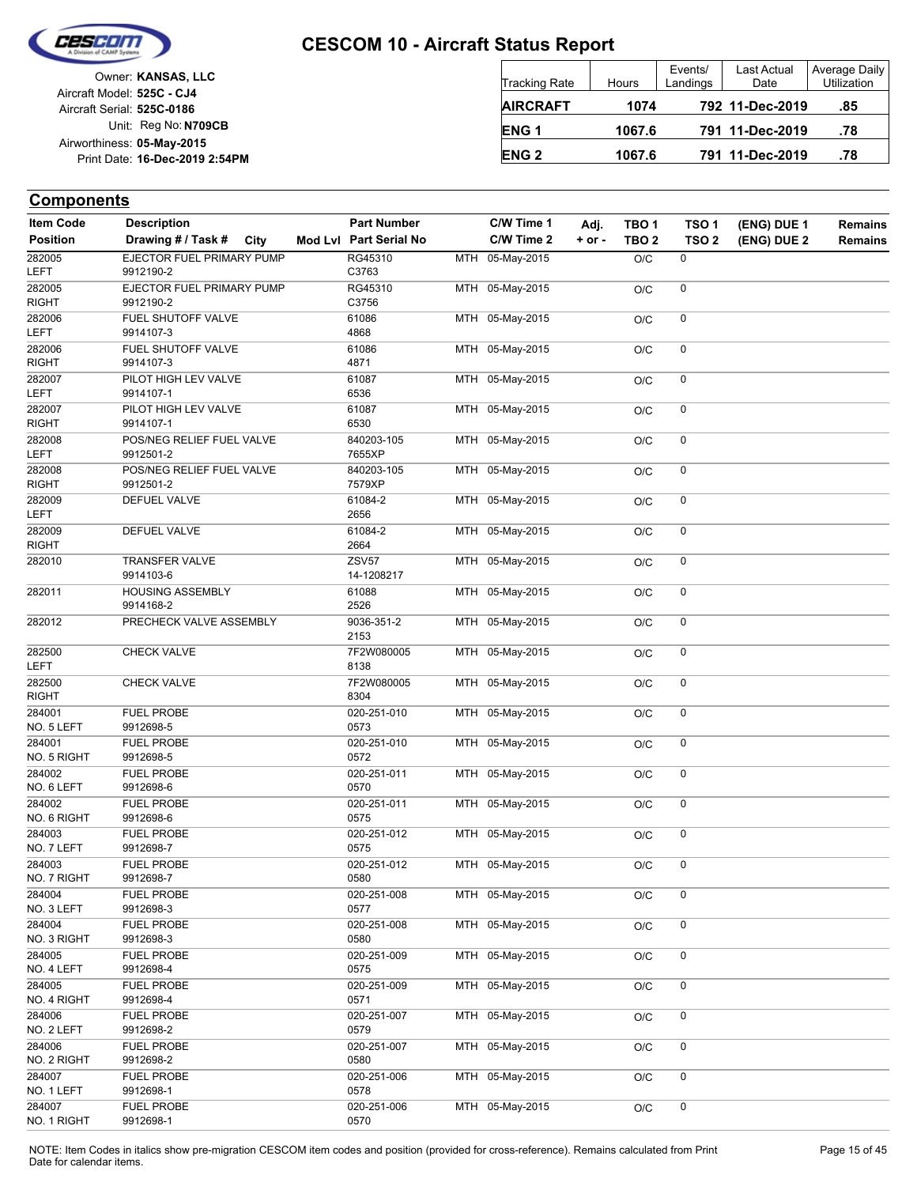# CESCOM 10 - Aircraft Status Report

Owner: **KANSAS, LLC**
Aircraft Model: **525C - CJ4**
Aircraft Serial: **525C-0186**
Unit: Reg No: **N709CB**
Airworthiness: **05-May-2015**
Print Date: **16-Dec-2019 2:54PM**

| Tracking Rate | Hours | Events/ Landings | Last Actual Date | Average Daily Utilization |
|---|---|---|---|---|
| **AIRCRAFT** | **1074** | **792** | **11-Dec-2019** | **.85** |
| **ENG 1** | **1067.6** | **791** | **11-Dec-2019** | **.78** |
| **ENG 2** | **1067.6** | **791** | **11-Dec-2019** | **.78** |

## Components

| Item Code / Position | Description / Drawing # / Task # | City | Mod Lvl | Part Number / Part Serial No | | C/W Time 1 / C/W Time 2 | Adj. + or - | TBO 1 / TBO 2 | TSO 1 / TSO 2 | (ENG) DUE 1 / (ENG) DUE 2 | Remains / Remains |
|---|---|---|---|---|---|---|---|---|---|---|---|
| 282005 LEFT | EJECTOR FUEL PRIMARY PUMP 9912190-2 | | | RG45310 C3763 | MTH | 05-May-2015 | | O/C | 0 | | |
| 282005 RIGHT | EJECTOR FUEL PRIMARY PUMP 9912190-2 | | | RG45310 C3756 | MTH | 05-May-2015 | | O/C | 0 | | |
| 282006 LEFT | FUEL SHUTOFF VALVE 9914107-3 | | | 61086 4868 | MTH | 05-May-2015 | | O/C | 0 | | |
| 282006 RIGHT | FUEL SHUTOFF VALVE 9914107-3 | | | 61086 4871 | MTH | 05-May-2015 | | O/C | 0 | | |
| 282007 LEFT | PILOT HIGH LEV VALVE 9914107-1 | | | 61087 6536 | MTH | 05-May-2015 | | O/C | 0 | | |
| 282007 RIGHT | PILOT HIGH LEV VALVE 9914107-1 | | | 61087 6530 | MTH | 05-May-2015 | | O/C | 0 | | |
| 282008 LEFT | POS/NEG RELIEF FUEL VALVE 9912501-2 | | | 840203-105 7655XP | MTH | 05-May-2015 | | O/C | 0 | | |
| 282008 RIGHT | POS/NEG RELIEF FUEL VALVE 9912501-2 | | | 840203-105 7579XP | MTH | 05-May-2015 | | O/C | 0 | | |
| 282009 LEFT | DEFUEL VALVE | | | 61084-2 2656 | MTH | 05-May-2015 | | O/C | 0 | | |
| 282009 RIGHT | DEFUEL VALVE | | | 61084-2 2664 | MTH | 05-May-2015 | | O/C | 0 | | |
| 282010 | TRANSFER VALVE 9914103-6 | | | ZSV57 14-1208217 | MTH | 05-May-2015 | | O/C | 0 | | |
| 282011 | HOUSING ASSEMBLY 9914168-2 | | | 61088 2526 | MTH | 05-May-2015 | | O/C | 0 | | |
| 282012 | PRECHECK VALVE ASSEMBLY | | | 9036-351-2 2153 | MTH | 05-May-2015 | | O/C | 0 | | |
| 282500 LEFT | CHECK VALVE | | | 7F2W080005 8138 | MTH | 05-May-2015 | | O/C | 0 | | |
| 282500 RIGHT | CHECK VALVE | | | 7F2W080005 8304 | MTH | 05-May-2015 | | O/C | 0 | | |
| 284001 NO. 5 LEFT | FUEL PROBE 9912698-5 | | | 020-251-010 0573 | MTH | 05-May-2015 | | O/C | 0 | | |
| 284001 NO. 5 RIGHT | FUEL PROBE 9912698-5 | | | 020-251-010 0572 | MTH | 05-May-2015 | | O/C | 0 | | |
| 284002 NO. 6 LEFT | FUEL PROBE 9912698-6 | | | 020-251-011 0570 | MTH | 05-May-2015 | | O/C | 0 | | |
| 284002 NO. 6 RIGHT | FUEL PROBE 9912698-6 | | | 020-251-011 0575 | MTH | 05-May-2015 | | O/C | 0 | | |
| 284003 NO. 7 LEFT | FUEL PROBE 9912698-7 | | | 020-251-012 0575 | MTH | 05-May-2015 | | O/C | 0 | | |
| 284003 NO. 7 RIGHT | FUEL PROBE 9912698-7 | | | 020-251-012 0580 | MTH | 05-May-2015 | | O/C | 0 | | |
| 284004 NO. 3 LEFT | FUEL PROBE 9912698-3 | | | 020-251-008 0577 | MTH | 05-May-2015 | | O/C | 0 | | |
| 284004 NO. 3 RIGHT | FUEL PROBE 9912698-3 | | | 020-251-008 0580 | MTH | 05-May-2015 | | O/C | 0 | | |
| 284005 NO. 4 LEFT | FUEL PROBE 9912698-4 | | | 020-251-009 0575 | MTH | 05-May-2015 | | O/C | 0 | | |
| 284005 NO. 4 RIGHT | FUEL PROBE 9912698-4 | | | 020-251-009 0571 | MTH | 05-May-2015 | | O/C | 0 | | |
| 284006 NO. 2 LEFT | FUEL PROBE 9912698-2 | | | 020-251-007 0579 | MTH | 05-May-2015 | | O/C | 0 | | |
| 284006 NO. 2 RIGHT | FUEL PROBE 9912698-2 | | | 020-251-007 0580 | MTH | 05-May-2015 | | O/C | 0 | | |
| 284007 NO. 1 LEFT | FUEL PROBE 9912698-1 | | | 020-251-006 0578 | MTH | 05-May-2015 | | O/C | 0 | | |
| 284007 NO. 1 RIGHT | FUEL PROBE 9912698-1 | | | 020-251-006 0570 | MTH | 05-May-2015 | | O/C | 0 | | |

NOTE: Item Codes in italics show pre-migration CESCOM item codes and position (provided for cross-reference). Remains calculated from Print Date for calendar items.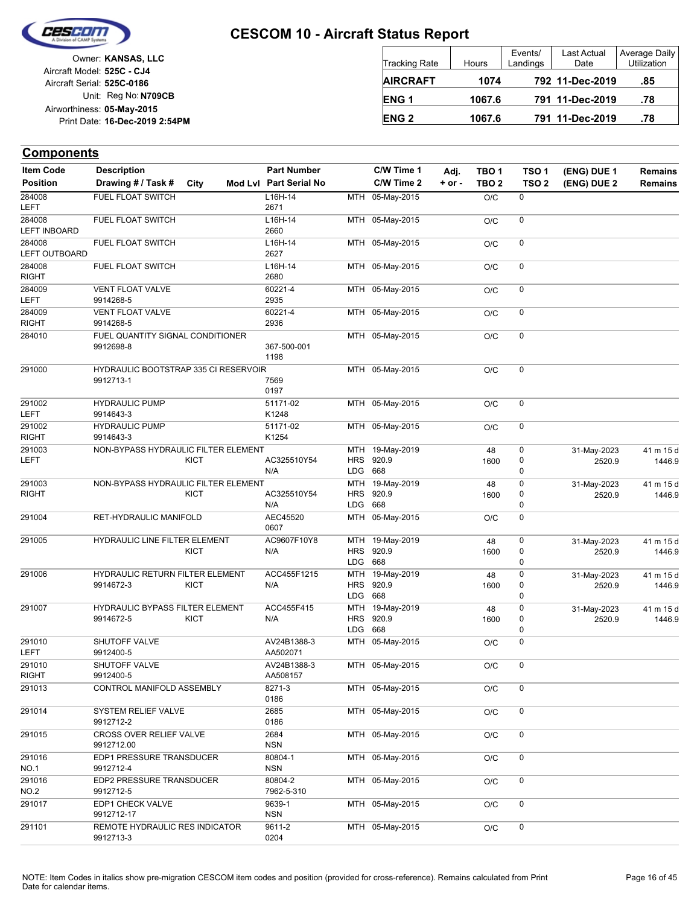# CESCOM 10 - Aircraft Status Report

Owner: **KANSAS, LLC**
Aircraft Model: **525C - CJ4**
Aircraft Serial: **525C-0186**
Unit: Reg No: **N709CB**
Airworthiness: **05-May-2015**
Print Date: **16-Dec-2019 2:54PM**

| Tracking Rate | Hours | Events/ Landings | Last Actual Date | Average Daily Utilization |
|---|---|---|---|---|
| **AIRCRAFT** | **1074** | **792** | **11-Dec-2019** | **.85** |
| **ENG 1** | **1067.6** | **791** | **11-Dec-2019** | **.78** |
| **ENG 2** | **1067.6** | **791** | **11-Dec-2019** | **.78** |

## Components

| Item Code / Position | Description / Drawing # / Task # | City | Mod Lvl | Part Number / Part Serial No | C/W Time 1 / C/W Time 2 | Adj. + or - | TBO 1 / TBO 2 | TSO 1 / TSO 2 | (ENG) DUE 1 / (ENG) DUE 2 | Remains / Remains |
|---|---|---|---|---|---|---|---|---|---|---|
| 284008 LEFT | FUEL FLOAT SWITCH | | | L16H-14 2671 | MTH 05-May-2015 | | O/C | 0 | | |
| 284008 LEFT INBOARD | FUEL FLOAT SWITCH | | | L16H-14 2660 | MTH 05-May-2015 | | O/C | 0 | | |
| 284008 LEFT OUTBOARD | FUEL FLOAT SWITCH | | | L16H-14 2627 | MTH 05-May-2015 | | O/C | 0 | | |
| 284008 RIGHT | FUEL FLOAT SWITCH | | | L16H-14 2680 | MTH 05-May-2015 | | O/C | 0 | | |
| 284009 LEFT | VENT FLOAT VALVE 9914268-5 | | | 60221-4 2935 | MTH 05-May-2015 | | O/C | 0 | | |
| 284009 RIGHT | VENT FLOAT VALVE 9914268-5 | | | 60221-4 2936 | MTH 05-May-2015 | | O/C | 0 | | |
| 284010 | FUEL QUANTITY SIGNAL CONDITIONER 9912698-8 | | | 367-500-001 1198 | MTH 05-May-2015 | | O/C | 0 | | |
| 291000 | HYDRAULIC BOOTSTRAP 335 CI RESERVOIR 9912713-1 | | | 7569 0197 | MTH 05-May-2015 | | O/C | 0 | | |
| 291002 LEFT | HYDRAULIC PUMP 9914643-3 | | | 51171-02 K1248 | MTH 05-May-2015 | | O/C | 0 | | |
| 291002 RIGHT | HYDRAULIC PUMP 9914643-3 | | | 51171-02 K1254 | MTH 05-May-2015 | | O/C | 0 | | |
| 291003 LEFT | NON-BYPASS HYDRAULIC FILTER ELEMENT | KICT | | AC325510Y54 N/A | MTH 19-May-2019 HRS 920.9 LDG 668 | | 48 1600 | 0 0 0 | 31-May-2023 2520.9 | 41 m 15 d 1446.9 |
| 291003 RIGHT | NON-BYPASS HYDRAULIC FILTER ELEMENT | KICT | | AC325510Y54 N/A | MTH 19-May-2019 HRS 920.9 LDG 668 | | 48 1600 | 0 0 0 | 31-May-2023 2520.9 | 41 m 15 d 1446.9 |
| 291004 | RET-HYDRAULIC MANIFOLD | | | AEC45520 0607 | MTH 05-May-2015 | | O/C | 0 | | |
| 291005 | HYDRAULIC LINE FILTER ELEMENT | KICT | | AC9607F10Y8 N/A | MTH 19-May-2019 HRS 920.9 LDG 668 | | 48 1600 | 0 0 0 | 31-May-2023 2520.9 | 41 m 15 d 1446.9 |
| 291006 | HYDRAULIC RETURN FILTER ELEMENT 9914672-3 | KICT | | ACC455F1215 N/A | MTH 19-May-2019 HRS 920.9 LDG 668 | | 48 1600 | 0 0 0 | 31-May-2023 2520.9 | 41 m 15 d 1446.9 |
| 291007 | HYDRAULIC BYPASS FILTER ELEMENT 9914672-5 | KICT | | ACC455F415 N/A | MTH 19-May-2019 HRS 920.9 LDG 668 | | 48 1600 | 0 0 0 | 31-May-2023 2520.9 | 41 m 15 d 1446.9 |
| 291010 LEFT | SHUTOFF VALVE 9912400-5 | | | AV24B1388-3 AA502071 | MTH 05-May-2015 | | O/C | 0 | | |
| 291010 RIGHT | SHUTOFF VALVE 9912400-5 | | | AV24B1388-3 AA508157 | MTH 05-May-2015 | | O/C | 0 | | |
| 291013 | CONTROL MANIFOLD ASSEMBLY | | | 8271-3 0186 | MTH 05-May-2015 | | O/C | 0 | | |
| 291014 | SYSTEM RELIEF VALVE 9912712-2 | | | 2685 0186 | MTH 05-May-2015 | | O/C | 0 | | |
| 291015 | CROSS OVER RELIEF VALVE 9912712.00 | | | 2684 NSN | MTH 05-May-2015 | | O/C | 0 | | |
| 291016 NO.1 | EDP1 PRESSURE TRANSDUCER 9912712-4 | | | 80804-1 NSN | MTH 05-May-2015 | | O/C | 0 | | |
| 291016 NO.2 | EDP2 PRESSURE TRANSDUCER 9912712-5 | | | 80804-2 7962-5-310 | MTH 05-May-2015 | | O/C | 0 | | |
| 291017 | EDP1 CHECK VALVE 9912712-17 | | | 9639-1 NSN | MTH 05-May-2015 | | O/C | 0 | | |
| 291101 | REMOTE HYDRAULIC RES INDICATOR 9912713-3 | | | 9611-2 0204 | MTH 05-May-2015 | | O/C | 0 | | |

NOTE: Item Codes in italics show pre-migration CESCOM item codes and position (provided for cross-reference). Remains calculated from Print Date for calendar items.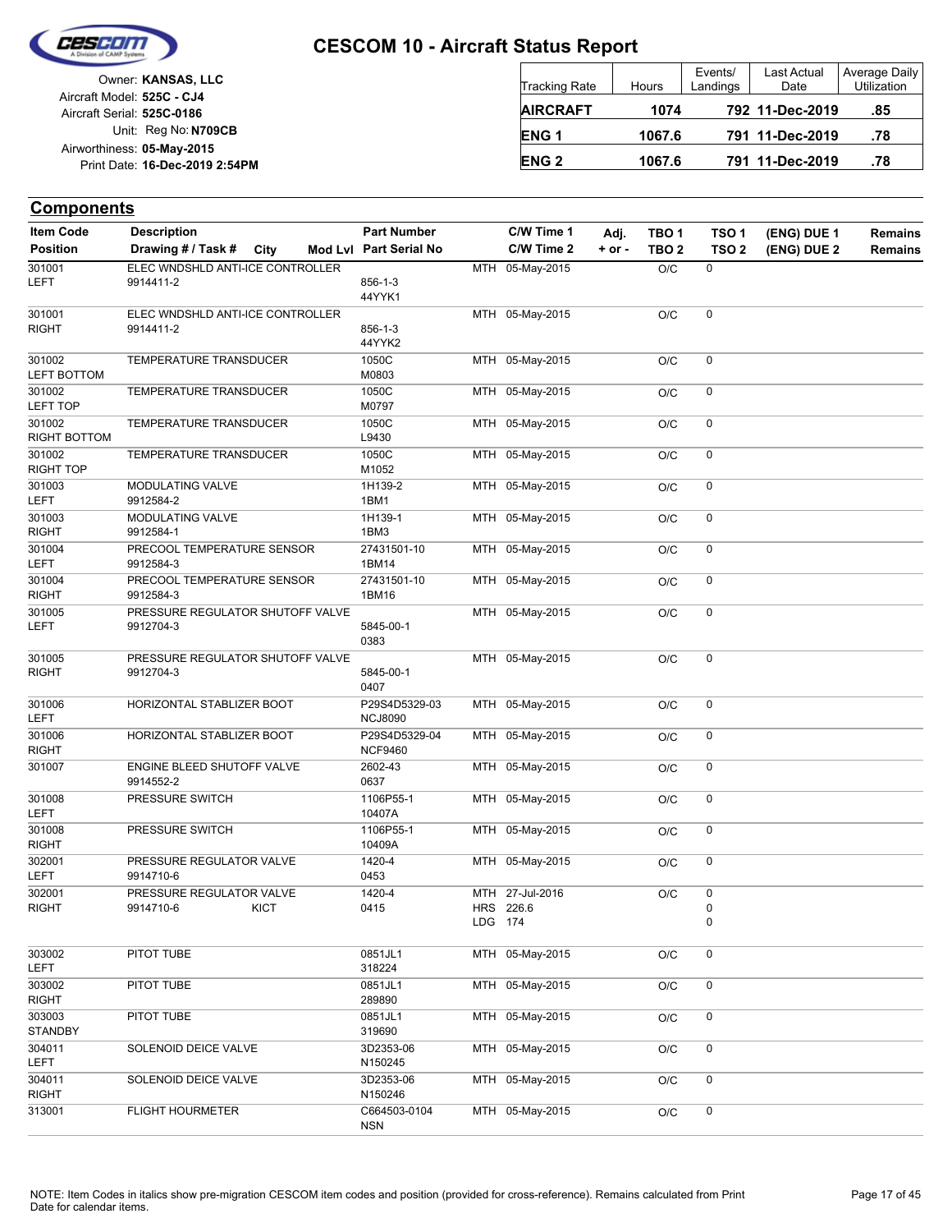# CESCOM 10 - Aircraft Status Report

Owner: **KANSAS, LLC**
Aircraft Model: **525C - CJ4**
Aircraft Serial: **525C-0186**
Unit: Reg No: **N709CB**
Airworthiness: **05-May-2015**
Print Date: **16-Dec-2019 2:54PM**

| Tracking Rate | Hours | Events/ Landings | Last Actual Date | Average Daily Utilization |
|---|---|---|---|---|
| **AIRCRAFT** | **1074** | **792** | **11-Dec-2019** | **.85** |
| **ENG 1** | **1067.6** | **791** | **11-Dec-2019** | **.78** |
| **ENG 2** | **1067.6** | **791** | **11-Dec-2019** | **.78** |

## Components

| Item Code / Position | Description / Drawing # / Task # | City | Mod Lvl | Part Number / Part Serial No | C/W Time 1 / C/W Time 2 | Adj. + or - | TBO 1 / TBO 2 | TSO 1 / TSO 2 | (ENG) DUE 1 / (ENG) DUE 2 | Remains / Remains |
|---|---|---|---|---|---|---|---|---|---|---|
| 301001 LEFT | ELEC WNDSHLD ANTI-ICE CONTROLLER 9914411-2 | | | 856-1-3 44YYK1 | MTH 05-May-2015 | | O/C | 0 | | |
| 301001 RIGHT | ELEC WNDSHLD ANTI-ICE CONTROLLER 9914411-2 | | | 856-1-3 44YYK2 | MTH 05-May-2015 | | O/C | 0 | | |
| 301002 LEFT BOTTOM | TEMPERATURE TRANSDUCER | | | 1050C M0803 | MTH 05-May-2015 | | O/C | 0 | | |
| 301002 LEFT TOP | TEMPERATURE TRANSDUCER | | | 1050C M0797 | MTH 05-May-2015 | | O/C | 0 | | |
| 301002 RIGHT BOTTOM | TEMPERATURE TRANSDUCER | | | 1050C L9430 | MTH 05-May-2015 | | O/C | 0 | | |
| 301002 RIGHT TOP | TEMPERATURE TRANSDUCER | | | 1050C M1052 | MTH 05-May-2015 | | O/C | 0 | | |
| 301003 LEFT | MODULATING VALVE 9912584-2 | | | 1H139-2 1BM1 | MTH 05-May-2015 | | O/C | 0 | | |
| 301003 RIGHT | MODULATING VALVE 9912584-1 | | | 1H139-1 1BM3 | MTH 05-May-2015 | | O/C | 0 | | |
| 301004 LEFT | PRECOOL TEMPERATURE SENSOR 9912584-3 | | | 27431501-10 1BM14 | MTH 05-May-2015 | | O/C | 0 | | |
| 301004 RIGHT | PRECOOL TEMPERATURE SENSOR 9912584-3 | | | 27431501-10 1BM16 | MTH 05-May-2015 | | O/C | 0 | | |
| 301005 LEFT | PRESSURE REGULATOR SHUTOFF VALVE 9912704-3 | | | 5845-00-1 0383 | MTH 05-May-2015 | | O/C | 0 | | |
| 301005 RIGHT | PRESSURE REGULATOR SHUTOFF VALVE 9912704-3 | | | 5845-00-1 0407 | MTH 05-May-2015 | | O/C | 0 | | |
| 301006 LEFT | HORIZONTAL STABLIZER BOOT | | | P29S4D5329-03 NCJ8090 | MTH 05-May-2015 | | O/C | 0 | | |
| 301006 RIGHT | HORIZONTAL STABLIZER BOOT | | | P29S4D5329-04 NCF9460 | MTH 05-May-2015 | | O/C | 0 | | |
| 301007 | ENGINE BLEED SHUTOFF VALVE 9914552-2 | | | 2602-43 0637 | MTH 05-May-2015 | | O/C | 0 | | |
| 301008 LEFT | PRESSURE SWITCH | | | 1106P55-1 10407A | MTH 05-May-2015 | | O/C | 0 | | |
| 301008 RIGHT | PRESSURE SWITCH | | | 1106P55-1 10409A | MTH 05-May-2015 | | O/C | 0 | | |
| 302001 LEFT | PRESSURE REGULATOR VALVE 9914710-6 | | | 1420-4 0453 | MTH 05-May-2015 | | O/C | 0 | | |
| 302001 RIGHT | PRESSURE REGULATOR VALVE 9914710-6 | KICT | | 1420-4 0415 | MTH 27-Jul-2016 HRS 226.6 LDG 174 | | O/C | 0 0 0 | | |
| 303002 LEFT | PITOT TUBE | | | 0851JL1 318224 | MTH 05-May-2015 | | O/C | 0 | | |
| 303002 RIGHT | PITOT TUBE | | | 0851JL1 289890 | MTH 05-May-2015 | | O/C | 0 | | |
| 303003 STANDBY | PITOT TUBE | | | 0851JL1 319690 | MTH 05-May-2015 | | O/C | 0 | | |
| 304011 LEFT | SOLENOID DEICE VALVE | | | 3D2353-06 N150245 | MTH 05-May-2015 | | O/C | 0 | | |
| 304011 RIGHT | SOLENOID DEICE VALVE | | | 3D2353-06 N150246 | MTH 05-May-2015 | | O/C | 0 | | |
| 313001 | FLIGHT HOURMETER | | | C664503-0104 NSN | MTH 05-May-2015 | | O/C | 0 | | |

NOTE: Item Codes in italics show pre-migration CESCOM item codes and position (provided for cross-reference). Remains calculated from Print Date for calendar items.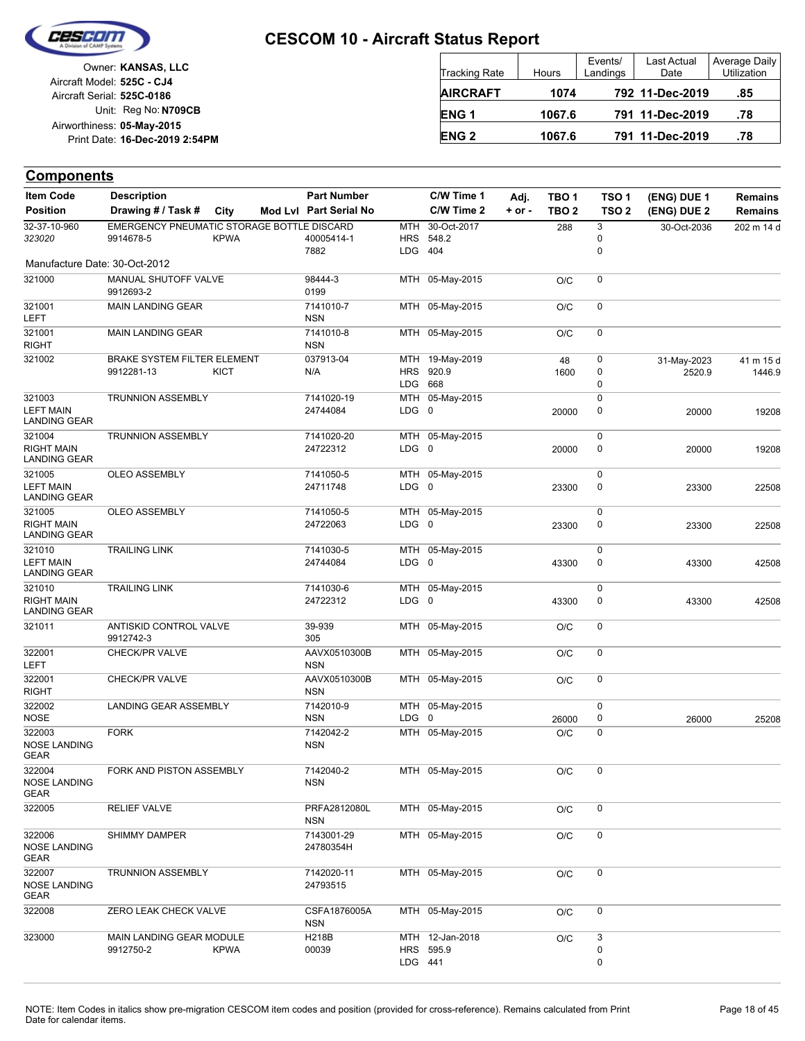# CESCOM 10 - Aircraft Status Report

Owner: **KANSAS, LLC**
Aircraft Model: **525C - CJ4**
Aircraft Serial: **525C-0186**
Unit: Reg No: **N709CB**
Airworthiness: **05-May-2015**
Print Date: **16-Dec-2019 2:54PM**

| Tracking Rate | Hours | Events/ Landings | Last Actual Date | Average Daily Utilization |
|---|---|---|---|---|
| **AIRCRAFT** | **1074** | **792** | **11-Dec-2019** | **.85** |
| **ENG 1** | **1067.6** | **791** | **11-Dec-2019** | **.78** |
| **ENG 2** | **1067.6** | **791** | **11-Dec-2019** | **.78** |

## Components

| Item Code / Position | Description / Drawing # / Task # | City | Mod Lvl | Part Number / Part Serial No | | C/W Time 1 / C/W Time 2 | Adj. + or - | TBO 1 / TBO 2 | TSO 1 / TSO 2 | (ENG) DUE 1 / (ENG) DUE 2 | Remains / Remains |
|---|---|---|---|---|---|---|---|---|---|---|---|
| 32-37-10-960 *323020* | EMERGENCY PNEUMATIC STORAGE BOTTLE DISCARD 9914678-5 | KPWA | | 40005414-1 7882 | MTH HRS LDG | 30-Oct-2017 548.2 404 | | 288 | 3 0 0 | 30-Oct-2036 | 202 m 14 d |
| Manufacture Date: 30-Oct-2012 | | | | | | | | | | | |
| 321000 | MANUAL SHUTOFF VALVE 9912693-2 | | | 98444-3 0199 | MTH | 05-May-2015 | | O/C | 0 | | |
| 321001 LEFT | MAIN LANDING GEAR | | | 7141010-7 NSN | MTH | 05-May-2015 | | O/C | 0 | | |
| 321001 RIGHT | MAIN LANDING GEAR | | | 7141010-8 NSN | MTH | 05-May-2015 | | O/C | 0 | | |
| 321002 | BRAKE SYSTEM FILTER ELEMENT 9912281-13 | KICT | | 037913-04 N/A | MTH HRS LDG | 19-May-2019 920.9 668 | | 48 1600 | 0 0 0 | 31-May-2023 2520.9 | 41 m 15 d 1446.9 |
| 321003 LEFT MAIN LANDING GEAR | TRUNNION ASSEMBLY | | | 7141020-19 24744084 | MTH LDG | 05-May-2015 0 | | 20000 | 0 0 | 20000 | 19208 |
| 321004 RIGHT MAIN LANDING GEAR | TRUNNION ASSEMBLY | | | 7141020-20 24722312 | MTH LDG | 05-May-2015 0 | | 20000 | 0 0 | 20000 | 19208 |
| 321005 LEFT MAIN LANDING GEAR | OLEO ASSEMBLY | | | 7141050-5 24711748 | MTH LDG | 05-May-2015 0 | | 23300 | 0 0 | 23300 | 22508 |
| 321005 RIGHT MAIN LANDING GEAR | OLEO ASSEMBLY | | | 7141050-5 24722063 | MTH LDG | 05-May-2015 0 | | 23300 | 0 0 | 23300 | 22508 |
| 321010 LEFT MAIN LANDING GEAR | TRAILING LINK | | | 7141030-5 24744084 | MTH LDG | 05-May-2015 0 | | 43300 | 0 0 | 43300 | 42508 |
| 321010 RIGHT MAIN LANDING GEAR | TRAILING LINK | | | 7141030-6 24722312 | MTH LDG | 05-May-2015 0 | | 43300 | 0 0 | 43300 | 42508 |
| 321011 | ANTISKID CONTROL VALVE 9912742-3 | | | 39-939 305 | MTH | 05-May-2015 | | O/C | 0 | | |
| 322001 LEFT | CHECK/PR VALVE | | | AAVX0510300B NSN | MTH | 05-May-2015 | | O/C | 0 | | |
| 322001 RIGHT | CHECK/PR VALVE | | | AAVX0510300B NSN | MTH | 05-May-2015 | | O/C | 0 | | |
| 322002 NOSE | LANDING GEAR ASSEMBLY | | | 7142010-9 NSN | MTH LDG | 05-May-2015 0 | | 26000 | 0 0 | 26000 | 25208 |
| 322003 NOSE LANDING GEAR | FORK | | | 7142042-2 NSN | MTH | 05-May-2015 | | O/C | 0 | | |
| 322004 NOSE LANDING GEAR | FORK AND PISTON ASSEMBLY | | | 7142040-2 NSN | MTH | 05-May-2015 | | O/C | 0 | | |
| 322005 | RELIEF VALVE | | | PRFA2812080L NSN | MTH | 05-May-2015 | | O/C | 0 | | |
| 322006 NOSE LANDING GEAR | SHIMMY DAMPER | | | 7143001-29 24780354H | MTH | 05-May-2015 | | O/C | 0 | | |
| 322007 NOSE LANDING GEAR | TRUNNION ASSEMBLY | | | 7142020-11 24793515 | MTH | 05-May-2015 | | O/C | 0 | | |
| 322008 | ZERO LEAK CHECK VALVE | | | CSFA1876005A NSN | MTH | 05-May-2015 | | O/C | 0 | | |
| 323000 | MAIN LANDING GEAR MODULE 9912750-2 | KPWA | | H218B 00039 | MTH HRS LDG | 12-Jan-2018 595.9 441 | | O/C | 3 0 0 | | |

NOTE: Item Codes in italics show pre-migration CESCOM item codes and position (provided for cross-reference). Remains calculated from Print Date for calendar items.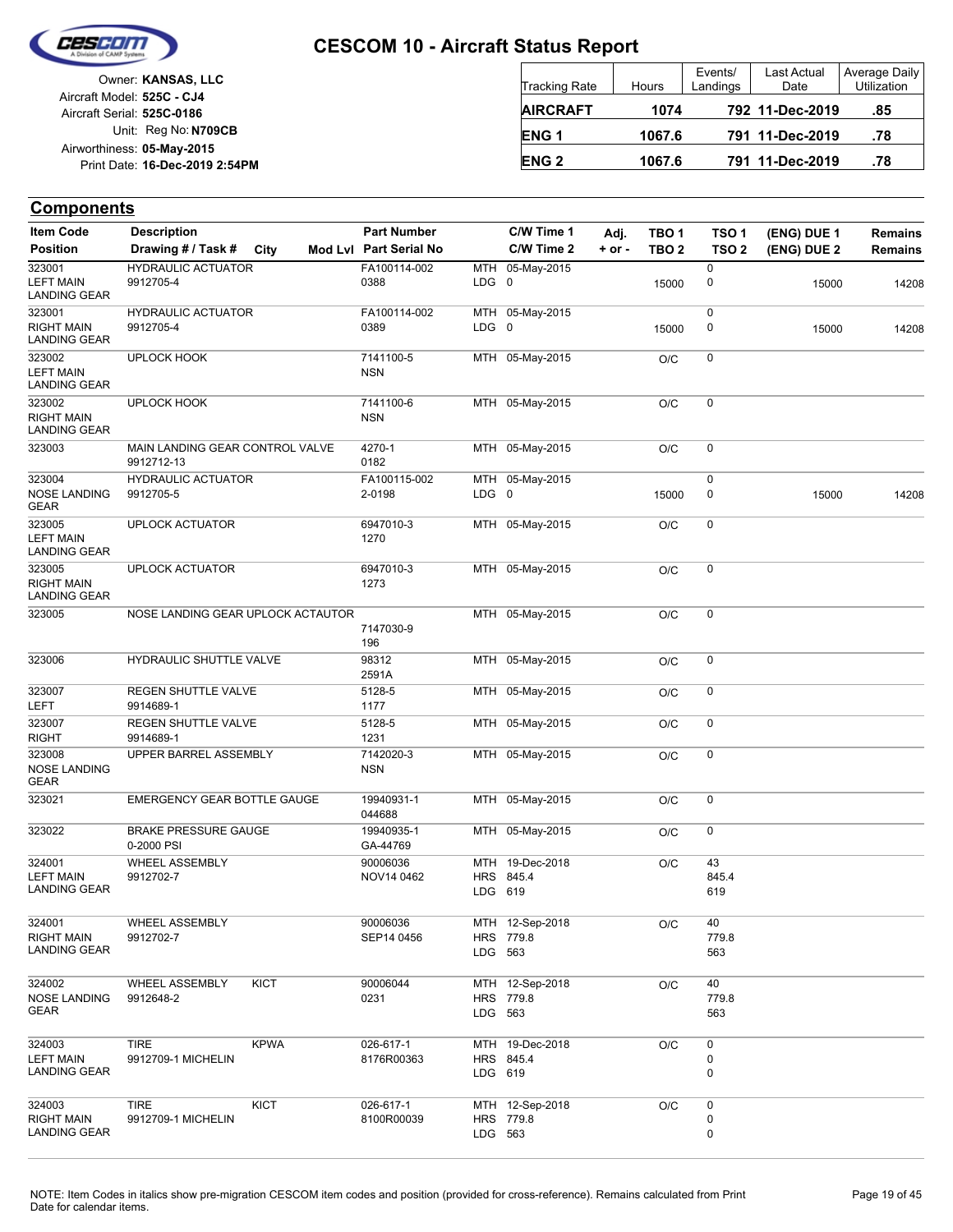# CESCOM 10 - Aircraft Status Report

Owner: **KANSAS, LLC**
Aircraft Model: **525C - CJ4**
Aircraft Serial: **525C-0186**
Unit: Reg No: **N709CB**
Airworthiness: **05-May-2015**
Print Date: **16-Dec-2019 2:54PM**

| Tracking Rate | Hours | Events/ Landings | Last Actual Date | Average Daily Utilization |
|---|---|---|---|---|
| **AIRCRAFT** | **1074** | **792** | **11-Dec-2019** | **.85** |
| **ENG 1** | **1067.6** | **791** | **11-Dec-2019** | **.78** |
| **ENG 2** | **1067.6** | **791** | **11-Dec-2019** | **.78** |

## Components

| Item Code / Position | Description / Drawing # / Task # | City | Mod Lvl | Part Number / Part Serial No | | C/W Time 1 / C/W Time 2 | Adj. + or - | TBO 1 / TBO 2 | TSO 1 / TSO 2 | (ENG) DUE 1 / (ENG) DUE 2 | Remains / Remains |
|---|---|---|---|---|---|---|---|---|---|---|---|
| 323001 LEFT MAIN LANDING GEAR | HYDRAULIC ACTUATOR 9912705-4 | | | FA100114-002 0388 | MTH LDG | 05-May-2015 0 | | 15000 | 0 0 | 15000 | 14208 |
| 323001 RIGHT MAIN LANDING GEAR | HYDRAULIC ACTUATOR 9912705-4 | | | FA100114-002 0389 | MTH LDG | 05-May-2015 0 | | 15000 | 0 0 | 15000 | 14208 |
| 323002 LEFT MAIN LANDING GEAR | UPLOCK HOOK | | | 7141100-5 NSN | MTH | 05-May-2015 | | O/C | 0 | | |
| 323002 RIGHT MAIN LANDING GEAR | UPLOCK HOOK | | | 7141100-6 NSN | MTH | 05-May-2015 | | O/C | 0 | | |
| 323003 | MAIN LANDING GEAR CONTROL VALVE 9912712-13 | | | 4270-1 0182 | MTH | 05-May-2015 | | O/C | 0 | | |
| 323004 NOSE LANDING GEAR | HYDRAULIC ACTUATOR 9912705-5 | | | FA100115-002 2-0198 | MTH LDG | 05-May-2015 0 | | 15000 | 0 0 | 15000 | 14208 |
| 323005 LEFT MAIN LANDING GEAR | UPLOCK ACTUATOR | | | 6947010-3 1270 | MTH | 05-May-2015 | | O/C | 0 | | |
| 323005 RIGHT MAIN LANDING GEAR | UPLOCK ACTUATOR | | | 6947010-3 1273 | MTH | 05-May-2015 | | O/C | 0 | | |
| 323005 | NOSE LANDING GEAR UPLOCK ACTAUTOR | | | 7147030-9 196 | MTH | 05-May-2015 | | O/C | 0 | | |
| 323006 | HYDRAULIC SHUTTLE VALVE | | | 98312 2591A | MTH | 05-May-2015 | | O/C | 0 | | |
| 323007 LEFT | REGEN SHUTTLE VALVE 9914689-1 | | | 5128-5 1177 | MTH | 05-May-2015 | | O/C | 0 | | |
| 323007 RIGHT | REGEN SHUTTLE VALVE 9914689-1 | | | 5128-5 1231 | MTH | 05-May-2015 | | O/C | 0 | | |
| 323008 NOSE LANDING GEAR | UPPER BARREL ASSEMBLY | | | 7142020-3 NSN | MTH | 05-May-2015 | | O/C | 0 | | |
| 323021 | EMERGENCY GEAR BOTTLE GAUGE | | | 19940931-1 044688 | MTH | 05-May-2015 | | O/C | 0 | | |
| 323022 | BRAKE PRESSURE GAUGE 0-2000 PSI | | | 19940935-1 GA-44769 | MTH | 05-May-2015 | | O/C | 0 | | |
| 324001 LEFT MAIN LANDING GEAR | WHEEL ASSEMBLY 9912702-7 | | | 90006036 NOV14 0462 | MTH HRS LDG | 19-Dec-2018 845.4 619 | | O/C | 43 845.4 619 | | |
| 324001 RIGHT MAIN LANDING GEAR | WHEEL ASSEMBLY 9912702-7 | | | 90006036 SEP14 0456 | MTH HRS LDG | 12-Sep-2018 779.8 563 | | O/C | 40 779.8 563 | | |
| 324002 NOSE LANDING GEAR | WHEEL ASSEMBLY 9912648-2 | KICT | | 90006044 0231 | MTH HRS LDG | 12-Sep-2018 779.8 563 | | O/C | 40 779.8 563 | | |
| 324003 LEFT MAIN LANDING GEAR | TIRE 9912709-1 MICHELIN | KPWA | | 026-617-1 8176R00363 | MTH HRS LDG | 19-Dec-2018 845.4 619 | | O/C | 0 0 0 | | |
| 324003 RIGHT MAIN LANDING GEAR | TIRE 9912709-1 MICHELIN | KICT | | 026-617-1 8100R00039 | MTH HRS LDG | 12-Sep-2018 779.8 563 | | O/C | 0 0 0 | | |

NOTE: Item Codes in italics show pre-migration CESCOM item codes and position (provided for cross-reference). Remains calculated from Print Date for calendar items.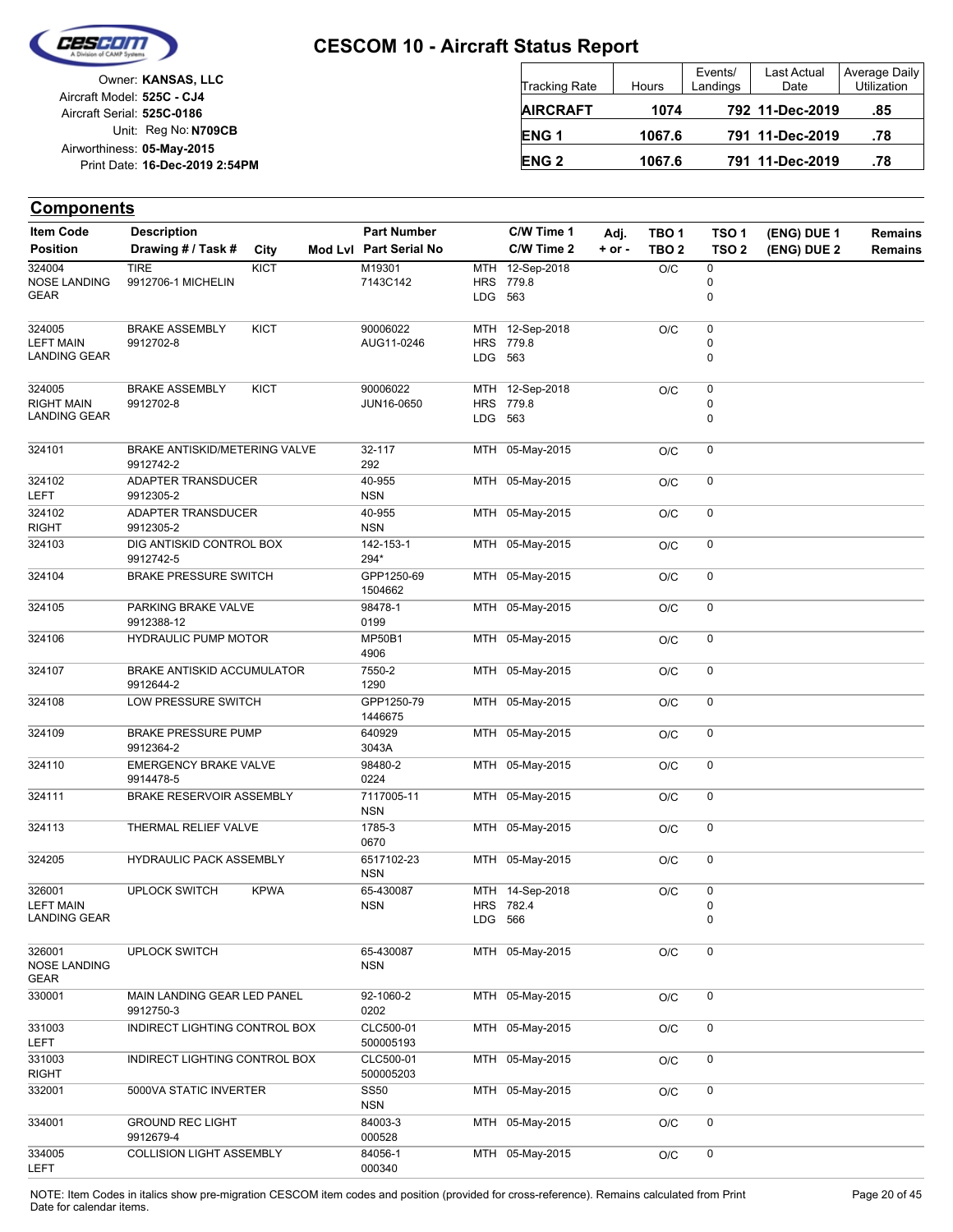# CESCOM 10 - Aircraft Status Report

Owner: **KANSAS, LLC**
Aircraft Model: **525C - CJ4**
Aircraft Serial: **525C-0186**
Unit: Reg No: **N709CB**
Airworthiness: **05-May-2015**
Print Date: **16-Dec-2019 2:54PM**

| Tracking Rate | Hours | Events/ Landings | Last Actual Date | Average Daily Utilization |
|---|---|---|---|---|
| **AIRCRAFT** | **1074** | **792** | **11-Dec-2019** | **.85** |
| **ENG 1** | **1067.6** | **791** | **11-Dec-2019** | **.78** |
| **ENG 2** | **1067.6** | **791** | **11-Dec-2019** | **.78** |

## Components

| Item Code / Position | Description / Drawing # / Task # | City | Mod Lvl | Part Number / Part Serial No | C/W Time 1 / C/W Time 2 | Adj. + or - | TBO 1 / TBO 2 | TSO 1 / TSO 2 | (ENG) DUE 1 / (ENG) DUE 2 | Remains / Remains |
|---|---|---|---|---|---|---|---|---|---|---|
| 324004 NOSE LANDING GEAR | TIRE 9912706-1 MICHELIN | KICT | | M19301 7143C142 | MTH 12-Sep-2018 HRS 779.8 LDG 563 | | O/C | 0 0 0 | | |
| 324005 LEFT MAIN LANDING GEAR | BRAKE ASSEMBLY 9912702-8 | KICT | | 90006022 AUG11-0246 | MTH 12-Sep-2018 HRS 779.8 LDG 563 | | O/C | 0 0 0 | | |
| 324005 RIGHT MAIN LANDING GEAR | BRAKE ASSEMBLY 9912702-8 | KICT | | 90006022 JUN16-0650 | MTH 12-Sep-2018 HRS 779.8 LDG 563 | | O/C | 0 0 0 | | |
| 324101 | BRAKE ANTISKID/METERING VALVE 9912742-2 | | | 32-117 292 | MTH 05-May-2015 | | O/C | 0 | | |
| 324102 LEFT | ADAPTER TRANSDUCER 9912305-2 | | | 40-955 NSN | MTH 05-May-2015 | | O/C | 0 | | |
| 324102 RIGHT | ADAPTER TRANSDUCER 9912305-2 | | | 40-955 NSN | MTH 05-May-2015 | | O/C | 0 | | |
| 324103 | DIG ANTISKID CONTROL BOX 9912742-5 | | | 142-153-1 294* | MTH 05-May-2015 | | O/C | 0 | | |
| 324104 | BRAKE PRESSURE SWITCH | | | GPP1250-69 1504662 | MTH 05-May-2015 | | O/C | 0 | | |
| 324105 | PARKING BRAKE VALVE 9912388-12 | | | 98478-1 0199 | MTH 05-May-2015 | | O/C | 0 | | |
| 324106 | HYDRAULIC PUMP MOTOR | | | MP50B1 4906 | MTH 05-May-2015 | | O/C | 0 | | |
| 324107 | BRAKE ANTISKID ACCUMULATOR 9912644-2 | | | 7550-2 1290 | MTH 05-May-2015 | | O/C | 0 | | |
| 324108 | LOW PRESSURE SWITCH | | | GPP1250-79 1446675 | MTH 05-May-2015 | | O/C | 0 | | |
| 324109 | BRAKE PRESSURE PUMP 9912364-2 | | | 640929 3043A | MTH 05-May-2015 | | O/C | 0 | | |
| 324110 | EMERGENCY BRAKE VALVE 9914478-5 | | | 98480-2 0224 | MTH 05-May-2015 | | O/C | 0 | | |
| 324111 | BRAKE RESERVOIR ASSEMBLY | | | 7117005-11 NSN | MTH 05-May-2015 | | O/C | 0 | | |
| 324113 | THERMAL RELIEF VALVE | | | 1785-3 0670 | MTH 05-May-2015 | | O/C | 0 | | |
| 324205 | HYDRAULIC PACK ASSEMBLY | | | 6517102-23 NSN | MTH 05-May-2015 | | O/C | 0 | | |
| 326001 LEFT MAIN LANDING GEAR | UPLOCK SWITCH | KPWA | | 65-430087 NSN | MTH 14-Sep-2018 HRS 782.4 LDG 566 | | O/C | 0 0 0 | | |
| 326001 NOSE LANDING GEAR | UPLOCK SWITCH | | | 65-430087 NSN | MTH 05-May-2015 | | O/C | 0 | | |
| 330001 | MAIN LANDING GEAR LED PANEL 9912750-3 | | | 92-1060-2 0202 | MTH 05-May-2015 | | O/C | 0 | | |
| 331003 LEFT | INDIRECT LIGHTING CONTROL BOX | | | CLC500-01 500005193 | MTH 05-May-2015 | | O/C | 0 | | |
| 331003 RIGHT | INDIRECT LIGHTING CONTROL BOX | | | CLC500-01 500005203 | MTH 05-May-2015 | | O/C | 0 | | |
| 332001 | 5000VA STATIC INVERTER | | | SS50 NSN | MTH 05-May-2015 | | O/C | 0 | | |
| 334001 | GROUND REC LIGHT 9912679-4 | | | 84003-3 000528 | MTH 05-May-2015 | | O/C | 0 | | |
| 334005 LEFT | COLLISION LIGHT ASSEMBLY | | | 84056-1 000340 | MTH 05-May-2015 | | O/C | 0 | | |

NOTE: Item Codes in italics show pre-migration CESCOM item codes and position (provided for cross-reference). Remains calculated from Print Date for calendar items.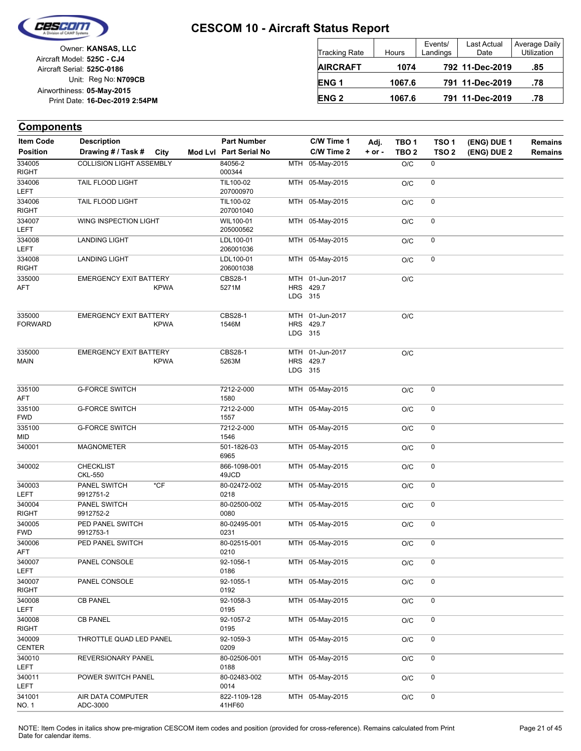# CESCOM 10 - Aircraft Status Report

Owner: **KANSAS, LLC**
Aircraft Model: **525C - CJ4**
Aircraft Serial: **525C-0186**
Unit: Reg No: **N709CB**
Airworthiness: **05-May-2015**
Print Date: **16-Dec-2019 2:54PM**

| Tracking Rate | Hours | Events/ Landings | Last Actual Date | Average Daily Utilization |
|---|---|---|---|---|
| **AIRCRAFT** | **1074** | **792** | **11-Dec-2019** | **.85** |
| **ENG 1** | **1067.6** | **791** | **11-Dec-2019** | **.78** |
| **ENG 2** | **1067.6** | **791** | **11-Dec-2019** | **.78** |

## Components

| Item Code / Position | Description / Drawing # / Task # | City | Mod Lvl | Part Number / Part Serial No | | C/W Time 1 / C/W Time 2 | Adj. + or - | TBO 1 / TBO 2 | TSO 1 / TSO 2 | (ENG) DUE 1 / (ENG) DUE 2 | Remains / Remains |
|---|---|---|---|---|---|---|---|---|---|---|---|
| 334005 RIGHT | COLLISION LIGHT ASSEMBLY | | | 84056-2 000344 | MTH | 05-May-2015 | | O/C | 0 | | |
| 334006 LEFT | TAIL FLOOD LIGHT | | | TIL100-02 207000970 | MTH | 05-May-2015 | | O/C | 0 | | |
| 334006 RIGHT | TAIL FLOOD LIGHT | | | TIL100-02 207001040 | MTH | 05-May-2015 | | O/C | 0 | | |
| 334007 LEFT | WING INSPECTION LIGHT | | | WIL100-01 205000562 | MTH | 05-May-2015 | | O/C | 0 | | |
| 334008 LEFT | LANDING LIGHT | | | LDL100-01 206001036 | MTH | 05-May-2015 | | O/C | 0 | | |
| 334008 RIGHT | LANDING LIGHT | | | LDL100-01 206001038 | MTH | 05-May-2015 | | O/C | 0 | | |
| 335000 AFT | EMERGENCY EXIT BATTERY | KPWA | | CBS28-1 5271M | MTH HRS LDG | 01-Jun-2017 429.7 315 | | O/C | | | |
| 335000 FORWARD | EMERGENCY EXIT BATTERY | KPWA | | CBS28-1 1546M | MTH HRS LDG | 01-Jun-2017 429.7 315 | | O/C | | | |
| 335000 MAIN | EMERGENCY EXIT BATTERY | KPWA | | CBS28-1 5263M | MTH HRS LDG | 01-Jun-2017 429.7 315 | | O/C | | | |
| 335100 AFT | G-FORCE SWITCH | | | 7212-2-000 1580 | MTH | 05-May-2015 | | O/C | 0 | | |
| 335100 FWD | G-FORCE SWITCH | | | 7212-2-000 1557 | MTH | 05-May-2015 | | O/C | 0 | | |
| 335100 MID | G-FORCE SWITCH | | | 7212-2-000 1546 | MTH | 05-May-2015 | | O/C | 0 | | |
| 340001 | MAGNOMETER | | | 501-1826-03 6965 | MTH | 05-May-2015 | | O/C | 0 | | |
| 340002 | CHECKLIST CKL-550 | | | 866-1098-001 49JCD | MTH | 05-May-2015 | | O/C | 0 | | |
| 340003 LEFT | PANEL SWITCH 9912751-2 | *CF | | 80-02472-002 0218 | MTH | 05-May-2015 | | O/C | 0 | | |
| 340004 RIGHT | PANEL SWITCH 9912752-2 | | | 80-02500-002 0080 | MTH | 05-May-2015 | | O/C | 0 | | |
| 340005 FWD | PED PANEL SWITCH 9912753-1 | | | 80-02495-001 0231 | MTH | 05-May-2015 | | O/C | 0 | | |
| 340006 AFT | PED PANEL SWITCH | | | 80-02515-001 0210 | MTH | 05-May-2015 | | O/C | 0 | | |
| 340007 LEFT | PANEL CONSOLE | | | 92-1056-1 0186 | MTH | 05-May-2015 | | O/C | 0 | | |
| 340007 RIGHT | PANEL CONSOLE | | | 92-1055-1 0192 | MTH | 05-May-2015 | | O/C | 0 | | |
| 340008 LEFT | CB PANEL | | | 92-1058-3 0195 | MTH | 05-May-2015 | | O/C | 0 | | |
| 340008 RIGHT | CB PANEL | | | 92-1057-2 0195 | MTH | 05-May-2015 | | O/C | 0 | | |
| 340009 CENTER | THROTTLE QUAD LED PANEL | | | 92-1059-3 0209 | MTH | 05-May-2015 | | O/C | 0 | | |
| 340010 LEFT | REVERSIONARY PANEL | | | 80-02506-001 0188 | MTH | 05-May-2015 | | O/C | 0 | | |
| 340011 LEFT | POWER SWITCH PANEL | | | 80-02483-002 0014 | MTH | 05-May-2015 | | O/C | 0 | | |
| 341001 NO. 1 | AIR DATA COMPUTER ADC-3000 | | | 822-1109-128 41HF60 | MTH | 05-May-2015 | | O/C | 0 | | |

NOTE: Item Codes in italics show pre-migration CESCOM item codes and position (provided for cross-reference). Remains calculated from Print Date for calendar items.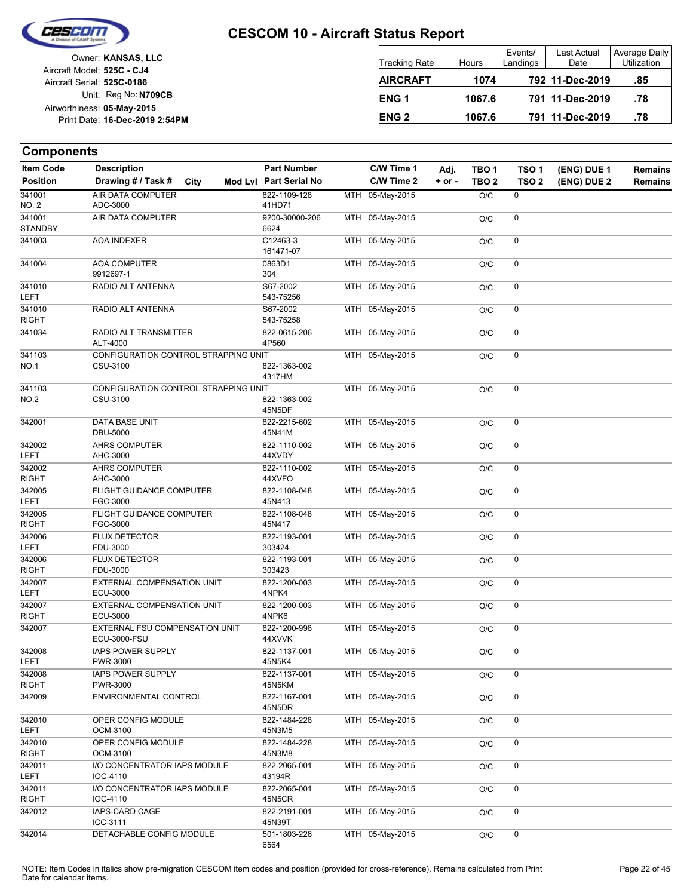# CESCOM 10 - Aircraft Status Report

Owner: **KANSAS, LLC**
Aircraft Model: **525C - CJ4**
Aircraft Serial: **525C-0186**
Unit: Reg No: **N709CB**
Airworthiness: **05-May-2015**
Print Date: **16-Dec-2019 2:54PM**

| Tracking Rate | Hours | Events/ Landings | Last Actual Date | Average Daily Utilization |
|---|---|---|---|---|
| **AIRCRAFT** | **1074** | **792** | **11-Dec-2019** | **.85** |
| **ENG 1** | **1067.6** | **791** | **11-Dec-2019** | **.78** |
| **ENG 2** | **1067.6** | **791** | **11-Dec-2019** | **.78** |

## Components

| Item Code / Position | Description / Drawing # / Task # | City | Mod Lvl | Part Number / Part Serial No | | C/W Time 1 / C/W Time 2 | Adj. + or - | TBO 1 / TBO 2 | TSO 1 / TSO 2 | (ENG) DUE 1 / (ENG) DUE 2 | Remains / Remains |
|---|---|---|---|---|---|---|---|---|---|---|---|
| 341001 NO. 2 | AIR DATA COMPUTER ADC-3000 | | | 822-1109-128 41HD71 | MTH | 05-May-2015 | | O/C | 0 | | |
| 341001 STANDBY | AIR DATA COMPUTER | | | 9200-30000-206 6624 | MTH | 05-May-2015 | | O/C | 0 | | |
| 341003 | AOA INDEXER | | | C12463-3 161471-07 | MTH | 05-May-2015 | | O/C | 0 | | |
| 341004 | AOA COMPUTER 9912697-1 | | | 0863D1 304 | MTH | 05-May-2015 | | O/C | 0 | | |
| 341010 LEFT | RADIO ALT ANTENNA | | | S67-2002 543-75256 | MTH | 05-May-2015 | | O/C | 0 | | |
| 341010 RIGHT | RADIO ALT ANTENNA | | | S67-2002 543-75258 | MTH | 05-May-2015 | | O/C | 0 | | |
| 341034 | RADIO ALT TRANSMITTER ALT-4000 | | | 822-0615-206 4P560 | MTH | 05-May-2015 | | O/C | 0 | | |
| 341103 NO.1 | CONFIGURATION CONTROL STRAPPING UNIT CSU-3100 | | | 822-1363-002 4317HM | MTH | 05-May-2015 | | O/C | 0 | | |
| 341103 NO.2 | CONFIGURATION CONTROL STRAPPING UNIT CSU-3100 | | | 822-1363-002 45N5DF | MTH | 05-May-2015 | | O/C | 0 | | |
| 342001 | DATA BASE UNIT DBU-5000 | | | 822-2215-602 45N41M | MTH | 05-May-2015 | | O/C | 0 | | |
| 342002 LEFT | AHRS COMPUTER AHC-3000 | | | 822-1110-002 44XVDY | MTH | 05-May-2015 | | O/C | 0 | | |
| 342002 RIGHT | AHRS COMPUTER AHC-3000 | | | 822-1110-002 44XVFO | MTH | 05-May-2015 | | O/C | 0 | | |
| 342005 LEFT | FLIGHT GUIDANCE COMPUTER FGC-3000 | | | 822-1108-048 45N413 | MTH | 05-May-2015 | | O/C | 0 | | |
| 342005 RIGHT | FLIGHT GUIDANCE COMPUTER FGC-3000 | | | 822-1108-048 45N417 | MTH | 05-May-2015 | | O/C | 0 | | |
| 342006 LEFT | FLUX DETECTOR FDU-3000 | | | 822-1193-001 303424 | MTH | 05-May-2015 | | O/C | 0 | | |
| 342006 RIGHT | FLUX DETECTOR FDU-3000 | | | 822-1193-001 303423 | MTH | 05-May-2015 | | O/C | 0 | | |
| 342007 LEFT | EXTERNAL COMPENSATION UNIT ECU-3000 | | | 822-1200-003 4NPK4 | MTH | 05-May-2015 | | O/C | 0 | | |
| 342007 RIGHT | EXTERNAL COMPENSATION UNIT ECU-3000 | | | 822-1200-003 4NPK6 | MTH | 05-May-2015 | | O/C | 0 | | |
| 342007 | EXTERNAL FSU COMPENSATION UNIT ECU-3000-FSU | | | 822-1200-998 44XVVK | MTH | 05-May-2015 | | O/C | 0 | | |
| 342008 LEFT | IAPS POWER SUPPLY PWR-3000 | | | 822-1137-001 45N5K4 | MTH | 05-May-2015 | | O/C | 0 | | |
| 342008 RIGHT | IAPS POWER SUPPLY PWR-3000 | | | 822-1137-001 45N5KM | MTH | 05-May-2015 | | O/C | 0 | | |
| 342009 | ENVIRONMENTAL CONTROL | | | 822-1167-001 45N5DR | MTH | 05-May-2015 | | O/C | 0 | | |
| 342010 LEFT | OPER CONFIG MODULE OCM-3100 | | | 822-1484-228 45N3M5 | MTH | 05-May-2015 | | O/C | 0 | | |
| 342010 RIGHT | OPER CONFIG MODULE OCM-3100 | | | 822-1484-228 45N3M8 | MTH | 05-May-2015 | | O/C | 0 | | |
| 342011 LEFT | I/O CONCENTRATOR IAPS MODULE IOC-4110 | | | 822-2065-001 43194R | MTH | 05-May-2015 | | O/C | 0 | | |
| 342011 RIGHT | I/O CONCENTRATOR IAPS MODULE IOC-4110 | | | 822-2065-001 45N5CR | MTH | 05-May-2015 | | O/C | 0 | | |
| 342012 | IAPS-CARD CAGE ICC-3111 | | | 822-2191-001 45N39T | MTH | 05-May-2015 | | O/C | 0 | | |
| 342014 | DETACHABLE CONFIG MODULE | | | 501-1803-226 6564 | MTH | 05-May-2015 | | O/C | 0 | | |

NOTE: Item Codes in italics show pre-migration CESCOM item codes and position (provided for cross-reference). Remains calculated from Print Date for calendar items.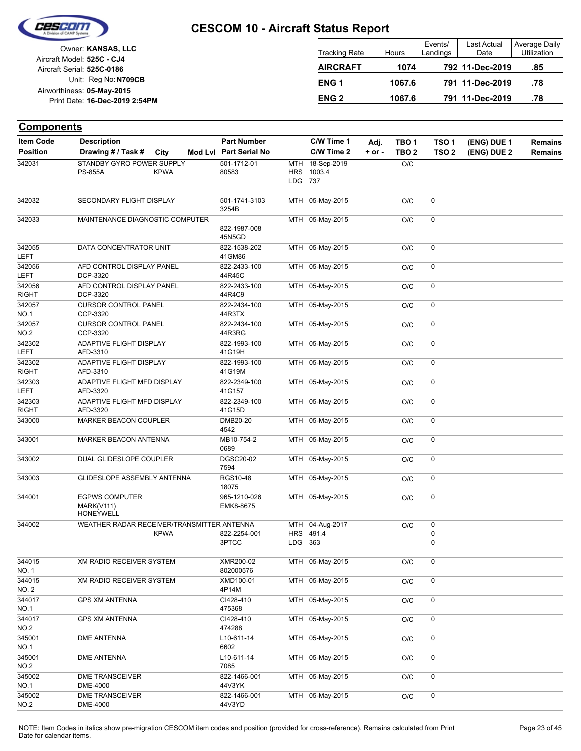# CESCOM 10 - Aircraft Status Report

Owner: **KANSAS, LLC**
Aircraft Model: **525C - CJ4**
Aircraft Serial: **525C-0186**
Unit: Reg No: **N709CB**
Airworthiness: **05-May-2015**
Print Date: **16-Dec-2019 2:54PM**

| Tracking Rate | Hours | Events/ Landings | Last Actual Date | Average Daily Utilization |
|---|---|---|---|---|
| **AIRCRAFT** | **1074** | **792** | **11-Dec-2019** | **.85** |
| **ENG 1** | **1067.6** | **791** | **11-Dec-2019** | **.78** |
| **ENG 2** | **1067.6** | **791** | **11-Dec-2019** | **.78** |

## Components

| Item Code / Position | Description / Drawing # / Task # | City | Mod Lvl | Part Number / Part Serial No | C/W Time 1 / C/W Time 2 | Adj. + or - | TBO 1 / TBO 2 | TSO 1 / TSO 2 | (ENG) DUE 1 / (ENG) DUE 2 | Remains / Remains |
|---|---|---|---|---|---|---|---|---|---|---|
| 342031 | STANDBY GYRO POWER SUPPLY PS-855A | KPWA | | 501-1712-01 80583 | MTH 18-Sep-2019 HRS 1003.4 LDG 737 | | O/C | | | |
| 342032 | SECONDARY FLIGHT DISPLAY | | | 501-1741-3103 3254B | MTH 05-May-2015 | | O/C | 0 | | |
| 342033 | MAINTENANCE DIAGNOSTIC COMPUTER | | | 822-1987-008 45N5GD | MTH 05-May-2015 | | O/C | 0 | | |
| 342055 LEFT | DATA CONCENTRATOR UNIT | | | 822-1538-202 41GM86 | MTH 05-May-2015 | | O/C | 0 | | |
| 342056 LEFT | AFD CONTROL DISPLAY PANEL DCP-3320 | | | 822-2433-100 44R45C | MTH 05-May-2015 | | O/C | 0 | | |
| 342056 RIGHT | AFD CONTROL DISPLAY PANEL DCP-3320 | | | 822-2433-100 44R4C9 | MTH 05-May-2015 | | O/C | 0 | | |
| 342057 NO.1 | CURSOR CONTROL PANEL CCP-3320 | | | 822-2434-100 44R3TX | MTH 05-May-2015 | | O/C | 0 | | |
| 342057 NO.2 | CURSOR CONTROL PANEL CCP-3320 | | | 822-2434-100 44R3RG | MTH 05-May-2015 | | O/C | 0 | | |
| 342302 LEFT | ADAPTIVE FLIGHT DISPLAY AFD-3310 | | | 822-1993-100 41G19H | MTH 05-May-2015 | | O/C | 0 | | |
| 342302 RIGHT | ADAPTIVE FLIGHT DISPLAY AFD-3310 | | | 822-1993-100 41G19M | MTH 05-May-2015 | | O/C | 0 | | |
| 342303 LEFT | ADAPTIVE FLIGHT MFD DISPLAY AFD-3320 | | | 822-2349-100 41G157 | MTH 05-May-2015 | | O/C | 0 | | |
| 342303 RIGHT | ADAPTIVE FLIGHT MFD DISPLAY AFD-3320 | | | 822-2349-100 41G15D | MTH 05-May-2015 | | O/C | 0 | | |
| 343000 | MARKER BEACON COUPLER | | | DMB20-20 4542 | MTH 05-May-2015 | | O/C | 0 | | |
| 343001 | MARKER BEACON ANTENNA | | | MB10-754-2 0689 | MTH 05-May-2015 | | O/C | 0 | | |
| 343002 | DUAL GLIDESLOPE COUPLER | | | DGSC20-02 7594 | MTH 05-May-2015 | | O/C | 0 | | |
| 343003 | GLIDESLOPE ASSEMBLY ANTENNA | | | RGS10-48 18075 | MTH 05-May-2015 | | O/C | 0 | | |
| 344001 | EGPWS COMPUTER MARK(V111) HONEYWELL | | | 965-1210-026 EMK8-8675 | MTH 05-May-2015 | | O/C | 0 | | |
| 344002 | WEATHER RADAR RECEIVER/TRANSMITTER ANTENNA | KPWA | | 822-2254-001 3PTCC | MTH 04-Aug-2017 HRS 491.4 LDG 363 | | O/C | 0 0 0 | | |
| 344015 NO. 1 | XM RADIO RECEIVER SYSTEM | | | XMR200-02 802000576 | MTH 05-May-2015 | | O/C | 0 | | |
| 344015 NO. 2 | XM RADIO RECEIVER SYSTEM | | | XMD100-01 4P14M | MTH 05-May-2015 | | O/C | 0 | | |
| 344017 NO.1 | GPS XM ANTENNA | | | CI428-410 475368 | MTH 05-May-2015 | | O/C | 0 | | |
| 344017 NO.2 | GPS XM ANTENNA | | | CI428-410 474288 | MTH 05-May-2015 | | O/C | 0 | | |
| 345001 NO.1 | DME ANTENNA | | | L10-611-14 6602 | MTH 05-May-2015 | | O/C | 0 | | |
| 345001 NO.2 | DME ANTENNA | | | L10-611-14 7085 | MTH 05-May-2015 | | O/C | 0 | | |
| 345002 NO.1 | DME TRANSCEIVER DME-4000 | | | 822-1466-001 44V3YK | MTH 05-May-2015 | | O/C | 0 | | |
| 345002 NO.2 | DME TRANSCEIVER DME-4000 | | | 822-1466-001 44V3YD | MTH 05-May-2015 | | O/C | 0 | | |

NOTE: Item Codes in italics show pre-migration CESCOM item codes and position (provided for cross-reference). Remains calculated from Print Date for calendar items.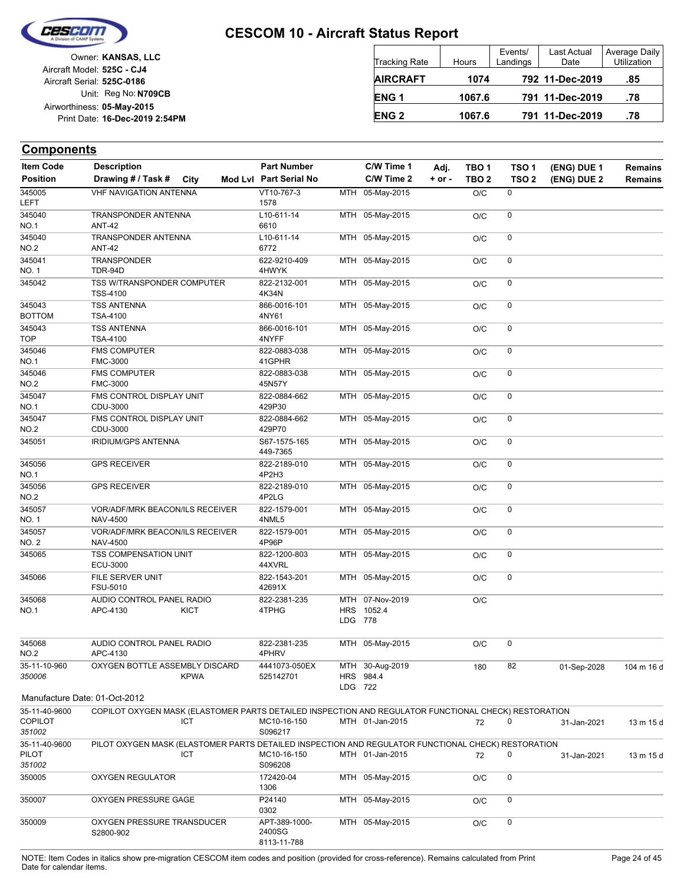# CESCOM 10 - Aircraft Status Report

Owner: **KANSAS, LLC**
Aircraft Model: **525C - CJ4**
Aircraft Serial: **525C-0186**
Unit: Reg No: **N709CB**
Airworthiness: **05-May-2015**
Print Date: **16-Dec-2019 2:54PM**

| Tracking Rate | Hours | Events/ Landings | Last Actual Date | Average Daily Utilization |
|---|---|---|---|---|
| **AIRCRAFT** | **1074** | **792** | **11-Dec-2019** | **.85** |
| **ENG 1** | **1067.6** | **791** | **11-Dec-2019** | **.78** |
| **ENG 2** | **1067.6** | **791** | **11-Dec-2019** | **.78** |

## Components

| Item Code / Position | Description / Drawing # / Task # | City | Mod Lvl | Part Number / Part Serial No | C/W Time 1 / C/W Time 2 | Adj. + or - | TBO 1 / TBO 2 | TSO 1 / TSO 2 | (ENG) DUE 1 / (ENG) DUE 2 | Remains / Remains |
|---|---|---|---|---|---|---|---|---|---|---|
| 345005 LEFT | VHF NAVIGATION ANTENNA | | | VT10-767-3 1578 | MTH 05-May-2015 | | O/C | 0 | | |
| 345040 NO.1 | TRANSPONDER ANTENNA ANT-42 | | | L10-611-14 6610 | MTH 05-May-2015 | | O/C | 0 | | |
| 345040 NO.2 | TRANSPONDER ANTENNA ANT-42 | | | L10-611-14 6772 | MTH 05-May-2015 | | O/C | 0 | | |
| 345041 NO. 1 | TRANSPONDER TDR-94D | | | 622-9210-409 4HWYK | MTH 05-May-2015 | | O/C | 0 | | |
| 345042 | TSS W/TRANSPONDER COMPUTER TSS-4100 | | | 822-2132-001 4K34N | MTH 05-May-2015 | | O/C | 0 | | |
| 345043 BOTTOM | TSS ANTENNA TSA-4100 | | | 866-0016-101 4NY61 | MTH 05-May-2015 | | O/C | 0 | | |
| 345043 TOP | TSS ANTENNA TSA-4100 | | | 866-0016-101 4NYFF | MTH 05-May-2015 | | O/C | 0 | | |
| 345046 NO.1 | FMS COMPUTER FMC-3000 | | | 822-0883-038 41GPHR | MTH 05-May-2015 | | O/C | 0 | | |
| 345046 NO.2 | FMS COMPUTER FMC-3000 | | | 822-0883-038 45N57Y | MTH 05-May-2015 | | O/C | 0 | | |
| 345047 NO.1 | FMS CONTROL DISPLAY UNIT CDU-3000 | | | 822-0884-662 429P30 | MTH 05-May-2015 | | O/C | 0 | | |
| 345047 NO.2 | FMS CONTROL DISPLAY UNIT CDU-3000 | | | 822-0884-662 429P70 | MTH 05-May-2015 | | O/C | 0 | | |
| 345051 | IRIDIUM/GPS ANTENNA | | | S67-1575-165 449-7365 | MTH 05-May-2015 | | O/C | 0 | | |
| 345056 NO.1 | GPS RECEIVER | | | 822-2189-010 4P2H3 | MTH 05-May-2015 | | O/C | 0 | | |
| 345056 NO.2 | GPS RECEIVER | | | 822-2189-010 4P2LG | MTH 05-May-2015 | | O/C | 0 | | |
| 345057 NO. 1 | VOR/ADF/MRK BEACON/ILS RECEIVER NAV-4500 | | | 822-1579-001 4NML5 | MTH 05-May-2015 | | O/C | 0 | | |
| 345057 NO. 2 | VOR/ADF/MRK BEACON/ILS RECEIVER NAV-4500 | | | 822-1579-001 4P96P | MTH 05-May-2015 | | O/C | 0 | | |
| 345065 | TSS COMPENSATION UNIT ECU-3000 | | | 822-1200-803 44XVRL | MTH 05-May-2015 | | O/C | 0 | | |
| 345066 | FILE SERVER UNIT FSU-5010 | | | 822-1543-201 42691X | MTH 05-May-2015 | | O/C | 0 | | |
| 345068 NO.1 | AUDIO CONTROL PANEL RADIO APC-4130 | KICT | | 822-2381-235 4TPHG | MTH 07-Nov-2019 HRS 1052.4 LDG 778 | | O/C | | | |
| 345068 NO.2 | AUDIO CONTROL PANEL RADIO APC-4130 | | | 822-2381-235 4PHRV | MTH 05-May-2015 | | O/C | 0 | | |
| 35-11-10-960 *350006* | OXYGEN BOTTLE ASSEMBLY DISCARD | KPWA | | 4441073-050EX 525142701 | MTH 30-Aug-2019 HRS 984.4 LDG 722 | | 180 | 82 | 01-Sep-2028 | 104 m 16 d |
| Manufacture Date: 01-Oct-2012 | | | | | | | | | | |
| 35-11-40-9600 COPILOT *351002* | COPILOT OXYGEN MASK (ELASTOMER PARTS DETAILED INSPECTION AND REGULATOR FUNCTIONAL CHECK) RESTORATION | ICT | | MC10-16-150 S096217 | MTH 01-Jan-2015 | | 72 | 0 | 31-Jan-2021 | 13 m 15 d |
| 35-11-40-9600 PILOT *351002* | PILOT OXYGEN MASK (ELASTOMER PARTS DETAILED INSPECTION AND REGULATOR FUNCTIONAL CHECK) RESTORATION | ICT | | MC10-16-150 S096208 | MTH 01-Jan-2015 | | 72 | 0 | 31-Jan-2021 | 13 m 15 d |
| 350005 | OXYGEN REGULATOR | | | 172420-04 1306 | MTH 05-May-2015 | | O/C | 0 | | |
| 350007 | OXYGEN PRESSURE GAGE | | | P24140 0302 | MTH 05-May-2015 | | O/C | 0 | | |
| 350009 | OXYGEN PRESSURE TRANSDUCER S2800-902 | | | APT-389-1000-2400SG 8113-11-788 | MTH 05-May-2015 | | O/C | 0 | | |

NOTE: Item Codes in italics show pre-migration CESCOM item codes and position (provided for cross-reference). Remains calculated from Print Date for calendar items.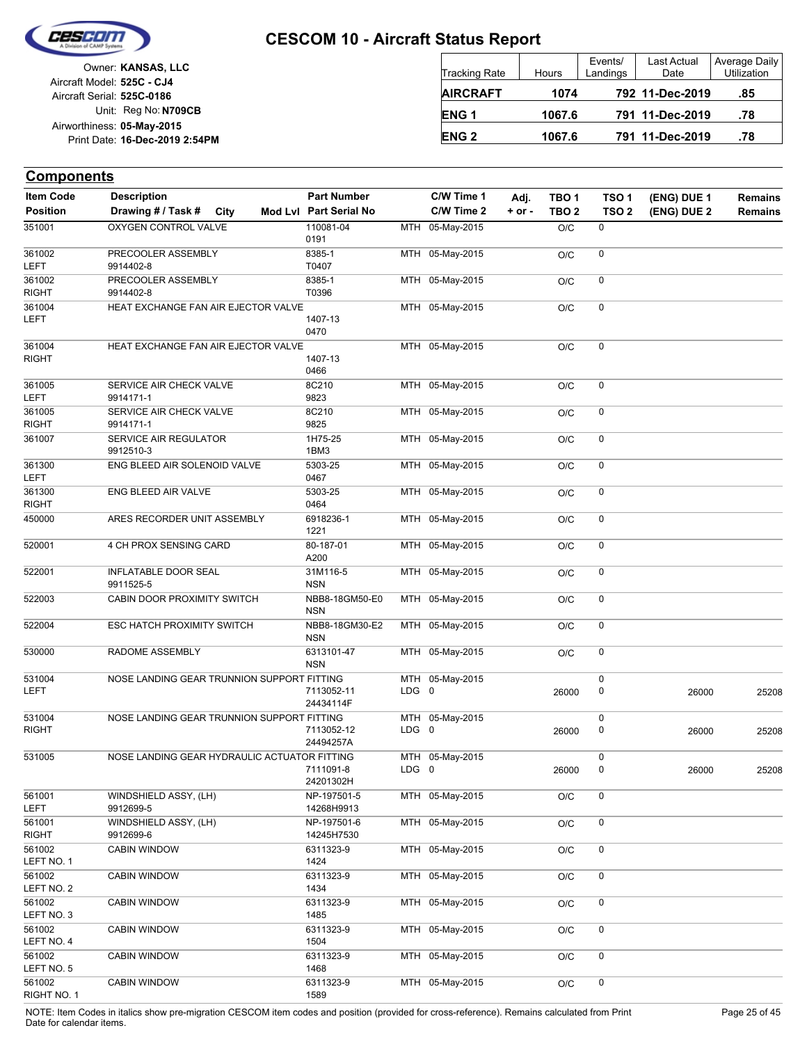# CESCOM 10 - Aircraft Status Report

Owner: **KANSAS, LLC**
Aircraft Model: **525C - CJ4**
Aircraft Serial: **525C-0186**
Unit: Reg No: **N709CB**
Airworthiness: **05-May-2015**
Print Date: **16-Dec-2019 2:54PM**

| Tracking Rate | Hours | Events/ Landings | Last Actual Date | Average Daily Utilization |
|---|---|---|---|---|
| **AIRCRAFT** | **1074** | **792** | **11-Dec-2019** | **.85** |
| **ENG 1** | **1067.6** | **791** | **11-Dec-2019** | **.78** |
| **ENG 2** | **1067.6** | **791** | **11-Dec-2019** | **.78** |

## Components

| Item Code / Position | Description / Drawing # / Task # | City | Mod Lvl | Part Number / Part Serial No | | C/W Time 1 / C/W Time 2 | Adj. + or - | TBO 1 / TBO 2 | TSO 1 / TSO 2 | (ENG) DUE 1 / (ENG) DUE 2 | Remains / Remains |
|---|---|---|---|---|---|---|---|---|---|---|---|
| 351001 | OXYGEN CONTROL VALVE | | | 110081-04 / 0191 | MTH | 05-May-2015 | | O/C | 0 | | |
| 361002 / LEFT | PRECOOLER ASSEMBLY / 9914402-8 | | | 8385-1 / T0407 | MTH | 05-May-2015 | | O/C | 0 | | |
| 361002 / RIGHT | PRECOOLER ASSEMBLY / 9914402-8 | | | 8385-1 / T0396 | MTH | 05-May-2015 | | O/C | 0 | | |
| 361004 / LEFT | HEAT EXCHANGE FAN AIR EJECTOR VALVE | | | 1407-13 / 0470 | MTH | 05-May-2015 | | O/C | 0 | | |
| 361004 / RIGHT | HEAT EXCHANGE FAN AIR EJECTOR VALVE | | | 1407-13 / 0466 | MTH | 05-May-2015 | | O/C | 0 | | |
| 361005 / LEFT | SERVICE AIR CHECK VALVE / 9914171-1 | | | 8C210 / 9823 | MTH | 05-May-2015 | | O/C | 0 | | |
| 361005 / RIGHT | SERVICE AIR CHECK VALVE / 9914171-1 | | | 8C210 / 9825 | MTH | 05-May-2015 | | O/C | 0 | | |
| 361007 | SERVICE AIR REGULATOR / 9912510-3 | | | 1H75-25 / 1BM3 | MTH | 05-May-2015 | | O/C | 0 | | |
| 361300 / LEFT | ENG BLEED AIR SOLENOID VALVE | | | 5303-25 / 0467 | MTH | 05-May-2015 | | O/C | 0 | | |
| 361300 / RIGHT | ENG BLEED AIR VALVE | | | 5303-25 / 0464 | MTH | 05-May-2015 | | O/C | 0 | | |
| 450000 | ARES RECORDER UNIT ASSEMBLY | | | 6918236-1 / 1221 | MTH | 05-May-2015 | | O/C | 0 | | |
| 520001 | 4 CH PROX SENSING CARD | | | 80-187-01 / A200 | MTH | 05-May-2015 | | O/C | 0 | | |
| 522001 | INFLATABLE DOOR SEAL / 9911525-5 | | | 31M116-5 / NSN | MTH | 05-May-2015 | | O/C | 0 | | |
| 522003 | CABIN DOOR PROXIMITY SWITCH | | | NBB8-18GM50-E0 / NSN | MTH | 05-May-2015 | | O/C | 0 | | |
| 522004 | ESC HATCH PROXIMITY SWITCH | | | NBB8-18GM30-E2 / NSN | MTH | 05-May-2015 | | O/C | 0 | | |
| 530000 | RADOME ASSEMBLY | | | 6313101-47 / NSN | MTH | 05-May-2015 | | O/C | 0 | | |
| 531004 / LEFT | NOSE LANDING GEAR TRUNNION SUPPORT FITTING | | | 7113052-11 / 24434114F | MTH / LDG | 05-May-2015 / 0 | | / 26000 | 0 / 0 | / 26000 | / 25208 |
| 531004 / RIGHT | NOSE LANDING GEAR TRUNNION SUPPORT FITTING | | | 7113052-12 / 24494257A | MTH / LDG | 05-May-2015 / 0 | | / 26000 | 0 / 0 | / 26000 | / 25208 |
| 531005 | NOSE LANDING GEAR HYDRAULIC ACTUATOR FITTING | | | 7111091-8 / 24201302H | MTH / LDG | 05-May-2015 / 0 | | / 26000 | 0 / 0 | / 26000 | / 25208 |
| 561001 / LEFT | WINDSHIELD ASSY, (LH) / 9912699-5 | | | NP-197501-5 / 14268H9913 | MTH | 05-May-2015 | | O/C | 0 | | |
| 561001 / RIGHT | WINDSHIELD ASSY, (LH) / 9912699-6 | | | NP-197501-6 / 14245H7530 | MTH | 05-May-2015 | | O/C | 0 | | |
| 561002 / LEFT NO. 1 | CABIN WINDOW | | | 6311323-9 / 1424 | MTH | 05-May-2015 | | O/C | 0 | | |
| 561002 / LEFT NO. 2 | CABIN WINDOW | | | 6311323-9 / 1434 | MTH | 05-May-2015 | | O/C | 0 | | |
| 561002 / LEFT NO. 3 | CABIN WINDOW | | | 6311323-9 / 1485 | MTH | 05-May-2015 | | O/C | 0 | | |
| 561002 / LEFT NO. 4 | CABIN WINDOW | | | 6311323-9 / 1504 | MTH | 05-May-2015 | | O/C | 0 | | |
| 561002 / LEFT NO. 5 | CABIN WINDOW | | | 6311323-9 / 1468 | MTH | 05-May-2015 | | O/C | 0 | | |
| 561002 / RIGHT NO. 1 | CABIN WINDOW | | | 6311323-9 / 1589 | MTH | 05-May-2015 | | O/C | 0 | | |

NOTE: Item Codes in italics show pre-migration CESCOM item codes and position (provided for cross-reference). Remains calculated from Print Date for calendar items.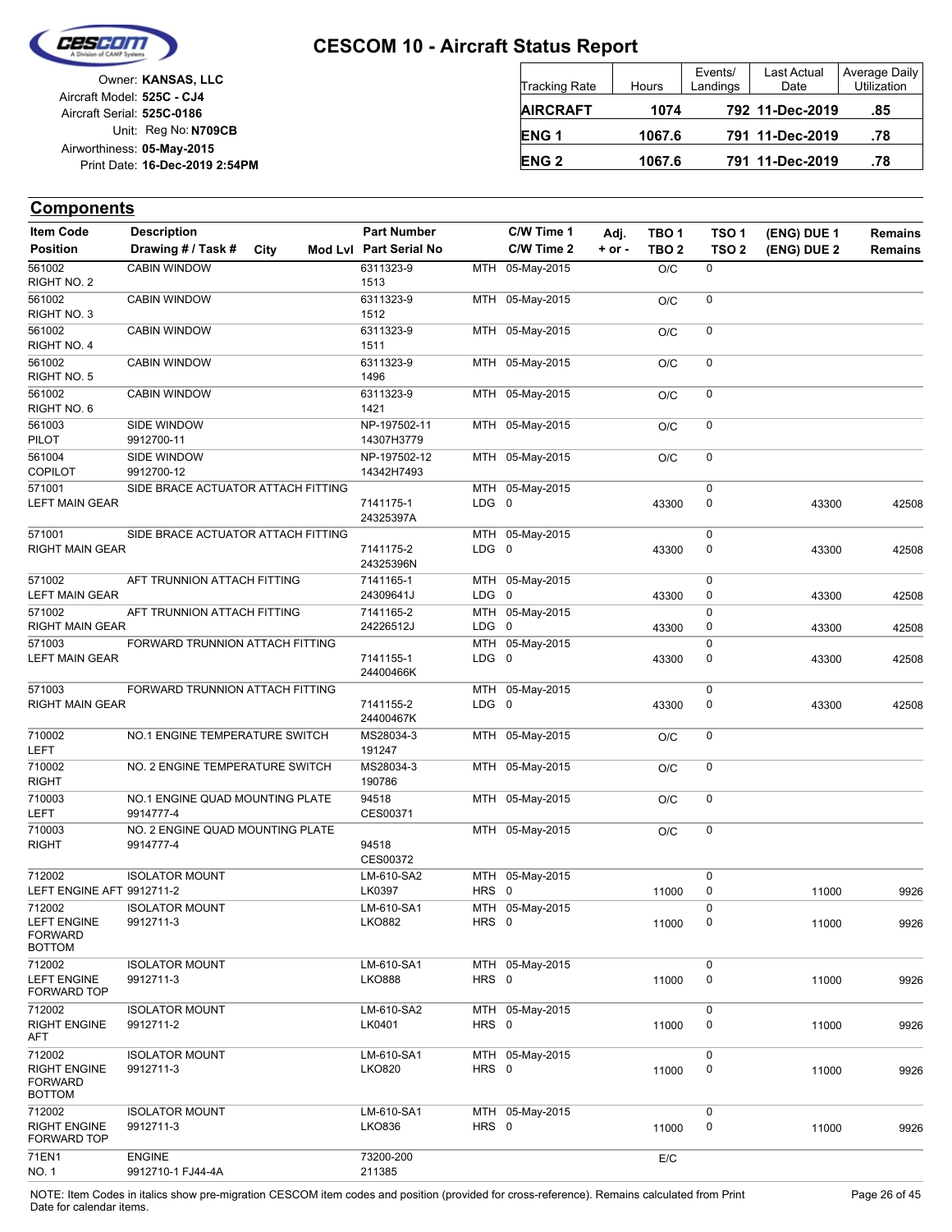# CESCOM 10 - Aircraft Status Report

Owner: **KANSAS, LLC**
Aircraft Model: **525C - CJ4**
Aircraft Serial: **525C-0186**
Unit: Reg No: **N709CB**
Airworthiness: **05-May-2015**
Print Date: **16-Dec-2019 2:54PM**

| Tracking Rate | Hours | Events/ Landings | Last Actual Date | Average Daily Utilization |
|---|---|---|---|---|
| **AIRCRAFT** | **1074** | **792** | **11-Dec-2019** | **.85** |
| **ENG 1** | **1067.6** | **791** | **11-Dec-2019** | **.78** |
| **ENG 2** | **1067.6** | **791** | **11-Dec-2019** | **.78** |

## Components

| Item Code / Position | Description / Drawing # / Task # | City | Mod Lvl | Part Number / Part Serial No | C/W Time 1 / C/W Time 2 | Adj. + or - | TBO 1 / TBO 2 | TSO 1 / TSO 2 | (ENG) DUE 1 / (ENG) DUE 2 | Remains / Remains |
|---|---|---|---|---|---|---|---|---|---|---|
| 561002 RIGHT NO. 2 | CABIN WINDOW | | | 6311323-9 1513 | MTH 05-May-2015 | | O/C | 0 | | |
| 561002 RIGHT NO. 3 | CABIN WINDOW | | | 6311323-9 1512 | MTH 05-May-2015 | | O/C | 0 | | |
| 561002 RIGHT NO. 4 | CABIN WINDOW | | | 6311323-9 1511 | MTH 05-May-2015 | | O/C | 0 | | |
| 561002 RIGHT NO. 5 | CABIN WINDOW | | | 6311323-9 1496 | MTH 05-May-2015 | | O/C | 0 | | |
| 561002 RIGHT NO. 6 | CABIN WINDOW | | | 6311323-9 1421 | MTH 05-May-2015 | | O/C | 0 | | |
| 561003 PILOT | SIDE WINDOW 9912700-11 | | | NP-197502-11 14307H3779 | MTH 05-May-2015 | | O/C | 0 | | |
| 561004 COPILOT | SIDE WINDOW 9912700-12 | | | NP-197502-12 14342H7493 | MTH 05-May-2015 | | O/C | 0 | | |
| 571001 LEFT MAIN GEAR | SIDE BRACE ACTUATOR ATTACH FITTING | | | 7141175-1 24325397A | MTH 05-May-2015 LDG 0 | | 43300 | 0 0 | 43300 | 42508 |
| 571001 RIGHT MAIN GEAR | SIDE BRACE ACTUATOR ATTACH FITTING | | | 7141175-2 24325396N | MTH 05-May-2015 LDG 0 | | 43300 | 0 0 | 43300 | 42508 |
| 571002 LEFT MAIN GEAR | AFT TRUNNION ATTACH FITTING | | | 7141165-1 24309641J | MTH 05-May-2015 LDG 0 | | 43300 | 0 0 | 43300 | 42508 |
| 571002 RIGHT MAIN GEAR | AFT TRUNNION ATTACH FITTING | | | 7141165-2 24226512J | MTH 05-May-2015 LDG 0 | | 43300 | 0 0 | 43300 | 42508 |
| 571003 LEFT MAIN GEAR | FORWARD TRUNNION ATTACH FITTING | | | 7141155-1 24400466K | MTH 05-May-2015 LDG 0 | | 43300 | 0 0 | 43300 | 42508 |
| 571003 RIGHT MAIN GEAR | FORWARD TRUNNION ATTACH FITTING | | | 7141155-2 24400467K | MTH 05-May-2015 LDG 0 | | 43300 | 0 0 | 43300 | 42508 |
| 710002 LEFT | NO.1 ENGINE TEMPERATURE SWITCH | | | MS28034-3 191247 | MTH 05-May-2015 | | O/C | 0 | | |
| 710002 RIGHT | NO. 2 ENGINE TEMPERATURE SWITCH | | | MS28034-3 190786 | MTH 05-May-2015 | | O/C | 0 | | |
| 710003 LEFT | NO.1 ENGINE QUAD MOUNTING PLATE 9914777-4 | | | 94518 CES00371 | MTH 05-May-2015 | | O/C | 0 | | |
| 710003 RIGHT | NO. 2 ENGINE QUAD MOUNTING PLATE 9914777-4 | | | 94518 CES00372 | MTH 05-May-2015 | | O/C | 0 | | |
| 712002 LEFT ENGINE AFT | ISOLATOR MOUNT 9912711-2 | | | LM-610-SA2 LK0397 | MTH 05-May-2015 HRS 0 | | 11000 | 0 0 | 11000 | 9926 |
| 712002 LEFT ENGINE FORWARD BOTTOM | ISOLATOR MOUNT 9912711-3 | | | LM-610-SA1 LKO882 | MTH 05-May-2015 HRS 0 | | 11000 | 0 0 | 11000 | 9926 |
| 712002 LEFT ENGINE FORWARD TOP | ISOLATOR MOUNT 9912711-3 | | | LM-610-SA1 LKO888 | MTH 05-May-2015 HRS 0 | | 11000 | 0 0 | 11000 | 9926 |
| 712002 RIGHT ENGINE AFT | ISOLATOR MOUNT 9912711-2 | | | LM-610-SA2 LK0401 | MTH 05-May-2015 HRS 0 | | 11000 | 0 0 | 11000 | 9926 |
| 712002 RIGHT ENGINE FORWARD BOTTOM | ISOLATOR MOUNT 9912711-3 | | | LM-610-SA1 LKO820 | MTH 05-May-2015 HRS 0 | | 11000 | 0 0 | 11000 | 9926 |
| 712002 RIGHT ENGINE FORWARD TOP | ISOLATOR MOUNT 9912711-3 | | | LM-610-SA1 LKO836 | MTH 05-May-2015 HRS 0 | | 11000 | 0 0 | 11000 | 9926 |
| 71EN1 NO. 1 | ENGINE 9912710-1 FJ44-4A | | | 73200-200 211385 | | | E/C | | | |

NOTE: Item Codes in italics show pre-migration CESCOM item codes and position (provided for cross-reference). Remains calculated from Print Date for calendar items.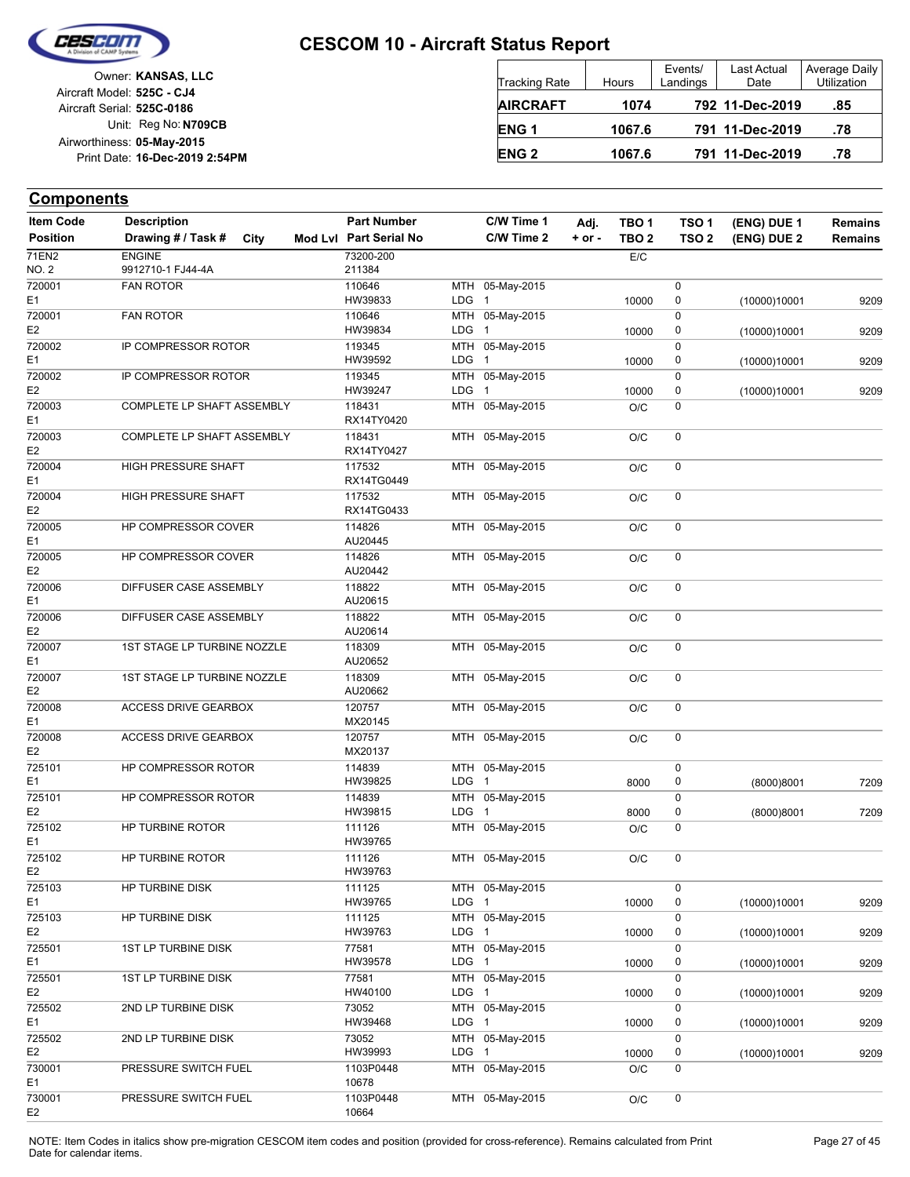# CESCOM 10 - Aircraft Status Report

Owner: **KANSAS, LLC**
Aircraft Model: **525C - CJ4**
Aircraft Serial: **525C-0186**
Unit: Reg No: **N709CB**
Airworthiness: **05-May-2015**
Print Date: **16-Dec-2019 2:54PM**

| Tracking Rate | Hours | Events/ Landings | Last Actual Date | Average Daily Utilization |
|---|---|---|---|---|
| **AIRCRAFT** | **1074** | **792** | **11-Dec-2019** | **.85** |
| **ENG 1** | **1067.6** | **791** | **11-Dec-2019** | **.78** |
| **ENG 2** | **1067.6** | **791** | **11-Dec-2019** | **.78** |

## Components

| Item Code / Position | Description / Drawing # / Task # | City | Mod Lvl | Part Number / Part Serial No | | C/W Time 1 / C/W Time 2 | Adj. + or - | TBO 1 / TBO 2 | TSO 1 / TSO 2 | (ENG) DUE 1 / (ENG) DUE 2 | Remains / Remains |
|---|---|---|---|---|---|---|---|---|---|---|---|
| 71EN2 / NO. 2 | ENGINE / 9912710-1 FJ44-4A | | | 73200-200 / 211384 | | | | E/C | | | |
| 720001 / E1 | FAN ROTOR | | | 110646 / HW39833 | MTH / LDG | 05-May-2015 / 1 | | 10000 | 0 / 0 | (10000)10001 | 9209 |
| 720001 / E2 | FAN ROTOR | | | 110646 / HW39834 | MTH / LDG | 05-May-2015 / 1 | | 10000 | 0 / 0 | (10000)10001 | 9209 |
| 720002 / E1 | IP COMPRESSOR ROTOR | | | 119345 / HW39592 | MTH / LDG | 05-May-2015 / 1 | | 10000 | 0 / 0 | (10000)10001 | 9209 |
| 720002 / E2 | IP COMPRESSOR ROTOR | | | 119345 / HW39247 | MTH / LDG | 05-May-2015 / 1 | | 10000 | 0 / 0 | (10000)10001 | 9209 |
| 720003 / E1 | COMPLETE LP SHAFT ASSEMBLY | | | 118431 / RX14TY0420 | MTH | 05-May-2015 | | O/C | 0 | | |
| 720003 / E2 | COMPLETE LP SHAFT ASSEMBLY | | | 118431 / RX14TY0427 | MTH | 05-May-2015 | | O/C | 0 | | |
| 720004 / E1 | HIGH PRESSURE SHAFT | | | 117532 / RX14TG0449 | MTH | 05-May-2015 | | O/C | 0 | | |
| 720004 / E2 | HIGH PRESSURE SHAFT | | | 117532 / RX14TG0433 | MTH | 05-May-2015 | | O/C | 0 | | |
| 720005 / E1 | HP COMPRESSOR COVER | | | 114826 / AU20445 | MTH | 05-May-2015 | | O/C | 0 | | |
| 720005 / E2 | HP COMPRESSOR COVER | | | 114826 / AU20442 | MTH | 05-May-2015 | | O/C | 0 | | |
| 720006 / E1 | DIFFUSER CASE ASSEMBLY | | | 118822 / AU20615 | MTH | 05-May-2015 | | O/C | 0 | | |
| 720006 / E2 | DIFFUSER CASE ASSEMBLY | | | 118822 / AU20614 | MTH | 05-May-2015 | | O/C | 0 | | |
| 720007 / E1 | 1ST STAGE LP TURBINE NOZZLE | | | 118309 / AU20652 | MTH | 05-May-2015 | | O/C | 0 | | |
| 720007 / E2 | 1ST STAGE LP TURBINE NOZZLE | | | 118309 / AU20662 | MTH | 05-May-2015 | | O/C | 0 | | |
| 720008 / E1 | ACCESS DRIVE GEARBOX | | | 120757 / MX20145 | MTH | 05-May-2015 | | O/C | 0 | | |
| 720008 / E2 | ACCESS DRIVE GEARBOX | | | 120757 / MX20137 | MTH | 05-May-2015 | | O/C | 0 | | |
| 725101 / E1 | HP COMPRESSOR ROTOR | | | 114839 / HW39825 | MTH / LDG | 05-May-2015 / 1 | | 8000 | 0 / 0 | (8000)8001 | 7209 |
| 725101 / E2 | HP COMPRESSOR ROTOR | | | 114839 / HW39815 | MTH / LDG | 05-May-2015 / 1 | | 8000 | 0 / 0 | (8000)8001 | 7209 |
| 725102 / E1 | HP TURBINE ROTOR | | | 111126 / HW39765 | MTH | 05-May-2015 | | O/C | 0 | | |
| 725102 / E2 | HP TURBINE ROTOR | | | 111126 / HW39763 | MTH | 05-May-2015 | | O/C | 0 | | |
| 725103 / E1 | HP TURBINE DISK | | | 111125 / HW39765 | MTH / LDG | 05-May-2015 / 1 | | 10000 | 0 / 0 | (10000)10001 | 9209 |
| 725103 / E2 | HP TURBINE DISK | | | 111125 / HW39763 | MTH / LDG | 05-May-2015 / 1 | | 10000 | 0 / 0 | (10000)10001 | 9209 |
| 725501 / E1 | 1ST LP TURBINE DISK | | | 77581 / HW39578 | MTH / LDG | 05-May-2015 / 1 | | 10000 | 0 / 0 | (10000)10001 | 9209 |
| 725501 / E2 | 1ST LP TURBINE DISK | | | 77581 / HW40100 | MTH / LDG | 05-May-2015 / 1 | | 10000 | 0 / 0 | (10000)10001 | 9209 |
| 725502 / E1 | 2ND LP TURBINE DISK | | | 73052 / HW39468 | MTH / LDG | 05-May-2015 / 1 | | 10000 | 0 / 0 | (10000)10001 | 9209 |
| 725502 / E2 | 2ND LP TURBINE DISK | | | 73052 / HW39993 | MTH / LDG | 05-May-2015 / 1 | | 10000 | 0 / 0 | (10000)10001 | 9209 |
| 730001 / E1 | PRESSURE SWITCH FUEL | | | 1103P0448 / 10678 | MTH | 05-May-2015 | | O/C | 0 | | |
| 730001 / E2 | PRESSURE SWITCH FUEL | | | 1103P0448 / 10664 | MTH | 05-May-2015 | | O/C | 0 | | |

NOTE: Item Codes in italics show pre-migration CESCOM item codes and position (provided for cross-reference). Remains calculated from Print Date for calendar items.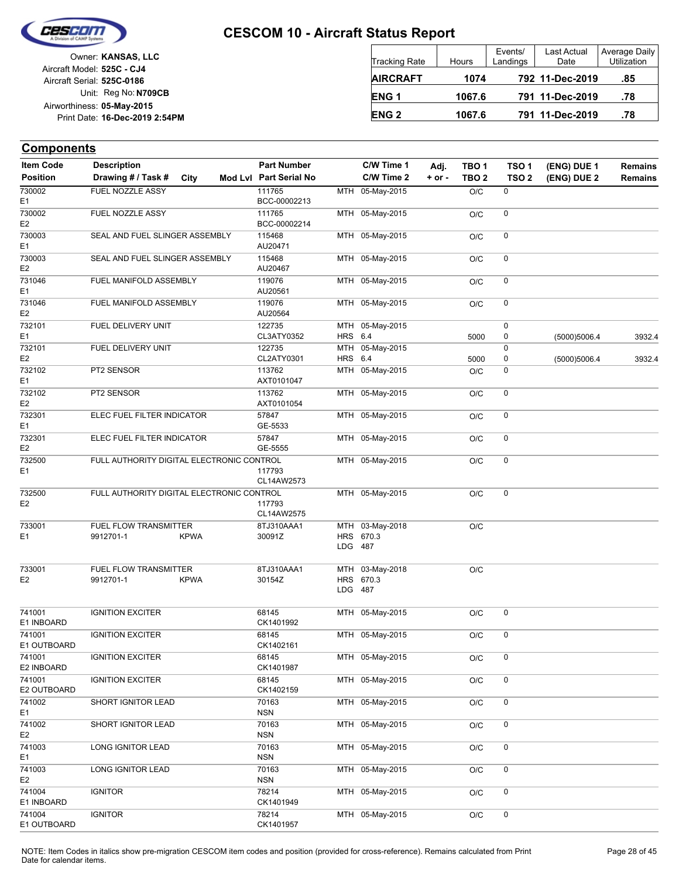# CESCOM 10 - Aircraft Status Report

Owner: **KANSAS, LLC**
Aircraft Model: **525C - CJ4**
Aircraft Serial: **525C-0186**
Unit: Reg No: **N709CB**
Airworthiness: **05-May-2015**
Print Date: **16-Dec-2019 2:54PM**

| Tracking Rate | Hours | Events/ Landings | Last Actual Date | Average Daily Utilization |
|---|---|---|---|---|
| **AIRCRAFT** | **1074** | **792** | **11-Dec-2019** | **.85** |
| **ENG 1** | **1067.6** | **791** | **11-Dec-2019** | **.78** |
| **ENG 2** | **1067.6** | **791** | **11-Dec-2019** | **.78** |

## Components

| Item Code / Position | Description / Drawing # / Task # | City | Mod Lvl | Part Number / Part Serial No | C/W Time 1 / C/W Time 2 | Adj. + or - | TBO 1 / TBO 2 | TSO 1 / TSO 2 | (ENG) DUE 1 / (ENG) DUE 2 | Remains / Remains |
|---|---|---|---|---|---|---|---|---|---|---|
| 730002 / E1 | FUEL NOZZLE ASSY | | | 111765 / BCC-00002213 | MTH 05-May-2015 | | O/C | 0 | | |
| 730002 / E2 | FUEL NOZZLE ASSY | | | 111765 / BCC-00002214 | MTH 05-May-2015 | | O/C | 0 | | |
| 730003 / E1 | SEAL AND FUEL SLINGER ASSEMBLY | | | 115468 / AU20471 | MTH 05-May-2015 | | O/C | 0 | | |
| 730003 / E2 | SEAL AND FUEL SLINGER ASSEMBLY | | | 115468 / AU20467 | MTH 05-May-2015 | | O/C | 0 | | |
| 731046 / E1 | FUEL MANIFOLD ASSEMBLY | | | 119076 / AU20561 | MTH 05-May-2015 | | O/C | 0 | | |
| 731046 / E2 | FUEL MANIFOLD ASSEMBLY | | | 119076 / AU20564 | MTH 05-May-2015 | | O/C | 0 | | |
| 732101 / E1 | FUEL DELIVERY UNIT | | | 122735 / CL3ATY0352 | MTH 05-May-2015 / HRS 6.4 | | 5000 | 0 / 0 | (5000)5006.4 | 3932.4 |
| 732101 / E2 | FUEL DELIVERY UNIT | | | 122735 / CL2ATY0301 | MTH 05-May-2015 / HRS 6.4 | | 5000 | 0 / 0 | (5000)5006.4 | 3932.4 |
| 732102 / E1 | PT2 SENSOR | | | 113762 / AXT0101047 | MTH 05-May-2015 | | O/C | 0 | | |
| 732102 / E2 | PT2 SENSOR | | | 113762 / AXT0101054 | MTH 05-May-2015 | | O/C | 0 | | |
| 732301 / E1 | ELEC FUEL FILTER INDICATOR | | | 57847 / GE-5533 | MTH 05-May-2015 | | O/C | 0 | | |
| 732301 / E2 | ELEC FUEL FILTER INDICATOR | | | 57847 / GE-5555 | MTH 05-May-2015 | | O/C | 0 | | |
| 732500 / E1 | FULL AUTHORITY DIGITAL ELECTRONIC CONTROL | | | 117793 / CL14AW2573 | MTH 05-May-2015 | | O/C | 0 | | |
| 732500 / E2 | FULL AUTHORITY DIGITAL ELECTRONIC CONTROL | | | 117793 / CL14AW2575 | MTH 05-May-2015 | | O/C | 0 | | |
| 733001 / E1 | FUEL FLOW TRANSMITTER / 9912701-1 | KPWA | | 8TJ310AAA1 / 30091Z | MTH 03-May-2018 / HRS 670.3 / LDG 487 | | O/C | | | |
| 733001 / E2 | FUEL FLOW TRANSMITTER / 9912701-1 | KPWA | | 8TJ310AAA1 / 30154Z | MTH 03-May-2018 / HRS 670.3 / LDG 487 | | O/C | | | |
| 741001 / E1 INBOARD | IGNITION EXCITER | | | 68145 / CK1401992 | MTH 05-May-2015 | | O/C | 0 | | |
| 741001 / E1 OUTBOARD | IGNITION EXCITER | | | 68145 / CK1402161 | MTH 05-May-2015 | | O/C | 0 | | |
| 741001 / E2 INBOARD | IGNITION EXCITER | | | 68145 / CK1401987 | MTH 05-May-2015 | | O/C | 0 | | |
| 741001 / E2 OUTBOARD | IGNITION EXCITER | | | 68145 / CK1402159 | MTH 05-May-2015 | | O/C | 0 | | |
| 741002 / E1 | SHORT IGNITOR LEAD | | | 70163 / NSN | MTH 05-May-2015 | | O/C | 0 | | |
| 741002 / E2 | SHORT IGNITOR LEAD | | | 70163 / NSN | MTH 05-May-2015 | | O/C | 0 | | |
| 741003 / E1 | LONG IGNITOR LEAD | | | 70163 / NSN | MTH 05-May-2015 | | O/C | 0 | | |
| 741003 / E2 | LONG IGNITOR LEAD | | | 70163 / NSN | MTH 05-May-2015 | | O/C | 0 | | |
| 741004 / E1 INBOARD | IGNITOR | | | 78214 / CK1401949 | MTH 05-May-2015 | | O/C | 0 | | |
| 741004 / E1 OUTBOARD | IGNITOR | | | 78214 / CK1401957 | MTH 05-May-2015 | | O/C | 0 | | |

NOTE: Item Codes in italics show pre-migration CESCOM item codes and position (provided for cross-reference). Remains calculated from Print Date for calendar items.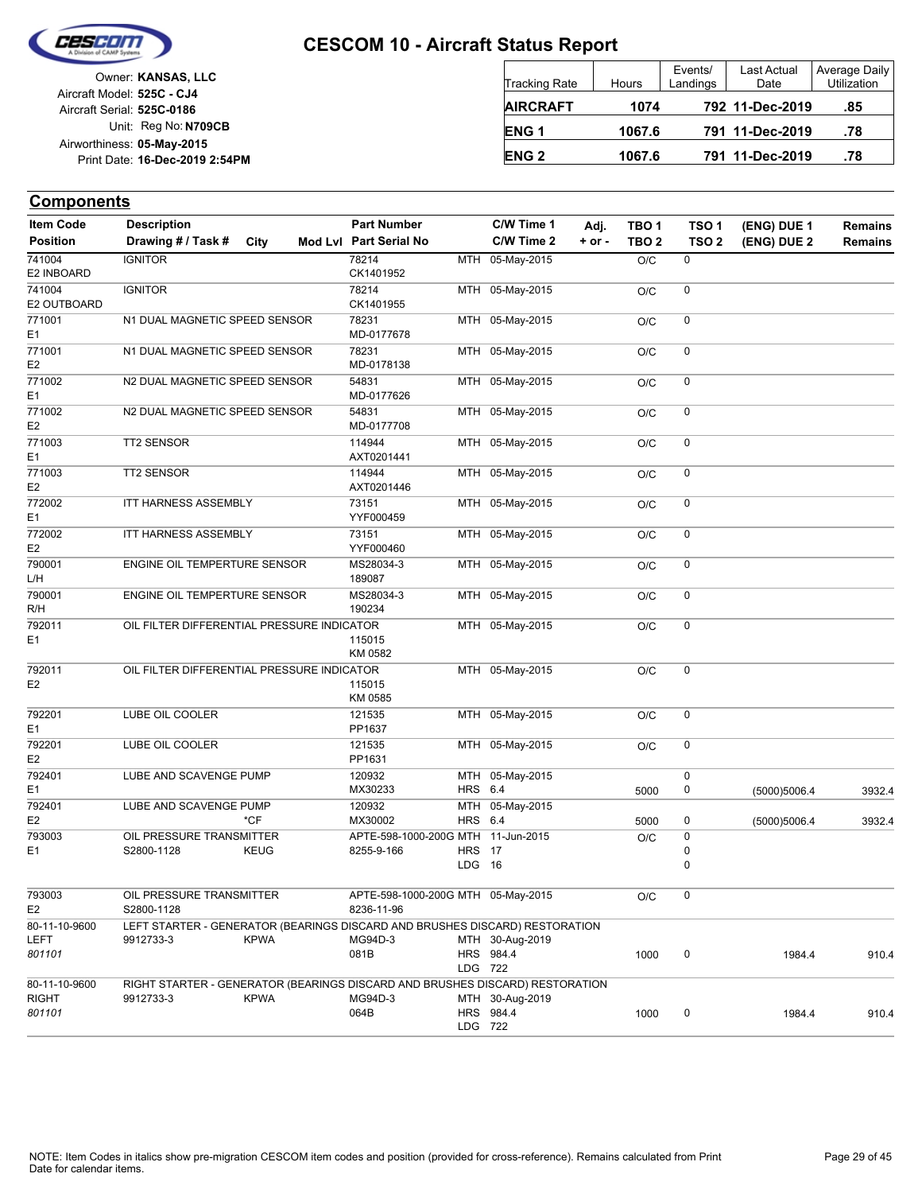# CESCOM 10 - Aircraft Status Report

Owner: **KANSAS, LLC**
Aircraft Model: **525C - CJ4**
Aircraft Serial: **525C-0186**
Unit: Reg No: **N709CB**
Airworthiness: **05-May-2015**
Print Date: **16-Dec-2019 2:54PM**

| Tracking Rate | Hours | Events/ Landings | Last Actual Date | Average Daily Utilization |
|---|---|---|---|---|
| **AIRCRAFT** | **1074** | **792** | **11-Dec-2019** | **.85** |
| **ENG 1** | **1067.6** | **791** | **11-Dec-2019** | **.78** |
| **ENG 2** | **1067.6** | **791** | **11-Dec-2019** | **.78** |

## Components

| Item Code / Position | Description / Drawing # / Task # | City | Mod Lvl | Part Number / Part Serial No | C/W Time 1 / C/W Time 2 | Adj. + or - | TBO 1 / TBO 2 | TSO 1 / TSO 2 | (ENG) DUE 1 / (ENG) DUE 2 | Remains / Remains |
|---|---|---|---|---|---|---|---|---|---|---|
| 741004<br>E2 INBOARD | IGNITOR | | | 78214<br>CK1401952 | MTH 05-May-2015 | | O/C | 0 | | |
| 741004<br>E2 OUTBOARD | IGNITOR | | | 78214<br>CK1401955 | MTH 05-May-2015 | | O/C | 0 | | |
| 771001<br>E1 | N1 DUAL MAGNETIC SPEED SENSOR | | | 78231<br>MD-0177678 | MTH 05-May-2015 | | O/C | 0 | | |
| 771001<br>E2 | N1 DUAL MAGNETIC SPEED SENSOR | | | 78231<br>MD-0178138 | MTH 05-May-2015 | | O/C | 0 | | |
| 771002<br>E1 | N2 DUAL MAGNETIC SPEED SENSOR | | | 54831<br>MD-0177626 | MTH 05-May-2015 | | O/C | 0 | | |
| 771002<br>E2 | N2 DUAL MAGNETIC SPEED SENSOR | | | 54831<br>MD-0177708 | MTH 05-May-2015 | | O/C | 0 | | |
| 771003<br>E1 | TT2 SENSOR | | | 114944<br>AXT0201441 | MTH 05-May-2015 | | O/C | 0 | | |
| 771003<br>E2 | TT2 SENSOR | | | 114944<br>AXT0201446 | MTH 05-May-2015 | | O/C | 0 | | |
| 772002<br>E1 | ITT HARNESS ASSEMBLY | | | 73151<br>YYF000459 | MTH 05-May-2015 | | O/C | 0 | | |
| 772002<br>E2 | ITT HARNESS ASSEMBLY | | | 73151<br>YYF000460 | MTH 05-May-2015 | | O/C | 0 | | |
| 790001<br>L/H | ENGINE OIL TEMPERTURE SENSOR | | | MS28034-3<br>189087 | MTH 05-May-2015 | | O/C | 0 | | |
| 790001<br>R/H | ENGINE OIL TEMPERTURE SENSOR | | | MS28034-3<br>190234 | MTH 05-May-2015 | | O/C | 0 | | |
| 792011<br>E1 | OIL FILTER DIFFERENTIAL PRESSURE INDICATOR | | | 115015<br>KM 0582 | MTH 05-May-2015 | | O/C | 0 | | |
| 792011<br>E2 | OIL FILTER DIFFERENTIAL PRESSURE INDICATOR | | | 115015<br>KM 0585 | MTH 05-May-2015 | | O/C | 0 | | |
| 792201<br>E1 | LUBE OIL COOLER | | | 121535<br>PP1637 | MTH 05-May-2015 | | O/C | 0 | | |
| 792201<br>E2 | LUBE OIL COOLER | | | 121535<br>PP1631 | MTH 05-May-2015 | | O/C | 0 | | |
| 792401<br>E1 | LUBE AND SCAVENGE PUMP | | | 120932<br>MX30233 | MTH 05-May-2015<br>HRS 6.4 | | 5000 | 0<br>0 | (5000)5006.4 | 3932.4 |
| 792401<br>E2 | LUBE AND SCAVENGE PUMP | *CF | | 120932<br>MX30002 | MTH 05-May-2015<br>HRS 6.4 | | 5000 | 0 | (5000)5006.4 | 3932.4 |
| 793003<br>E1 | OIL PRESSURE TRANSMITTER<br>S2800-1128 | KEUG | | APTE-598-1000-200G<br>8255-9-166 | MTH 11-Jun-2015<br>HRS 17<br>LDG 16 | | O/C | 0<br>0<br>0 | | |
| 793003<br>E2 | OIL PRESSURE TRANSMITTER<br>S2800-1128 | | | APTE-598-1000-200G<br>8236-11-96 | MTH 05-May-2015 | | O/C | 0 | | |
| 80-11-10-9600<br>LEFT<br>*801101* | LEFT STARTER - GENERATOR (BEARINGS DISCARD AND BRUSHES DISCARD) RESTORATION<br>9912733-3 | KPWA | | MG94D-3<br>081B | MTH 30-Aug-2019<br>HRS 984.4<br>LDG 722 | | 1000 | 0 | 1984.4 | 910.4 |
| 80-11-10-9600<br>RIGHT<br>*801101* | RIGHT STARTER - GENERATOR (BEARINGS DISCARD AND BRUSHES DISCARD) RESTORATION<br>9912733-3 | KPWA | | MG94D-3<br>064B | MTH 30-Aug-2019<br>HRS 984.4<br>LDG 722 | | 1000 | 0 | 1984.4 | 910.4 |

NOTE: Item Codes in italics show pre-migration CESCOM item codes and position (provided for cross-reference). Remains calculated from Print Date for calendar items.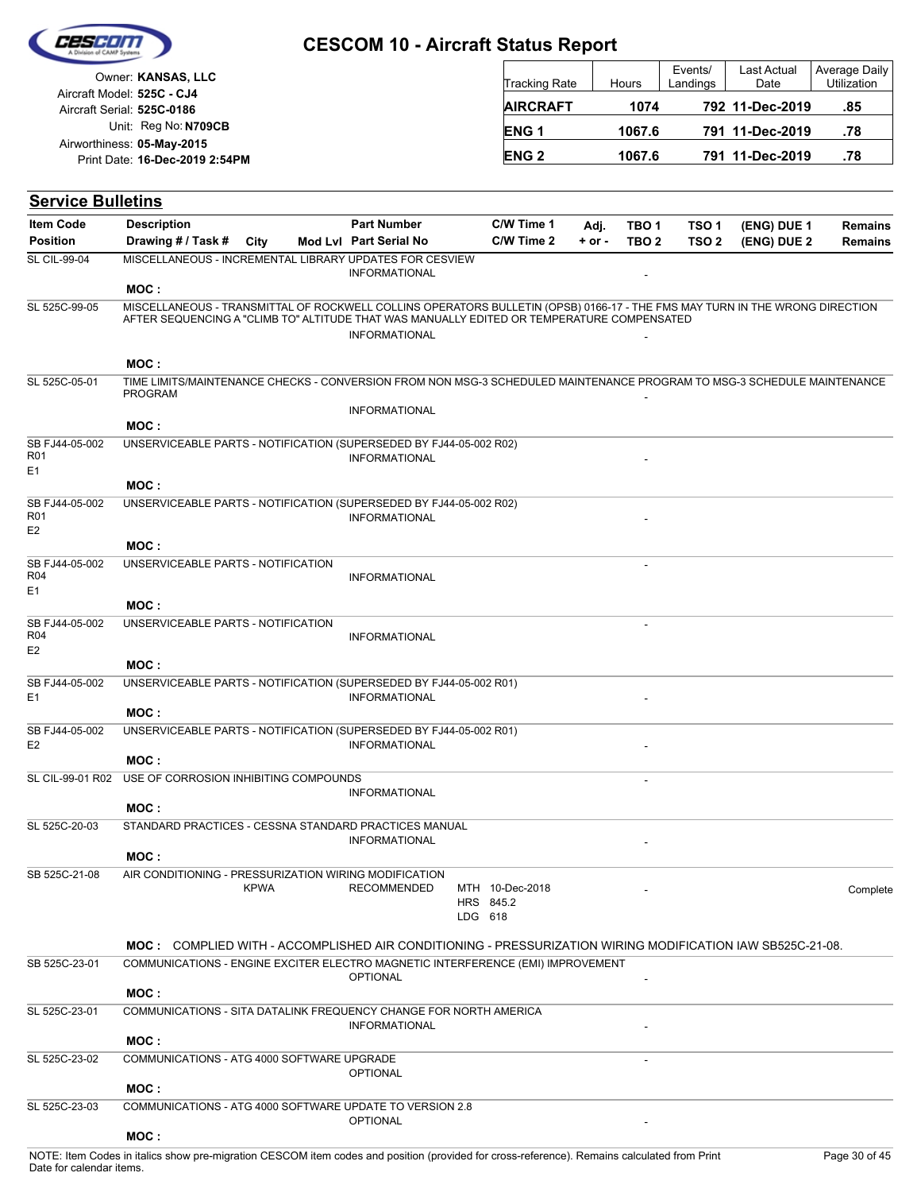# CESCOM 10 - Aircraft Status Report

Owner: **KANSAS, LLC**
Aircraft Model: **525C - CJ4**
Aircraft Serial: **525C-0186**
Unit: Reg No: **N709CB**
Airworthiness: **05-May-2015**
Print Date: **16-Dec-2019 2:54PM**

| Tracking Rate | Hours | Events/ Landings | Last Actual Date | Average Daily Utilization |
|---|---|---|---|---|
| **AIRCRAFT** | **1074** | **792** | **11-Dec-2019** | **.85** |
| **ENG 1** | **1067.6** | **791** | **11-Dec-2019** | **.78** |
| **ENG 2** | **1067.6** | **791** | **11-Dec-2019** | **.78** |

## Service Bulletins

| Item Code / Position | Description / Drawing # / Task # | City | Mod Lvl | Part Number / Part Serial No | C/W Time 1 / C/W Time 2 | Adj. + or - | TBO 1 / TBO 2 | TSO 1 / TSO 2 | (ENG) DUE 1 / (ENG) DUE 2 | Remains / Remains |
|---|---|---|---|---|---|---|---|---|---|---|
| SL CIL-99-04 | MISCELLANEOUS - INCREMENTAL LIBRARY UPDATES FOR CESVIEW | | | INFORMATIONAL | | | - | | | |
| | **MOC :** | | | | | | | | | |
| SL 525C-99-05 | MISCELLANEOUS - TRANSMITTAL OF ROCKWELL COLLINS OPERATORS BULLETIN (OPSB) 0166-17 - THE FMS MAY TURN IN THE WRONG DIRECTION AFTER SEQUENCING A "CLIMB TO" ALTITUDE THAT WAS MANUALLY EDITED OR TEMPERATURE COMPENSATED | | | INFORMATIONAL | | | - | | | |
| | **MOC :** | | | | | | | | | |
| SL 525C-05-01 | TIME LIMITS/MAINTENANCE CHECKS - CONVERSION FROM NON MSG-3 SCHEDULED MAINTENANCE PROGRAM TO MSG-3 SCHEDULE MAINTENANCE PROGRAM | | | INFORMATIONAL | | | - | | | |
| | **MOC :** | | | | | | | | | |
| SB FJ44-05-002 R01 E1 | UNSERVICEABLE PARTS - NOTIFICATION (SUPERSEDED BY FJ44-05-002 R02) | | | INFORMATIONAL | | | - | | | |
| | **MOC :** | | | | | | | | | |
| SB FJ44-05-002 R01 E2 | UNSERVICEABLE PARTS - NOTIFICATION (SUPERSEDED BY FJ44-05-002 R02) | | | INFORMATIONAL | | | - | | | |
| | **MOC :** | | | | | | | | | |
| SB FJ44-05-002 R04 E1 | UNSERVICEABLE PARTS - NOTIFICATION | | | INFORMATIONAL | | | - | | | |
| | **MOC :** | | | | | | | | | |
| SB FJ44-05-002 R04 E2 | UNSERVICEABLE PARTS - NOTIFICATION | | | INFORMATIONAL | | | - | | | |
| | **MOC :** | | | | | | | | | |
| SB FJ44-05-002 E1 | UNSERVICEABLE PARTS - NOTIFICATION (SUPERSEDED BY FJ44-05-002 R01) | | | INFORMATIONAL | | | - | | | |
| | **MOC :** | | | | | | | | | |
| SB FJ44-05-002 E2 | UNSERVICEABLE PARTS - NOTIFICATION (SUPERSEDED BY FJ44-05-002 R01) | | | INFORMATIONAL | | | - | | | |
| | **MOC :** | | | | | | | | | |
| SL CIL-99-01 R02 | USE OF CORROSION INHIBITING COMPOUNDS | | | INFORMATIONAL | | | - | | | |
| | **MOC :** | | | | | | | | | |
| SL 525C-20-03 | STANDARD PRACTICES - CESSNA STANDARD PRACTICES MANUAL | | | INFORMATIONAL | | | - | | | |
| | **MOC :** | | | | | | | | | |
| SB 525C-21-08 | AIR CONDITIONING - PRESSURIZATION WIRING MODIFICATION | KPWA | | RECOMMENDED | MTH 10-Dec-2018 HRS 845.2 LDG 618 | | - | | | Complete |
| | **MOC :** COMPLIED WITH - ACCOMPLISHED AIR CONDITIONING - PRESSURIZATION WIRING MODIFICATION IAW SB525C-21-08. | | | | | | | | | |
| SB 525C-23-01 | COMMUNICATIONS - ENGINE EXCITER ELECTRO MAGNETIC INTERFERENCE (EMI) IMPROVEMENT | | | OPTIONAL | | | - | | | |
| | **MOC :** | | | | | | | | | |
| SL 525C-23-01 | COMMUNICATIONS - SITA DATALINK FREQUENCY CHANGE FOR NORTH AMERICA | | | INFORMATIONAL | | | - | | | |
| | **MOC :** | | | | | | | | | |
| SL 525C-23-02 | COMMUNICATIONS - ATG 4000 SOFTWARE UPGRADE | | | OPTIONAL | | | - | | | |
| | **MOC :** | | | | | | | | | |
| SL 525C-23-03 | COMMUNICATIONS - ATG 4000 SOFTWARE UPDATE TO VERSION 2.8 | | | OPTIONAL | | | - | | | |
| | **MOC :** | | | | | | | | | |

NOTE: Item Codes in italics show pre-migration CESCOM item codes and position (provided for cross-reference). Remains calculated from Print Date for calendar items.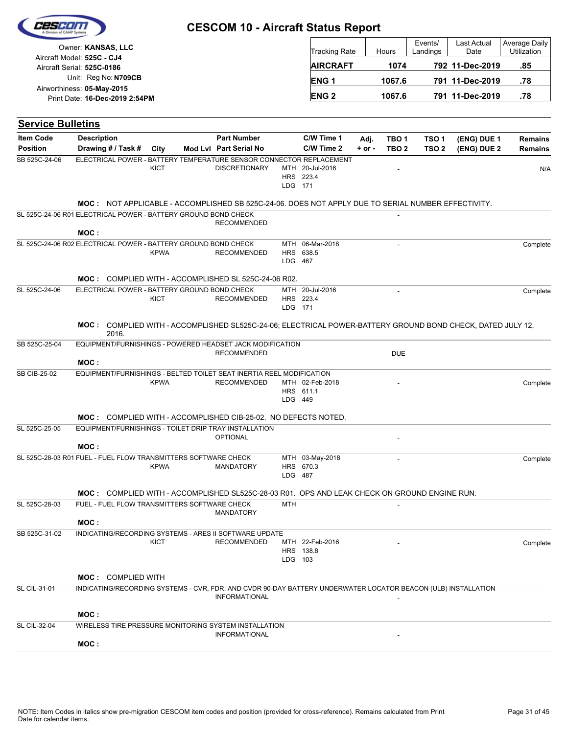# CESCOM 10 - Aircraft Status Report

Owner: **KANSAS, LLC**
Aircraft Model: **525C - CJ4**
Aircraft Serial: **525C-0186**
Unit: Reg No: **N709CB**
Airworthiness: **05-May-2015**
Print Date: **16-Dec-2019 2:54PM**

| Tracking Rate | Hours | Events/ Landings | Last Actual Date | Average Daily Utilization |
|---|---|---|---|---|
| **AIRCRAFT** | **1074** | **792** | **11-Dec-2019** | **.85** |
| **ENG 1** | **1067.6** | **791** | **11-Dec-2019** | **.78** |
| **ENG 2** | **1067.6** | **791** | **11-Dec-2019** | **.78** |

## Service Bulletins

| Item Code / Position | Description / Drawing # / Task # | City | Mod Lvl | Part Number / Part Serial No | C/W Time 1 / C/W Time 2 | Adj. + or - | TBO 1 / TBO 2 | TSO 1 / TSO 2 | (ENG) DUE 1 / (ENG) DUE 2 | Remains / Remains |
|---|---|---|---|---|---|---|---|---|---|---|
| SB 525C-24-06 | ELECTRICAL POWER - BATTERY TEMPERATURE SENSOR CONNECTOR REPLACEMENT | KICT | | DISCRETIONARY | MTH 20-Jul-2016<br>HRS 223.4<br>LDG 171 | | - | | | N/A |
| | **MOC :** NOT APPLICABLE - ACCOMPLISHED SB 525C-24-06. DOES NOT APPLY DUE TO SERIAL NUMBER EFFECTIVITY. | | | | | | | | | |
| SL 525C-24-06 R01 | ELECTRICAL POWER - BATTERY GROUND BOND CHECK | | | RECOMMENDED | | | - | | | |
| | **MOC :** | | | | | | | | | |
| SL 525C-24-06 R02 | ELECTRICAL POWER - BATTERY GROUND BOND CHECK | KPWA | | RECOMMENDED | MTH 06-Mar-2018<br>HRS 638.5<br>LDG 467 | | - | | | Complete |
| | **MOC :** COMPLIED WITH - ACCOMPLISHED SL 525C-24-06 R02. | | | | | | | | | |
| SL 525C-24-06 | ELECTRICAL POWER - BATTERY GROUND BOND CHECK | KICT | | RECOMMENDED | MTH 20-Jul-2016<br>HRS 223.4<br>LDG 171 | | - | | | Complete |
| | **MOC :** COMPLIED WITH - ACCOMPLISHED SL525C-24-06; ELECTRICAL POWER-BATTERY GROUND BOND CHECK, DATED JULY 12, 2016. | | | | | | | | | |
| SB 525C-25-04 | EQUIPMENT/FURNISHINGS - POWERED HEADSET JACK MODIFICATION | | | RECOMMENDED | | | DUE | | | |
| | **MOC :** | | | | | | | | | |
| SB CIB-25-02 | EQUIPMENT/FURNISHINGS - BELTED TOILET SEAT INERTIA REEL MODIFICATION | KPWA | | RECOMMENDED | MTH 02-Feb-2018<br>HRS 611.1<br>LDG 449 | | - | | | Complete |
| | **MOC :** COMPLIED WITH - ACCOMPLISHED CIB-25-02. NO DEFECTS NOTED. | | | | | | | | | |
| SL 525C-25-05 | EQUIPMENT/FURNISHINGS - TOILET DRIP TRAY INSTALLATION | | | OPTIONAL | | | - | | | |
| | **MOC :** | | | | | | | | | |
| SL 525C-28-03 R01 | FUEL - FUEL FLOW TRANSMITTERS SOFTWARE CHECK | KPWA | | MANDATORY | MTH 03-May-2018<br>HRS 670.3<br>LDG 487 | | - | | | Complete |
| | **MOC :** COMPLIED WITH - ACCOMPLISHED SL525C-28-03 R01. OPS AND LEAK CHECK ON GROUND ENGINE RUN. | | | | | | | | | |
| SL 525C-28-03 | FUEL - FUEL FLOW TRANSMITTERS SOFTWARE CHECK | | | MANDATORY | MTH | | - | | | |
| | **MOC :** | | | | | | | | | |
| SB 525C-31-02 | INDICATING/RECORDING SYSTEMS - ARES II SOFTWARE UPDATE | KICT | | RECOMMENDED | MTH 22-Feb-2016<br>HRS 138.8<br>LDG 103 | | - | | | Complete |
| | **MOC :** COMPLIED WITH | | | | | | | | | |
| SL CIL-31-01 | INDICATING/RECORDING SYSTEMS - CVR, FDR, AND CVDR 90-DAY BATTERY UNDERWATER LOCATOR BEACON (ULB) INSTALLATION | | | INFORMATIONAL | | | - | | | |
| | **MOC :** | | | | | | | | | |
| SL CIL-32-04 | WIRELESS TIRE PRESSURE MONITORING SYSTEM INSTALLATION | | | INFORMATIONAL | | | - | | | |
| | **MOC :** | | | | | | | | | |

NOTE: Item Codes in italics show pre-migration CESCOM item codes and position (provided for cross-reference). Remains calculated from Print Date for calendar items.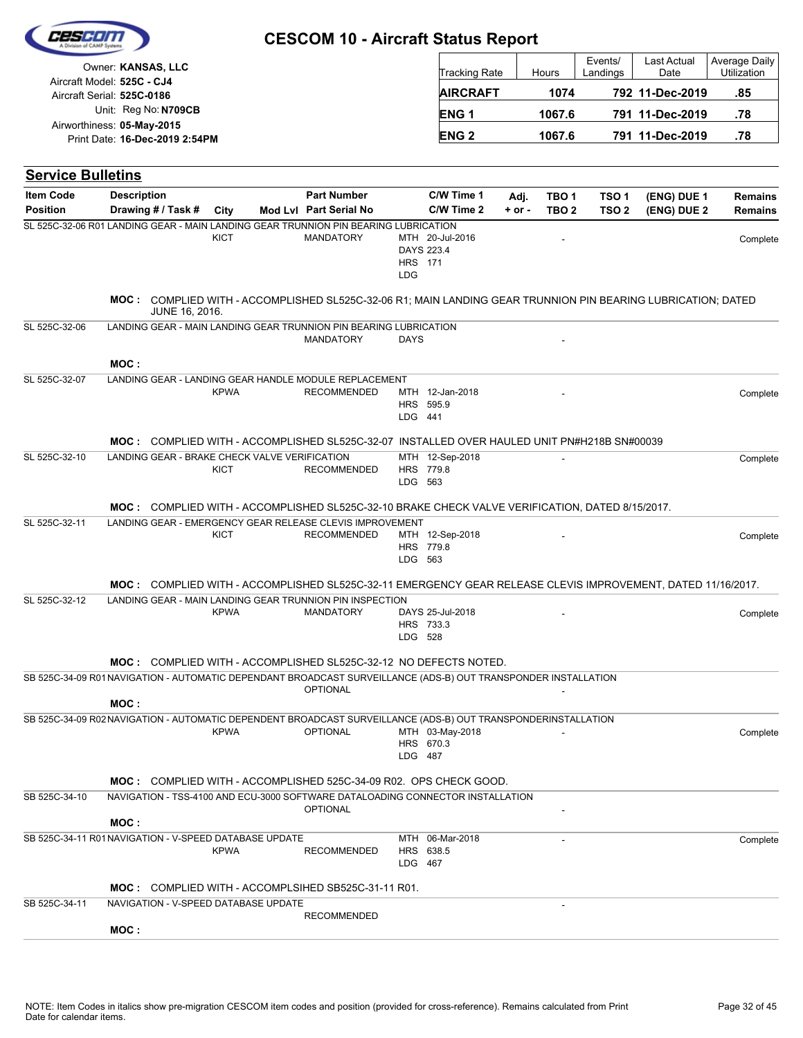# CESCOM 10 - Aircraft Status Report

Owner: **KANSAS, LLC**
Aircraft Model: **525C - CJ4**
Aircraft Serial: **525C-0186**
Unit: Reg No: **N709CB**
Airworthiness: **05-May-2015**
Print Date: **16-Dec-2019 2:54PM**

| Tracking Rate | Hours | Events/ Landings | Last Actual Date | Average Daily Utilization |
|---|---|---|---|---|
| **AIRCRAFT** | **1074** | **792** | **11-Dec-2019** | **.85** |
| **ENG 1** | **1067.6** | **791** | **11-Dec-2019** | **.78** |
| **ENG 2** | **1067.6** | **791** | **11-Dec-2019** | **.78** |

## Service Bulletins

| Item Code / Position | Description / Drawing # / Task # | City | Mod Lvl | Part Number / Part Serial No | C/W Time 1 / C/W Time 2 | Adj. + or - | TBO 1 / TBO 2 | TSO 1 / TSO 2 | (ENG) DUE 1 / (ENG) DUE 2 | Remains / Remains |
|---|---|---|---|---|---|---|---|---|---|---|
| SL 525C-32-06 R01 | LANDING GEAR - MAIN LANDING GEAR TRUNNION PIN BEARING LUBRICATION | KICT | | MANDATORY | MTH 20-Jul-2016<br>DAYS 223.4<br>HRS 171<br>LDG | | - | | | Complete |
| | **MOC :** COMPLIED WITH - ACCOMPLISHED SL525C-32-06 R1; MAIN LANDING GEAR TRUNNION PIN BEARING LUBRICATION; DATED JUNE 16, 2016. | | | | | | | | | |
| SL 525C-32-06 | LANDING GEAR - MAIN LANDING GEAR TRUNNION PIN BEARING LUBRICATION | | | MANDATORY | DAYS | | - | | | |
| | **MOC :** | | | | | | | | | |
| SL 525C-32-07 | LANDING GEAR - LANDING GEAR HANDLE MODULE REPLACEMENT | KPWA | | RECOMMENDED | MTH 12-Jan-2018<br>HRS 595.9<br>LDG 441 | | - | | | Complete |
| | **MOC :** COMPLIED WITH - ACCOMPLISHED SL525C-32-07 INSTALLED OVER HAULED UNIT PN#H218B SN#00039 | | | | | | | | | |
| SL 525C-32-10 | LANDING GEAR - BRAKE CHECK VALVE VERIFICATION | KICT | | RECOMMENDED | MTH 12-Sep-2018<br>HRS 779.8<br>LDG 563 | | - | | | Complete |
| | **MOC :** COMPLIED WITH - ACCOMPLISHED SL525C-32-10 BRAKE CHECK VALVE VERIFICATION, DATED 8/15/2017. | | | | | | | | | |
| SL 525C-32-11 | LANDING GEAR - EMERGENCY GEAR RELEASE CLEVIS IMPROVEMENT | KICT | | RECOMMENDED | MTH 12-Sep-2018<br>HRS 779.8<br>LDG 563 | | - | | | Complete |
| | **MOC :** COMPLIED WITH - ACCOMPLISHED SL525C-32-11 EMERGENCY GEAR RELEASE CLEVIS IMPROVEMENT, DATED 11/16/2017. | | | | | | | | | |
| SL 525C-32-12 | LANDING GEAR - MAIN LANDING GEAR TRUNNION PIN INSPECTION | KPWA | | MANDATORY | DAYS 25-Jul-2018<br>HRS 733.3<br>LDG 528 | | - | | | Complete |
| | **MOC :** COMPLIED WITH - ACCOMPLISHED SL525C-32-12 NO DEFECTS NOTED. | | | | | | | | | |
| SB 525C-34-09 R01 | NAVIGATION - AUTOMATIC DEPENDANT BROADCAST SURVEILLANCE (ADS-B) OUT TRANSPONDER INSTALLATION | | | OPTIONAL | | | - | | | |
| | **MOC :** | | | | | | | | | |
| SB 525C-34-09 R02 | NAVIGATION - AUTOMATIC DEPENDENT BROADCAST SURVEILLANCE (ADS-B) OUT TRANSPONDERINSTALLATION | KPWA | | OPTIONAL | MTH 03-May-2018<br>HRS 670.3<br>LDG 487 | | - | | | Complete |
| | **MOC :** COMPLIED WITH - ACCOMPLISHED 525C-34-09 R02. OPS CHECK GOOD. | | | | | | | | | |
| SB 525C-34-10 | NAVIGATION - TSS-4100 AND ECU-3000 SOFTWARE DATALOADING CONNECTOR INSTALLATION | | | OPTIONAL | | | - | | | |
| | **MOC :** | | | | | | | | | |
| SB 525C-34-11 R01 | NAVIGATION - V-SPEED DATABASE UPDATE | KPWA | | RECOMMENDED | MTH 06-Mar-2018<br>HRS 638.5<br>LDG 467 | | - | | | Complete |
| | **MOC :** COMPLIED WITH - ACCOMPLSIHED SB525C-31-11 R01. | | | | | | | | | |
| SB 525C-34-11 | NAVIGATION - V-SPEED DATABASE UPDATE | | | RECOMMENDED | | | - | | | |
| | **MOC :** | | | | | | | | | |

NOTE: Item Codes in italics show pre-migration CESCOM item codes and position (provided for cross-reference). Remains calculated from Print Date for calendar items.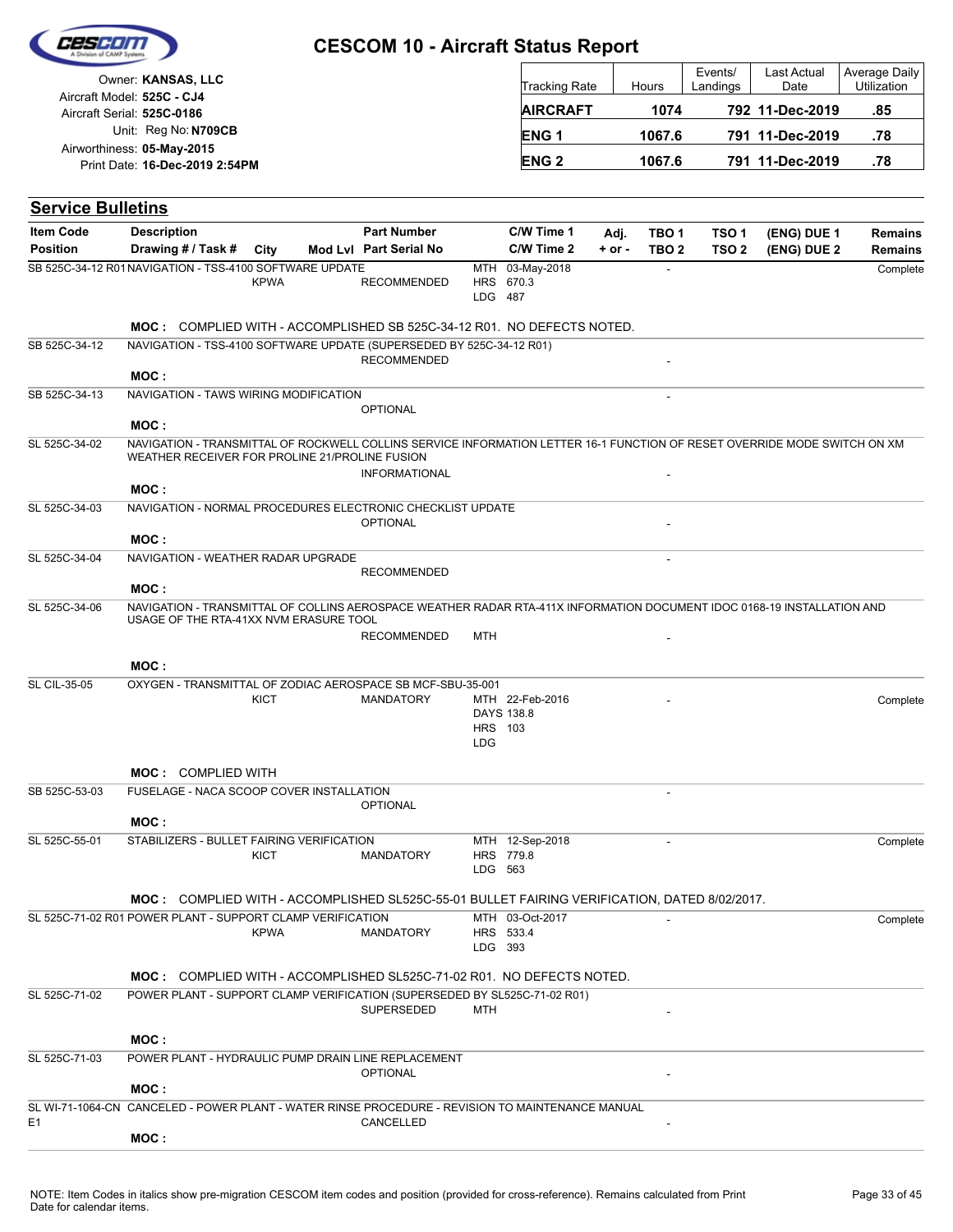# CESCOM 10 - Aircraft Status Report

Owner: **KANSAS, LLC**
Aircraft Model: **525C - CJ4**
Aircraft Serial: **525C-0186**
Unit: Reg No: **N709CB**
Airworthiness: **05-May-2015**
Print Date: **16-Dec-2019 2:54PM**

| Tracking Rate | Hours | Events/ Landings | Last Actual Date | Average Daily Utilization |
|---|---|---|---|---|
| **AIRCRAFT** | **1074** | **792** | **11-Dec-2019** | **.85** |
| **ENG 1** | **1067.6** | **791** | **11-Dec-2019** | **.78** |
| **ENG 2** | **1067.6** | **791** | **11-Dec-2019** | **.78** |

## Service Bulletins

| Item Code / Position | Description / Drawing # / Task # | City | Mod Lvl | Part Number / Part Serial No | C/W Time 1 / C/W Time 2 | Adj. + or - | TBO 1 / TBO 2 | TSO 1 / TSO 2 | (ENG) DUE 1 / (ENG) DUE 2 | Remains / Remains |
|---|---|---|---|---|---|---|---|---|---|---|
| SB 525C-34-12 R01 | NAVIGATION - TSS-4100 SOFTWARE UPDATE | KPWA | | RECOMMENDED | MTH 03-May-2018 HRS 670.3 LDG 487 | | - | | | Complete |
| | **MOC :** COMPLIED WITH - ACCOMPLISHED SB 525C-34-12 R01. NO DEFECTS NOTED. | | | | | | | | | |
| SB 525C-34-12 | NAVIGATION - TSS-4100 SOFTWARE UPDATE (SUPERSEDED BY 525C-34-12 R01) | | | RECOMMENDED | | | - | | | |
| | **MOC :** | | | | | | | | | |
| SB 525C-34-13 | NAVIGATION - TAWS WIRING MODIFICATION | | | OPTIONAL | | | - | | | |
| | **MOC :** | | | | | | | | | |
| SL 525C-34-02 | NAVIGATION - TRANSMITTAL OF ROCKWELL COLLINS SERVICE INFORMATION LETTER 16-1 FUNCTION OF RESET OVERRIDE MODE SWITCH ON XM WEATHER RECEIVER FOR PROLINE 21/PROLINE FUSION | | | INFORMATIONAL | | | - | | | |
| | **MOC :** | | | | | | | | | |
| SL 525C-34-03 | NAVIGATION - NORMAL PROCEDURES ELECTRONIC CHECKLIST UPDATE | | | OPTIONAL | | | - | | | |
| | **MOC :** | | | | | | | | | |
| SL 525C-34-04 | NAVIGATION - WEATHER RADAR UPGRADE | | | RECOMMENDED | | | - | | | |
| | **MOC :** | | | | | | | | | |
| SL 525C-34-06 | NAVIGATION - TRANSMITTAL OF COLLINS AEROSPACE WEATHER RADAR RTA-411X INFORMATION DOCUMENT IDOC 0168-19 INSTALLATION AND USAGE OF THE RTA-41XX NVM ERASURE TOOL | | | RECOMMENDED | MTH | | - | | | |
| | **MOC :** | | | | | | | | | |
| SL CIL-35-05 | OXYGEN - TRANSMITTAL OF ZODIAC AEROSPACE SB MCF-SBU-35-001 | KICT | | MANDATORY | MTH 22-Feb-2016 DAYS 138.8 HRS 103 LDG | | - | | | Complete |
| | **MOC :** COMPLIED WITH | | | | | | | | | |
| SB 525C-53-03 | FUSELAGE - NACA SCOOP COVER INSTALLATION | | | OPTIONAL | | | - | | | |
| | **MOC :** | | | | | | | | | |
| SL 525C-55-01 | STABILIZERS - BULLET FAIRING VERIFICATION | KICT | | MANDATORY | MTH 12-Sep-2018 HRS 779.8 LDG 563 | | - | | | Complete |
| | **MOC :** COMPLIED WITH - ACCOMPLISHED SL525C-55-01 BULLET FAIRING VERIFICATION, DATED 8/02/2017. | | | | | | | | | |
| SL 525C-71-02 R01 | POWER PLANT - SUPPORT CLAMP VERIFICATION | KPWA | | MANDATORY | MTH 03-Oct-2017 HRS 533.4 LDG 393 | | - | | | Complete |
| | **MOC :** COMPLIED WITH - ACCOMPLISHED SL525C-71-02 R01. NO DEFECTS NOTED. | | | | | | | | | |
| SL 525C-71-02 | POWER PLANT - SUPPORT CLAMP VERIFICATION (SUPERSEDED BY SL525C-71-02 R01) | | | SUPERSEDED | MTH | | - | | | |
| | **MOC :** | | | | | | | | | |
| SL 525C-71-03 | POWER PLANT - HYDRAULIC PUMP DRAIN LINE REPLACEMENT | | | OPTIONAL | | | - | | | |
| | **MOC :** | | | | | | | | | |
| SL WI-71-1064-CN E1 | CANCELED - POWER PLANT - WATER RINSE PROCEDURE - REVISION TO MAINTENANCE MANUAL | | | CANCELLED | | | - | | | |
| | **MOC :** | | | | | | | | | |

NOTE: Item Codes in italics show pre-migration CESCOM item codes and position (provided for cross-reference). Remains calculated from Print Date for calendar items.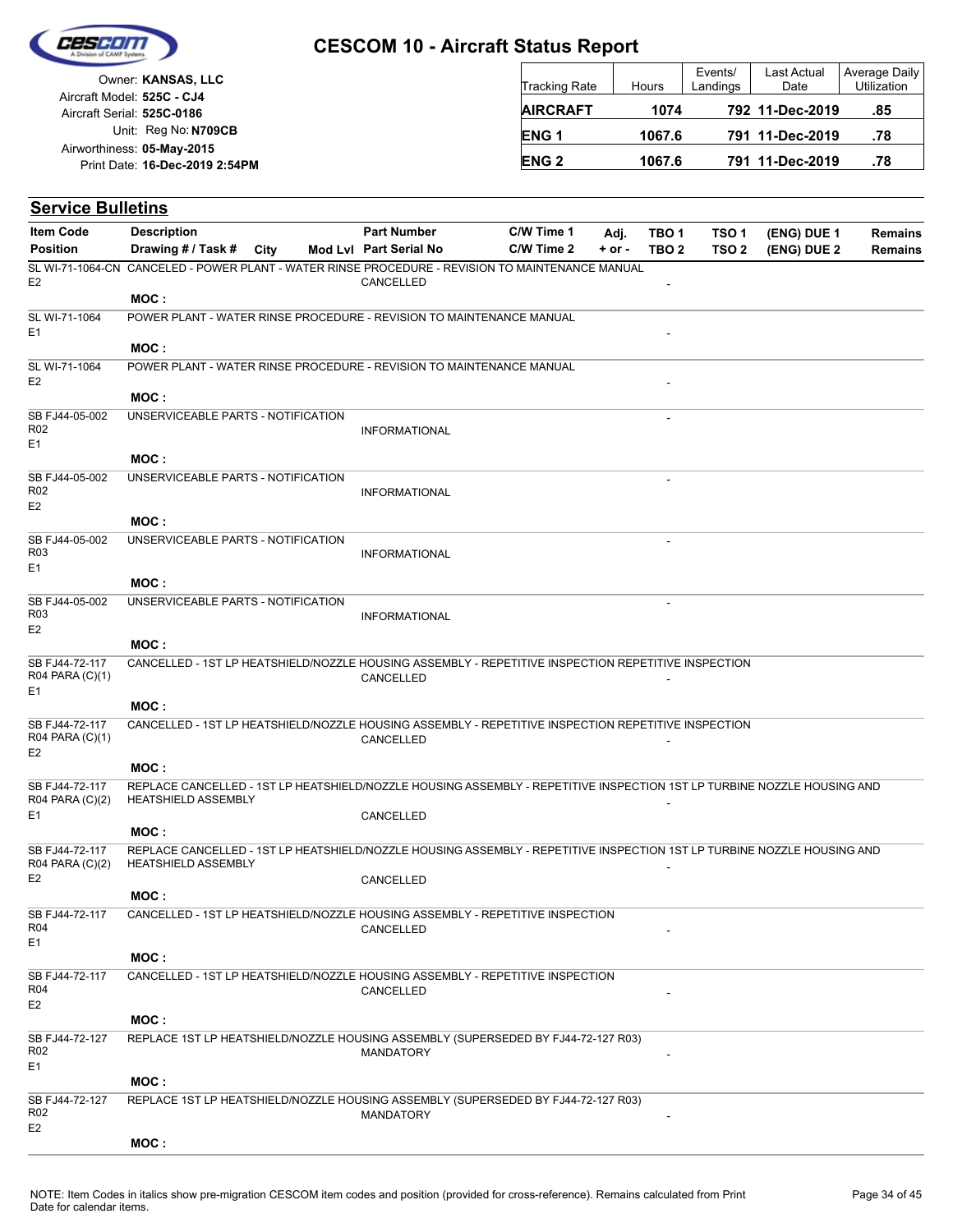# CESCOM 10 - Aircraft Status Report

Owner: **KANSAS, LLC**
Aircraft Model: **525C - CJ4**
Aircraft Serial: **525C-0186**
Unit: Reg No: **N709CB**
Airworthiness: **05-May-2015**
Print Date: **16-Dec-2019 2:54PM**

| Tracking Rate | Hours | Events/ Landings | Last Actual Date | Average Daily Utilization |
|---|---|---|---|---|
| **AIRCRAFT** | **1074** | **792** | **11-Dec-2019** | **.85** |
| **ENG 1** | **1067.6** | **791** | **11-Dec-2019** | **.78** |
| **ENG 2** | **1067.6** | **791** | **11-Dec-2019** | **.78** |

## Service Bulletins

| Item Code / Position | Description / Drawing # / Task # | City | Mod Lvl | Part Number / Part Serial No | C/W Time 1 / C/W Time 2 | Adj. + or - | TBO 1 / TBO 2 | TSO 1 / TSO 2 | (ENG) DUE 1 / (ENG) DUE 2 | Remains / Remains |
|---|---|---|---|---|---|---|---|---|---|---|
| SL WI-71-1064-CN E2 | CANCELED - POWER PLANT - WATER RINSE PROCEDURE - REVISION TO MAINTENANCE MANUAL MOC : | | | CANCELLED | | | - | | | |
| SL WI-71-1064 E1 | POWER PLANT - WATER RINSE PROCEDURE - REVISION TO MAINTENANCE MANUAL MOC : | | | | | | - | | | |
| SL WI-71-1064 E2 | POWER PLANT - WATER RINSE PROCEDURE - REVISION TO MAINTENANCE MANUAL MOC : | | | | | | - | | | |
| SB FJ44-05-002 R02 E1 | UNSERVICEABLE PARTS - NOTIFICATION MOC : | | | INFORMATIONAL | | | - | | | |
| SB FJ44-05-002 R02 E2 | UNSERVICEABLE PARTS - NOTIFICATION MOC : | | | INFORMATIONAL | | | - | | | |
| SB FJ44-05-002 R03 E1 | UNSERVICEABLE PARTS - NOTIFICATION MOC : | | | INFORMATIONAL | | | - | | | |
| SB FJ44-05-002 R03 E2 | UNSERVICEABLE PARTS - NOTIFICATION MOC : | | | INFORMATIONAL | | | - | | | |
| SB FJ44-72-117 R04 PARA (C)(1) E1 | CANCELLED - 1ST LP HEATSHIELD/NOZZLE HOUSING ASSEMBLY - REPETITIVE INSPECTION REPETITIVE INSPECTION MOC : | | | CANCELLED | | | - | | | |
| SB FJ44-72-117 R04 PARA (C)(1) E2 | CANCELLED - 1ST LP HEATSHIELD/NOZZLE HOUSING ASSEMBLY - REPETITIVE INSPECTION REPETITIVE INSPECTION MOC : | | | CANCELLED | | | - | | | |
| SB FJ44-72-117 R04 PARA (C)(2) E1 | REPLACE CANCELLED - 1ST LP HEATSHIELD/NOZZLE HOUSING ASSEMBLY - REPETITIVE INSPECTION 1ST LP TURBINE NOZZLE HOUSING AND HEATSHIELD ASSEMBLY MOC : | | | CANCELLED | | | - | | | |
| SB FJ44-72-117 R04 PARA (C)(2) E2 | REPLACE CANCELLED - 1ST LP HEATSHIELD/NOZZLE HOUSING ASSEMBLY - REPETITIVE INSPECTION 1ST LP TURBINE NOZZLE HOUSING AND HEATSHIELD ASSEMBLY MOC : | | | CANCELLED | | | - | | | |
| SB FJ44-72-117 R04 E1 | CANCELLED - 1ST LP HEATSHIELD/NOZZLE HOUSING ASSEMBLY - REPETITIVE INSPECTION MOC : | | | CANCELLED | | | - | | | |
| SB FJ44-72-117 R04 E2 | CANCELLED - 1ST LP HEATSHIELD/NOZZLE HOUSING ASSEMBLY - REPETITIVE INSPECTION MOC : | | | CANCELLED | | | - | | | |
| SB FJ44-72-127 R02 E1 | REPLACE 1ST LP HEATSHIELD/NOZZLE HOUSING ASSEMBLY (SUPERSEDED BY FJ44-72-127 R03) MOC : | | | MANDATORY | | | - | | | |
| SB FJ44-72-127 R02 E2 | REPLACE 1ST LP HEATSHIELD/NOZZLE HOUSING ASSEMBLY (SUPERSEDED BY FJ44-72-127 R03) MOC : | | | MANDATORY | | | - | | | |

NOTE: Item Codes in italics show pre-migration CESCOM item codes and position (provided for cross-reference). Remains calculated from Print Date for calendar items.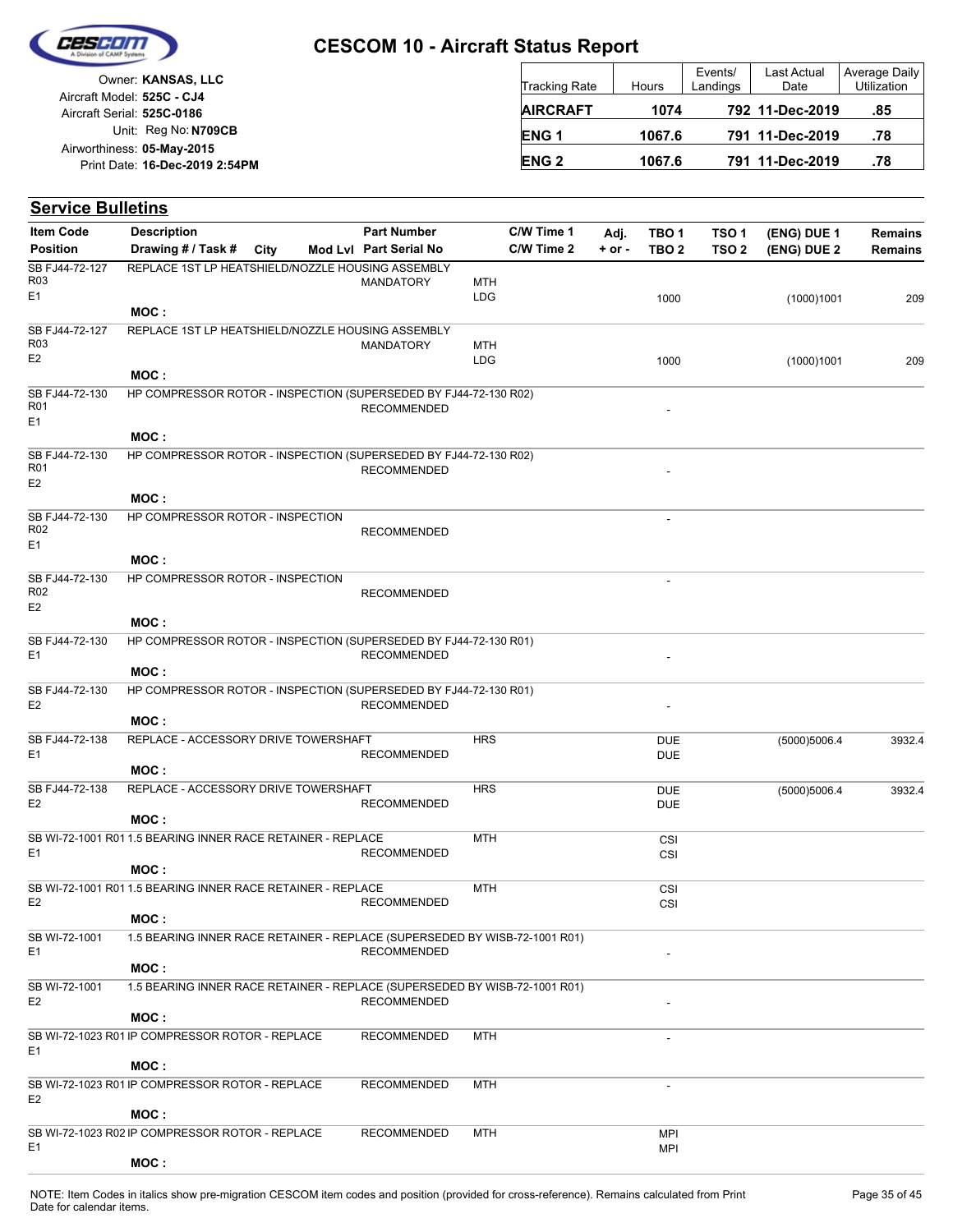# CESCOM 10 - Aircraft Status Report

Owner: **KANSAS, LLC**
Aircraft Model: **525C - CJ4**
Aircraft Serial: **525C-0186**
Unit: Reg No: **N709CB**
Airworthiness: **05-May-2015**
Print Date: **16-Dec-2019 2:54PM**

| Tracking Rate | Hours | Events/ Landings | Last Actual Date | Average Daily Utilization |
|---|---|---|---|---|
| **AIRCRAFT** | **1074** | **792** | **11-Dec-2019** | **.85** |
| **ENG 1** | **1067.6** | **791** | **11-Dec-2019** | **.78** |
| **ENG 2** | **1067.6** | **791** | **11-Dec-2019** | **.78** |

## Service Bulletins

| Item Code / Position | Description / Drawing # / Task # | City | Mod Lvl | Part Number / Part Serial No | | C/W Time 1 / C/W Time 2 | Adj. + or - | TBO 1 / TBO 2 | TSO 1 / TSO 2 | (ENG) DUE 1 / (ENG) DUE 2 | Remains / Remains |
|---|---|---|---|---|---|---|---|---|---|---|---|
| SB FJ44-72-127 R03 E1 | REPLACE 1ST LP HEATSHIELD/NOZZLE HOUSING ASSEMBLY MOC : | | | MANDATORY | MTH LDG | | | 1000 | | (1000)1001 | 209 |
| SB FJ44-72-127 R03 E2 | REPLACE 1ST LP HEATSHIELD/NOZZLE HOUSING ASSEMBLY MOC : | | | MANDATORY | MTH LDG | | | 1000 | | (1000)1001 | 209 |
| SB FJ44-72-130 R01 E1 | HP COMPRESSOR ROTOR - INSPECTION (SUPERSEDED BY FJ44-72-130 R02) MOC : | | | RECOMMENDED | | | | - | | | |
| SB FJ44-72-130 R01 E2 | HP COMPRESSOR ROTOR - INSPECTION (SUPERSEDED BY FJ44-72-130 R02) MOC : | | | RECOMMENDED | | | | - | | | |
| SB FJ44-72-130 R02 E1 | HP COMPRESSOR ROTOR - INSPECTION MOC : | | | RECOMMENDED | | | | - | | | |
| SB FJ44-72-130 R02 E2 | HP COMPRESSOR ROTOR - INSPECTION MOC : | | | RECOMMENDED | | | | - | | | |
| SB FJ44-72-130 E1 | HP COMPRESSOR ROTOR - INSPECTION (SUPERSEDED BY FJ44-72-130 R01) MOC : | | | RECOMMENDED | | | | - | | | |
| SB FJ44-72-130 E2 | HP COMPRESSOR ROTOR - INSPECTION (SUPERSEDED BY FJ44-72-130 R01) MOC : | | | RECOMMENDED | | | | - | | | |
| SB FJ44-72-138 E1 | REPLACE - ACCESSORY DRIVE TOWERSHAFT MOC : | | | RECOMMENDED | HRS | | | DUE DUE | | (5000)5006.4 | 3932.4 |
| SB FJ44-72-138 E2 | REPLACE - ACCESSORY DRIVE TOWERSHAFT MOC : | | | RECOMMENDED | HRS | | | DUE DUE | | (5000)5006.4 | 3932.4 |
| SB WI-72-1001 R01 E1 | 1.5 BEARING INNER RACE RETAINER - REPLACE MOC : | | | RECOMMENDED | MTH | | | CSI CSI | | | |
| SB WI-72-1001 R01 E2 | 1.5 BEARING INNER RACE RETAINER - REPLACE MOC : | | | RECOMMENDED | MTH | | | CSI CSI | | | |
| SB WI-72-1001 E1 | 1.5 BEARING INNER RACE RETAINER - REPLACE (SUPERSEDED BY WISB-72-1001 R01) MOC : | | | RECOMMENDED | | | | - | | | |
| SB WI-72-1001 E2 | 1.5 BEARING INNER RACE RETAINER - REPLACE (SUPERSEDED BY WISB-72-1001 R01) MOC : | | | RECOMMENDED | | | | - | | | |
| SB WI-72-1023 R01 E1 | IP COMPRESSOR ROTOR - REPLACE MOC : | | | RECOMMENDED | MTH | | | - | | | |
| SB WI-72-1023 R01 E2 | IP COMPRESSOR ROTOR - REPLACE MOC : | | | RECOMMENDED | MTH | | | - | | | |
| SB WI-72-1023 R02 E1 | IP COMPRESSOR ROTOR - REPLACE MOC : | | | RECOMMENDED | MTH | | | MPI MPI | | | |

NOTE: Item Codes in italics show pre-migration CESCOM item codes and position (provided for cross-reference). Remains calculated from Print Date for calendar items.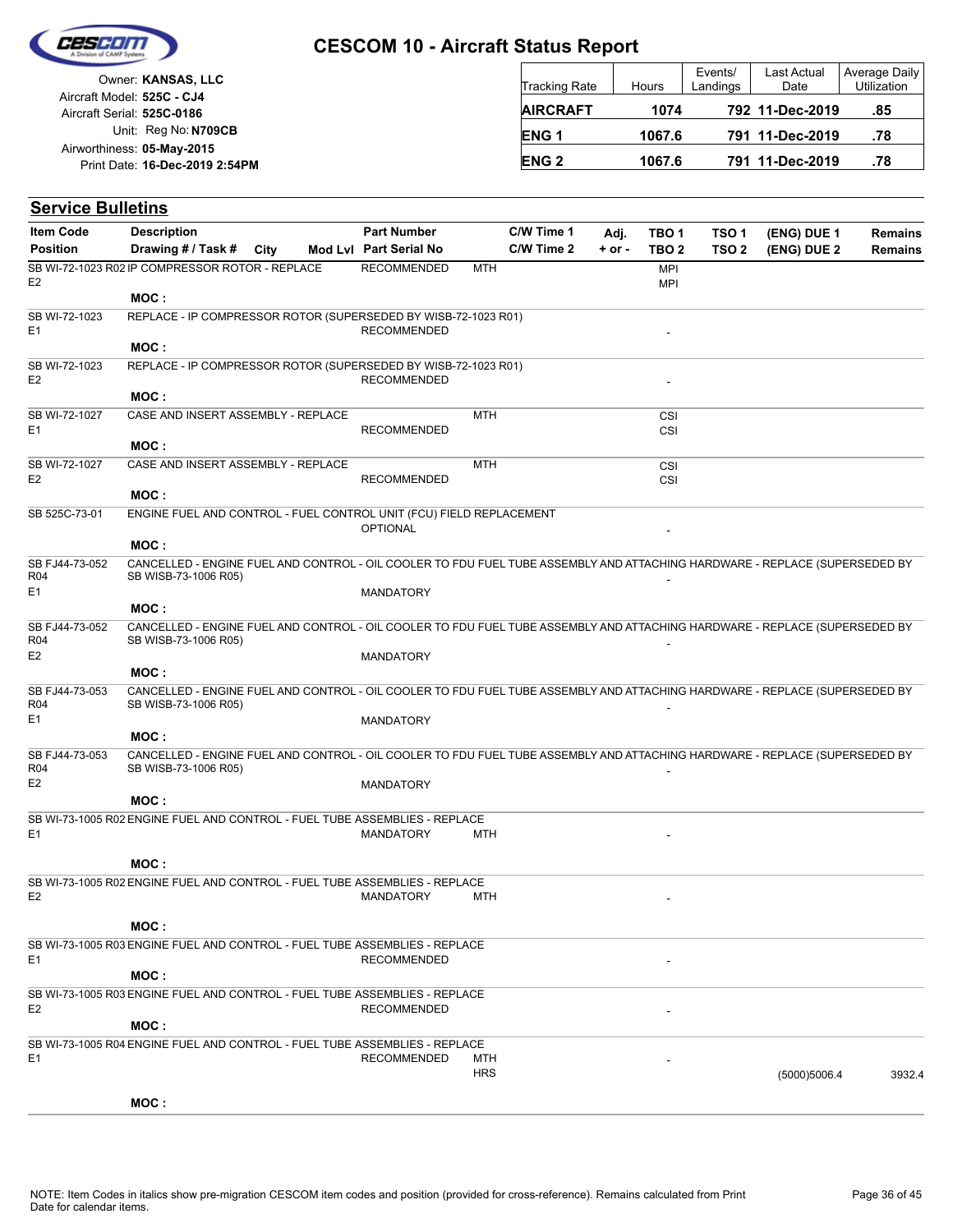**CESCOM 10 - Aircraft Status Report**

Owner: **KANSAS, LLC**
Aircraft Model: **525C - CJ4**
Aircraft Serial: **525C-0186**
Unit: Reg No: **N709CB**
Airworthiness: **05-May-2015**
Print Date: **16-Dec-2019 2:54PM**

| Tracking Rate | Hours | Events/ Landings | Last Actual Date | Average Daily Utilization |
|---|---|---|---|---|
| **AIRCRAFT** | **1074** | **792** | **11-Dec-2019** | **.85** |
| **ENG 1** | **1067.6** | **791** | **11-Dec-2019** | **.78** |
| **ENG 2** | **1067.6** | **791** | **11-Dec-2019** | **.78** |

## Service Bulletins

| Item Code / Position | Description / Drawing # / Task # | City | Mod Lvl | Part Number / Part Serial No | | C/W Time 1 / C/W Time 2 | Adj. + or - | TBO 1 / TBO 2 | TSO 1 / TSO 2 | (ENG) DUE 1 / (ENG) DUE 2 | Remains / Remains |
|---|---|---|---|---|---|---|---|---|---|---|---|
| SB WI-72-1023 R02 E2 | IP COMPRESSOR ROTOR - REPLACE<br>**MOC :** | | | RECOMMENDED | MTH | | | MPI<br>MPI | | | |
| SB WI-72-1023 E1 | REPLACE - IP COMPRESSOR ROTOR (SUPERSEDED BY WISB-72-1023 R01)<br>**MOC :** | | | RECOMMENDED | | | | - | | | |
| SB WI-72-1023 E2 | REPLACE - IP COMPRESSOR ROTOR (SUPERSEDED BY WISB-72-1023 R01)<br>**MOC :** | | | RECOMMENDED | | | | - | | | |
| SB WI-72-1027 E1 | CASE AND INSERT ASSEMBLY - REPLACE<br>**MOC :** | | | RECOMMENDED | MTH | | | CSI<br>CSI | | | |
| SB WI-72-1027 E2 | CASE AND INSERT ASSEMBLY - REPLACE<br>**MOC :** | | | RECOMMENDED | MTH | | | CSI<br>CSI | | | |
| SB 525C-73-01 | ENGINE FUEL AND CONTROL - FUEL CONTROL UNIT (FCU) FIELD REPLACEMENT<br>**MOC :** | | | OPTIONAL | | | | - | | | |
| SB FJ44-73-052 R04 E1 | CANCELLED - ENGINE FUEL AND CONTROL - OIL COOLER TO FDU FUEL TUBE ASSEMBLY AND ATTACHING HARDWARE - REPLACE (SUPERSEDED BY SB WISB-73-1006 R05)<br>**MOC :** | | | MANDATORY | | | | - | | | |
| SB FJ44-73-052 R04 E2 | CANCELLED - ENGINE FUEL AND CONTROL - OIL COOLER TO FDU FUEL TUBE ASSEMBLY AND ATTACHING HARDWARE - REPLACE (SUPERSEDED BY SB WISB-73-1006 R05)<br>**MOC :** | | | MANDATORY | | | | - | | | |
| SB FJ44-73-053 R04 E1 | CANCELLED - ENGINE FUEL AND CONTROL - OIL COOLER TO FDU FUEL TUBE ASSEMBLY AND ATTACHING HARDWARE - REPLACE (SUPERSEDED BY SB WISB-73-1006 R05)<br>**MOC :** | | | MANDATORY | | | | - | | | |
| SB FJ44-73-053 R04 E2 | CANCELLED - ENGINE FUEL AND CONTROL - OIL COOLER TO FDU FUEL TUBE ASSEMBLY AND ATTACHING HARDWARE - REPLACE (SUPERSEDED BY SB WISB-73-1006 R05)<br>**MOC :** | | | MANDATORY | | | | - | | | |
| SB WI-73-1005 R02 E1 | ENGINE FUEL AND CONTROL - FUEL TUBE ASSEMBLIES - REPLACE<br>**MOC :** | | | MANDATORY | MTH | | | - | | | |
| SB WI-73-1005 R02 E2 | ENGINE FUEL AND CONTROL - FUEL TUBE ASSEMBLIES - REPLACE<br>**MOC :** | | | MANDATORY | MTH | | | - | | | |
| SB WI-73-1005 R03 E1 | ENGINE FUEL AND CONTROL - FUEL TUBE ASSEMBLIES - REPLACE<br>**MOC :** | | | RECOMMENDED | | | | - | | | |
| SB WI-73-1005 R03 E2 | ENGINE FUEL AND CONTROL - FUEL TUBE ASSEMBLIES - REPLACE<br>**MOC :** | | | RECOMMENDED | | | | - | | | |
| SB WI-73-1005 R04 E1 | ENGINE FUEL AND CONTROL - FUEL TUBE ASSEMBLIES - REPLACE<br>**MOC :** | | | RECOMMENDED | MTH<br>HRS | | | - | | (5000)5006.4 | 3932.4 |

NOTE: Item Codes in italics show pre-migration CESCOM item codes and position (provided for cross-reference). Remains calculated from Print Date for calendar items.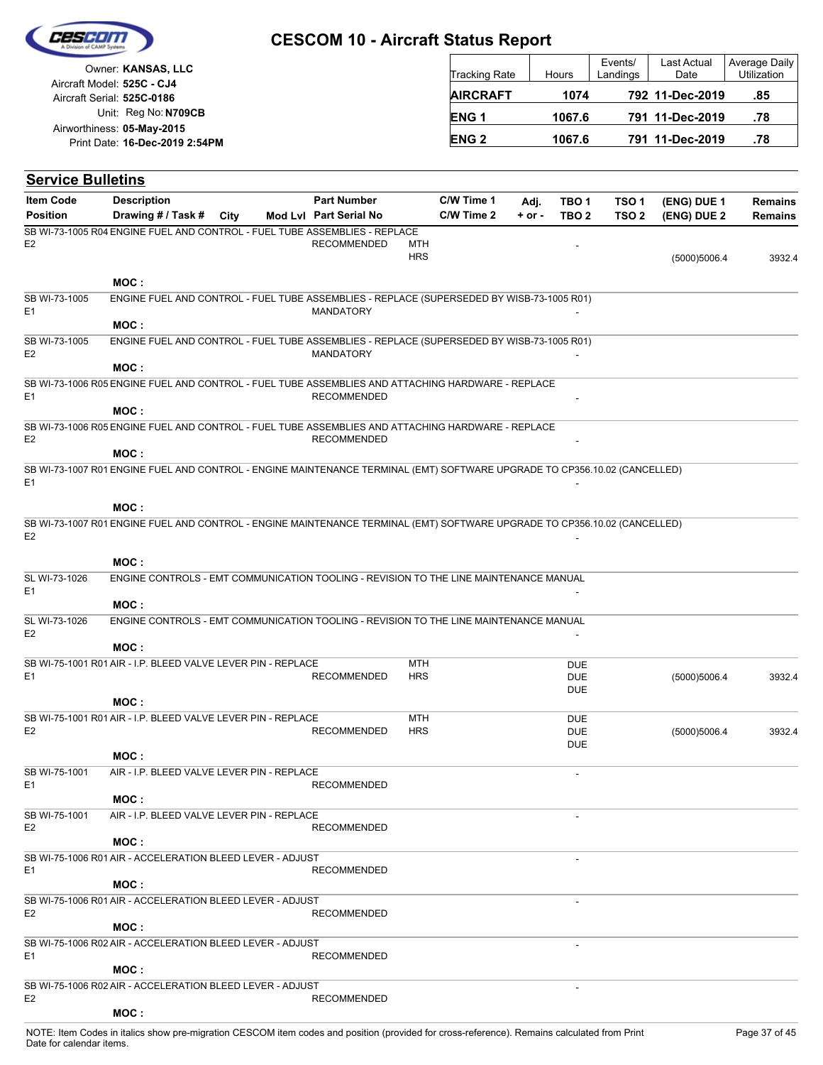# CESCOM 10 - Aircraft Status Report

Owner: **KANSAS, LLC**
Aircraft Model: **525C - CJ4**
Aircraft Serial: **525C-0186**
Unit: Reg No: **N709CB**
Airworthiness: **05-May-2015**
Print Date: **16-Dec-2019 2:54PM**

| Tracking Rate | Hours | Events/ Landings | Last Actual Date | Average Daily Utilization |
|---|---|---|---|---|
| **AIRCRAFT** | **1074** | **792** | **11-Dec-2019** | **.85** |
| **ENG 1** | **1067.6** | **791** | **11-Dec-2019** | **.78** |
| **ENG 2** | **1067.6** | **791** | **11-Dec-2019** | **.78** |

## Service Bulletins

| Item Code / Position | Description / Drawing # / Task # | City | Mod Lvl | Part Number / Part Serial No | | C/W Time 1 / C/W Time 2 | Adj. + or - | TBO 1 / TBO 2 | TSO 1 / TSO 2 | (ENG) DUE 1 / (ENG) DUE 2 | Remains / Remains |
|---|---|---|---|---|---|---|---|---|---|---|---|
| SB WI-73-1005 R04 | ENGINE FUEL AND CONTROL - FUEL TUBE ASSEMBLIES - REPLACE | | | | | | | | | | |
| E2 | | | | RECOMMENDED | MTH | | | - | | | |
| | | | | | HRS | | | | | (5000)5006.4 | 3932.4 |
| | MOC : | | | | | | | | | | |
| SB WI-73-1005 | ENGINE FUEL AND CONTROL - FUEL TUBE ASSEMBLIES - REPLACE (SUPERSEDED BY WISB-73-1005 R01) | | | | | | | | | | |
| E1 | | | | MANDATORY | | | | - | | | |
| | MOC : | | | | | | | | | | |
| SB WI-73-1005 | ENGINE FUEL AND CONTROL - FUEL TUBE ASSEMBLIES - REPLACE (SUPERSEDED BY WISB-73-1005 R01) | | | | | | | | | | |
| E2 | | | | MANDATORY | | | | - | | | |
| | MOC : | | | | | | | | | | |
| SB WI-73-1006 R05 | ENGINE FUEL AND CONTROL - FUEL TUBE ASSEMBLIES AND ATTACHING HARDWARE - REPLACE | | | | | | | | | | |
| E1 | | | | RECOMMENDED | | | | - | | | |
| | MOC : | | | | | | | | | | |
| SB WI-73-1006 R05 | ENGINE FUEL AND CONTROL - FUEL TUBE ASSEMBLIES AND ATTACHING HARDWARE - REPLACE | | | | | | | | | | |
| E2 | | | | RECOMMENDED | | | | - | | | |
| | MOC : | | | | | | | | | | |
| SB WI-73-1007 R01 | ENGINE FUEL AND CONTROL - ENGINE MAINTENANCE TERMINAL (EMT) SOFTWARE UPGRADE TO CP356.10.02 (CANCELLED) | | | | | | | | | | |
| E1 | | | | | | | | - | | | |
| | MOC : | | | | | | | | | | |
| SB WI-73-1007 R01 | ENGINE FUEL AND CONTROL - ENGINE MAINTENANCE TERMINAL (EMT) SOFTWARE UPGRADE TO CP356.10.02 (CANCELLED) | | | | | | | | | | |
| E2 | | | | | | | | - | | | |
| | MOC : | | | | | | | | | | |
| SL WI-73-1026 | ENGINE CONTROLS - EMT COMMUNICATION TOOLING - REVISION TO THE LINE MAINTENANCE MANUAL | | | | | | | | | | |
| E1 | | | | | | | | - | | | |
| | MOC : | | | | | | | | | | |
| SL WI-73-1026 | ENGINE CONTROLS - EMT COMMUNICATION TOOLING - REVISION TO THE LINE MAINTENANCE MANUAL | | | | | | | | | | |
| E2 | | | | | | | | - | | | |
| | MOC : | | | | | | | | | | |
| SB WI-75-1001 R01 | AIR - I.P. BLEED VALVE LEVER PIN - REPLACE | | | | MTH | | | DUE | | | |
| E1 | | | | RECOMMENDED | HRS | | | DUE | | (5000)5006.4 | 3932.4 |
| | | | | | | | | DUE | | | |
| | MOC : | | | | | | | | | | |
| SB WI-75-1001 R01 | AIR - I.P. BLEED VALVE LEVER PIN - REPLACE | | | | MTH | | | DUE | | | |
| E2 | | | | RECOMMENDED | HRS | | | DUE | | (5000)5006.4 | 3932.4 |
| | | | | | | | | DUE | | | |
| | MOC : | | | | | | | | | | |
| SB WI-75-1001 | AIR - I.P. BLEED VALVE LEVER PIN - REPLACE | | | | | | | - | | | |
| E1 | | | | RECOMMENDED | | | | | | | |
| | MOC : | | | | | | | | | | |
| SB WI-75-1001 | AIR - I.P. BLEED VALVE LEVER PIN - REPLACE | | | | | | | - | | | |
| E2 | | | | RECOMMENDED | | | | | | | |
| | MOC : | | | | | | | | | | |
| SB WI-75-1006 R01 | AIR - ACCELERATION BLEED LEVER - ADJUST | | | | | | | - | | | |
| E1 | | | | RECOMMENDED | | | | | | | |
| | MOC : | | | | | | | | | | |
| SB WI-75-1006 R01 | AIR - ACCELERATION BLEED LEVER - ADJUST | | | | | | | - | | | |
| E2 | | | | RECOMMENDED | | | | | | | |
| | MOC : | | | | | | | | | | |
| SB WI-75-1006 R02 | AIR - ACCELERATION BLEED LEVER - ADJUST | | | | | | | - | | | |
| E1 | | | | RECOMMENDED | | | | | | | |
| | MOC : | | | | | | | | | | |
| SB WI-75-1006 R02 | AIR - ACCELERATION BLEED LEVER - ADJUST | | | | | | | - | | | |
| E2 | | | | RECOMMENDED | | | | | | | |
| | MOC : | | | | | | | | | | |

NOTE: Item Codes in italics show pre-migration CESCOM item codes and position (provided for cross-reference). Remains calculated from Print Date for calendar items.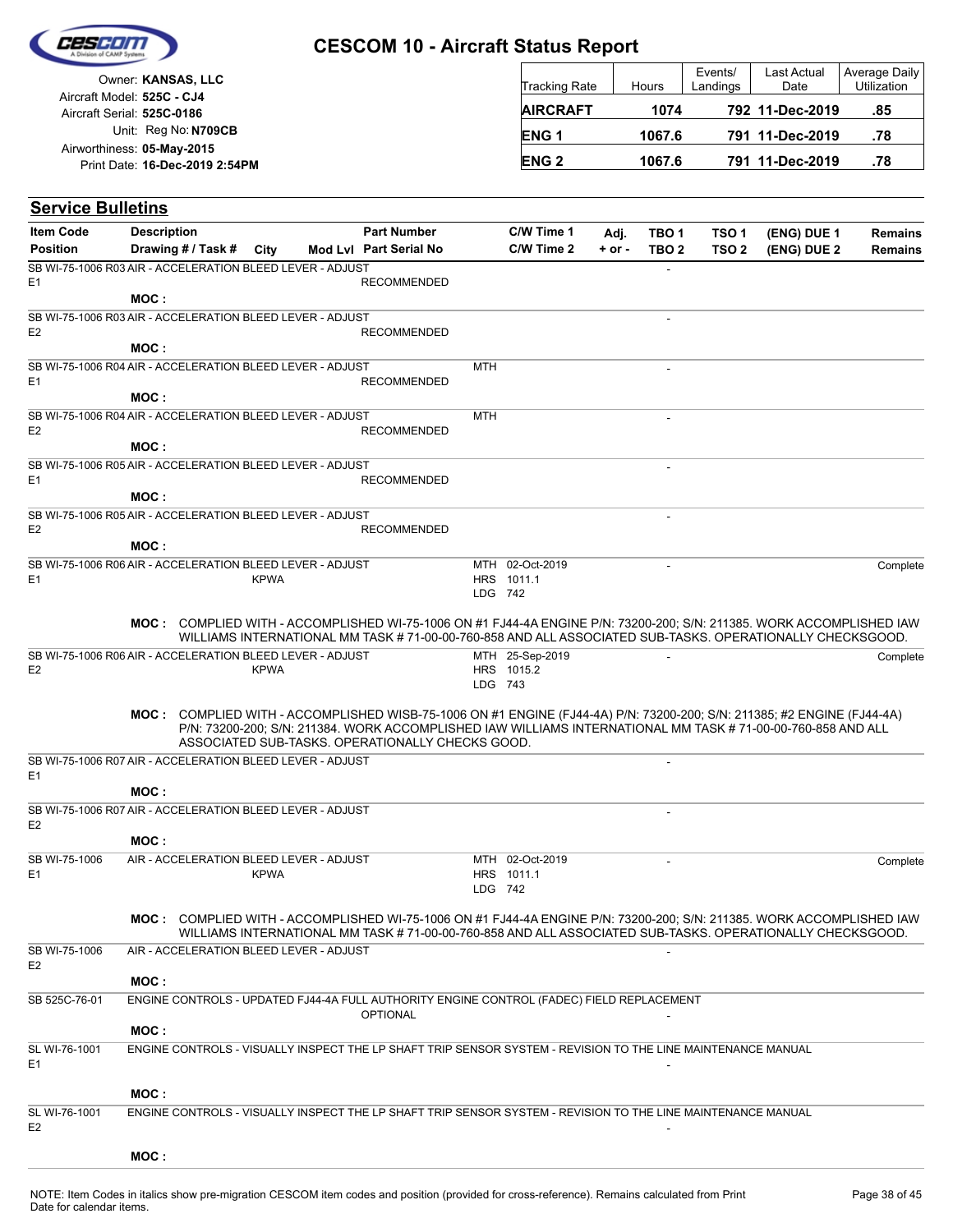# CESCOM 10 - Aircraft Status Report

Owner: **KANSAS, LLC**
Aircraft Model: **525C - CJ4**
Aircraft Serial: **525C-0186**
Unit: Reg No: **N709CB**
Airworthiness: **05-May-2015**
Print Date: **16-Dec-2019 2:54PM**

| Tracking Rate | Hours | Events/ Landings | Last Actual Date | Average Daily Utilization |
|---|---|---|---|---|
| **AIRCRAFT** | **1074** | **792** | **11-Dec-2019** | **.85** |
| **ENG 1** | **1067.6** | **791** | **11-Dec-2019** | **.78** |
| **ENG 2** | **1067.6** | **791** | **11-Dec-2019** | **.78** |

## Service Bulletins

| Item Code / Position | Description / Drawing # / Task # | City | Mod Lvl | Part Number / Part Serial No | C/W Time 1 / C/W Time 2 | Adj. + or - | TBO 1 / TBO 2 | TSO 1 / TSO 2 | (ENG) DUE 1 / (ENG) DUE 2 | Remains / Remains |
|---|---|---|---|---|---|---|---|---|---|---|
| SB WI-75-1006 R03 E1 | AIR - ACCELERATION BLEED LEVER - ADJUST | | | RECOMMENDED | | | - | | | |
| | MOC : | | | | | | | | | |
| SB WI-75-1006 R03 E2 | AIR - ACCELERATION BLEED LEVER - ADJUST | | | RECOMMENDED | | | - | | | |
| | MOC : | | | | | | | | | |
| SB WI-75-1006 R04 E1 | AIR - ACCELERATION BLEED LEVER - ADJUST | | | RECOMMENDED | MTH | | - | | | |
| | MOC : | | | | | | | | | |
| SB WI-75-1006 R04 E2 | AIR - ACCELERATION BLEED LEVER - ADJUST | | | RECOMMENDED | MTH | | - | | | |
| | MOC : | | | | | | | | | |
| SB WI-75-1006 R05 E1 | AIR - ACCELERATION BLEED LEVER - ADJUST | | | RECOMMENDED | | | - | | | |
| | MOC : | | | | | | | | | |
| SB WI-75-1006 R05 E2 | AIR - ACCELERATION BLEED LEVER - ADJUST | | | RECOMMENDED | | | - | | | |
| | MOC : | | | | | | | | | |
| SB WI-75-1006 R06 E1 | AIR - ACCELERATION BLEED LEVER - ADJUST | KPWA | | | MTH 02-Oct-2019<br>HRS 1011.1<br>LDG 742 | | - | | | Complete |
| | MOC : COMPLIED WITH - ACCOMPLISHED WI-75-1006 ON #1 FJ44-4A ENGINE P/N: 73200-200; S/N: 211385. WORK ACCOMPLISHED IAW WILLIAMS INTERNATIONAL MM TASK # 71-00-00-760-858 AND ALL ASSOCIATED SUB-TASKS. OPERATIONALLY CHECKSGOOD. | | | | | | | | | |
| SB WI-75-1006 R06 E2 | AIR - ACCELERATION BLEED LEVER - ADJUST | KPWA | | | MTH 25-Sep-2019<br>HRS 1015.2<br>LDG 743 | | - | | | Complete |
| | MOC : COMPLIED WITH - ACCOMPLISHED WISB-75-1006 ON #1 ENGINE (FJ44-4A) P/N: 73200-200; S/N: 211385; #2 ENGINE (FJ44-4A) P/N: 73200-200; S/N: 211384. WORK ACCOMPLISHED IAW WILLIAMS INTERNATIONAL MM TASK # 71-00-00-760-858 AND ALL ASSOCIATED SUB-TASKS. OPERATIONALLY CHECKS GOOD. | | | | | | | | | |
| SB WI-75-1006 R07 E1 | AIR - ACCELERATION BLEED LEVER - ADJUST | | | | | | - | | | |
| | MOC : | | | | | | | | | |
| SB WI-75-1006 R07 E2 | AIR - ACCELERATION BLEED LEVER - ADJUST | | | | | | - | | | |
| | MOC : | | | | | | | | | |
| SB WI-75-1006 E1 | AIR - ACCELERATION BLEED LEVER - ADJUST | KPWA | | | MTH 02-Oct-2019<br>HRS 1011.1<br>LDG 742 | | - | | | Complete |
| | MOC : COMPLIED WITH - ACCOMPLISHED WI-75-1006 ON #1 FJ44-4A ENGINE P/N: 73200-200; S/N: 211385. WORK ACCOMPLISHED IAW WILLIAMS INTERNATIONAL MM TASK # 71-00-00-760-858 AND ALL ASSOCIATED SUB-TASKS. OPERATIONALLY CHECKSGOOD. | | | | | | | | | |
| SB WI-75-1006 E2 | AIR - ACCELERATION BLEED LEVER - ADJUST | | | | | | - | | | |
| | MOC : | | | | | | | | | |
| SB 525C-76-01 | ENGINE CONTROLS - UPDATED FJ44-4A FULL AUTHORITY ENGINE CONTROL (FADEC) FIELD REPLACEMENT | | | OPTIONAL | | | - | | | |
| | MOC : | | | | | | | | | |
| SL WI-76-1001 E1 | ENGINE CONTROLS - VISUALLY INSPECT THE LP SHAFT TRIP SENSOR SYSTEM - REVISION TO THE LINE MAINTENANCE MANUAL | | | | | | - | | | |
| | MOC : | | | | | | | | | |
| SL WI-76-1001 E2 | ENGINE CONTROLS - VISUALLY INSPECT THE LP SHAFT TRIP SENSOR SYSTEM - REVISION TO THE LINE MAINTENANCE MANUAL | | | | | | - | | | |
| | MOC : | | | | | | | | | |

NOTE: Item Codes in italics show pre-migration CESCOM item codes and position (provided for cross-reference). Remains calculated from Print Date for calendar items.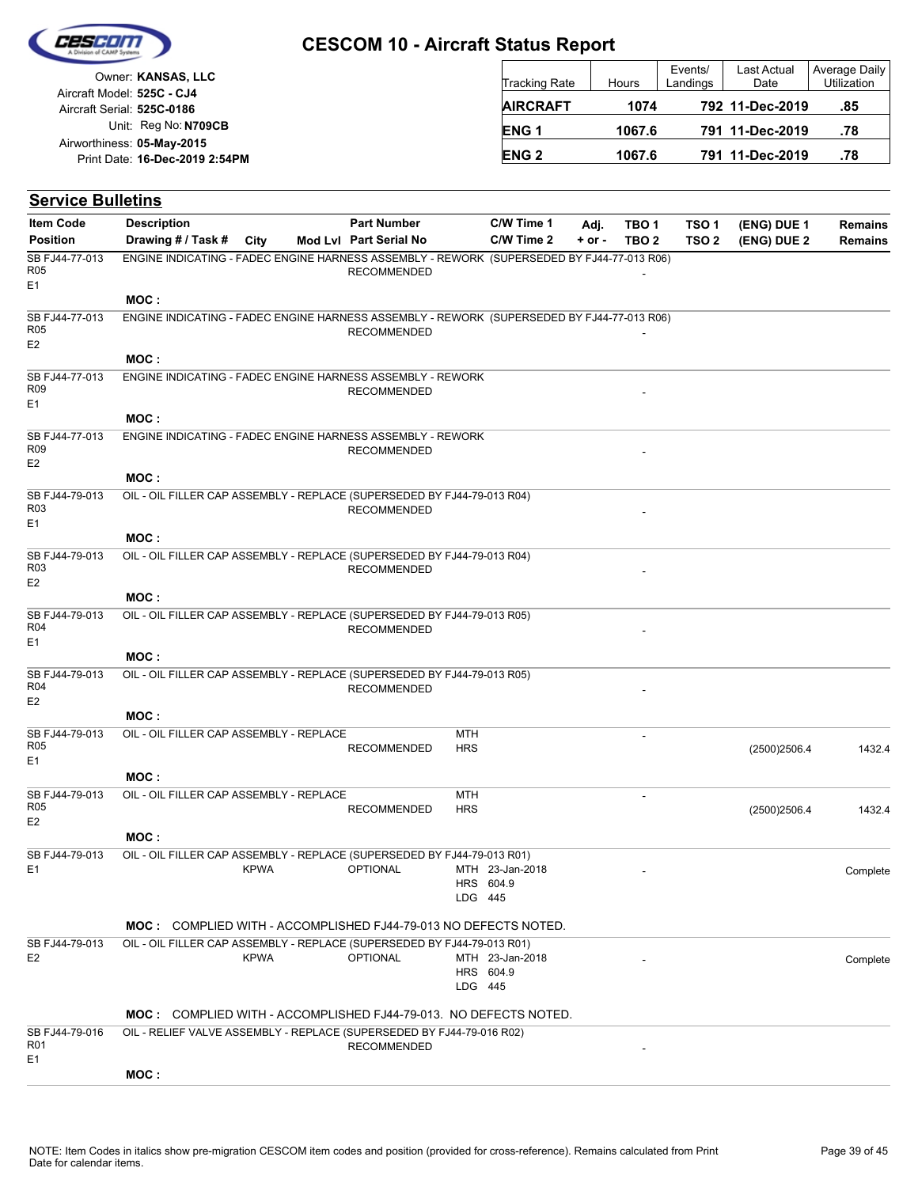# CESCOM 10 - Aircraft Status Report

Owner: **KANSAS, LLC**
Aircraft Model: **525C - CJ4**
Aircraft Serial: **525C-0186**
Unit: Reg No: **N709CB**
Airworthiness: **05-May-2015**
Print Date: **16-Dec-2019 2:54PM**

| Tracking Rate | Hours | Events/ Landings | Last Actual Date | Average Daily Utilization |
|---|---|---|---|---|
| **AIRCRAFT** | **1074** | **792** | **11-Dec-2019** | **.85** |
| **ENG 1** | **1067.6** | **791** | **11-Dec-2019** | **.78** |
| **ENG 2** | **1067.6** | **791** | **11-Dec-2019** | **.78** |

## Service Bulletins

| Item Code / Position | Description / Drawing # / Task # | City | Mod Lvl | Part Number / Part Serial No | C/W Time 1 / C/W Time 2 | Adj. + or - | TBO 1 / TBO 2 | TSO 1 / TSO 2 | (ENG) DUE 1 / (ENG) DUE 2 | Remains / Remains |
|---|---|---|---|---|---|---|---|---|---|---|
| SB FJ44-77-013 R05 E1 | ENGINE INDICATING - FADEC ENGINE HARNESS ASSEMBLY - REWORK (SUPERSEDED BY FJ44-77-013 R06) | | | RECOMMENDED | | | - | | | |
| | **MOC :** | | | | | | | | | |
| SB FJ44-77-013 R05 E2 | ENGINE INDICATING - FADEC ENGINE HARNESS ASSEMBLY - REWORK (SUPERSEDED BY FJ44-77-013 R06) | | | RECOMMENDED | | | - | | | |
| | **MOC :** | | | | | | | | | |
| SB FJ44-77-013 R09 E1 | ENGINE INDICATING - FADEC ENGINE HARNESS ASSEMBLY - REWORK | | | RECOMMENDED | | | - | | | |
| | **MOC :** | | | | | | | | | |
| SB FJ44-77-013 R09 E2 | ENGINE INDICATING - FADEC ENGINE HARNESS ASSEMBLY - REWORK | | | RECOMMENDED | | | - | | | |
| | **MOC :** | | | | | | | | | |
| SB FJ44-79-013 R03 E1 | OIL - OIL FILLER CAP ASSEMBLY - REPLACE (SUPERSEDED BY FJ44-79-013 R04) | | | RECOMMENDED | | | - | | | |
| | **MOC :** | | | | | | | | | |
| SB FJ44-79-013 R03 E2 | OIL - OIL FILLER CAP ASSEMBLY - REPLACE (SUPERSEDED BY FJ44-79-013 R04) | | | RECOMMENDED | | | - | | | |
| | **MOC :** | | | | | | | | | |
| SB FJ44-79-013 R04 E1 | OIL - OIL FILLER CAP ASSEMBLY - REPLACE (SUPERSEDED BY FJ44-79-013 R05) | | | RECOMMENDED | | | - | | | |
| | **MOC :** | | | | | | | | | |
| SB FJ44-79-013 R04 E2 | OIL - OIL FILLER CAP ASSEMBLY - REPLACE (SUPERSEDED BY FJ44-79-013 R05) | | | RECOMMENDED | | | - | | | |
| | **MOC :** | | | | | | | | | |
| SB FJ44-79-013 R05 E1 | OIL - OIL FILLER CAP ASSEMBLY - REPLACE | | | RECOMMENDED | MTH HRS | | - | | (2500)2506.4 | 1432.4 |
| | **MOC :** | | | | | | | | | |
| SB FJ44-79-013 R05 E2 | OIL - OIL FILLER CAP ASSEMBLY - REPLACE | | | RECOMMENDED | MTH HRS | | - | | (2500)2506.4 | 1432.4 |
| | **MOC :** | | | | | | | | | |
| SB FJ44-79-013 E1 | OIL - OIL FILLER CAP ASSEMBLY - REPLACE (SUPERSEDED BY FJ44-79-013 R01) | KPWA | | OPTIONAL | MTH 23-Jan-2018 HRS 604.9 LDG 445 | | - | | | Complete |
| | **MOC :** COMPLIED WITH - ACCOMPLISHED FJ44-79-013 NO DEFECTS NOTED. | | | | | | | | | |
| SB FJ44-79-013 E2 | OIL - OIL FILLER CAP ASSEMBLY - REPLACE (SUPERSEDED BY FJ44-79-013 R01) | KPWA | | OPTIONAL | MTH 23-Jan-2018 HRS 604.9 LDG 445 | | - | | | Complete |
| | **MOC :** COMPLIED WITH - ACCOMPLISHED FJ44-79-013. NO DEFECTS NOTED. | | | | | | | | | |
| SB FJ44-79-016 R01 E1 | OIL - RELIEF VALVE ASSEMBLY - REPLACE (SUPERSEDED BY FJ44-79-016 R02) | | | RECOMMENDED | | | - | | | |
| | **MOC :** | | | | | | | | | |

NOTE: Item Codes in italics show pre-migration CESCOM item codes and position (provided for cross-reference). Remains calculated from Print Date for calendar items.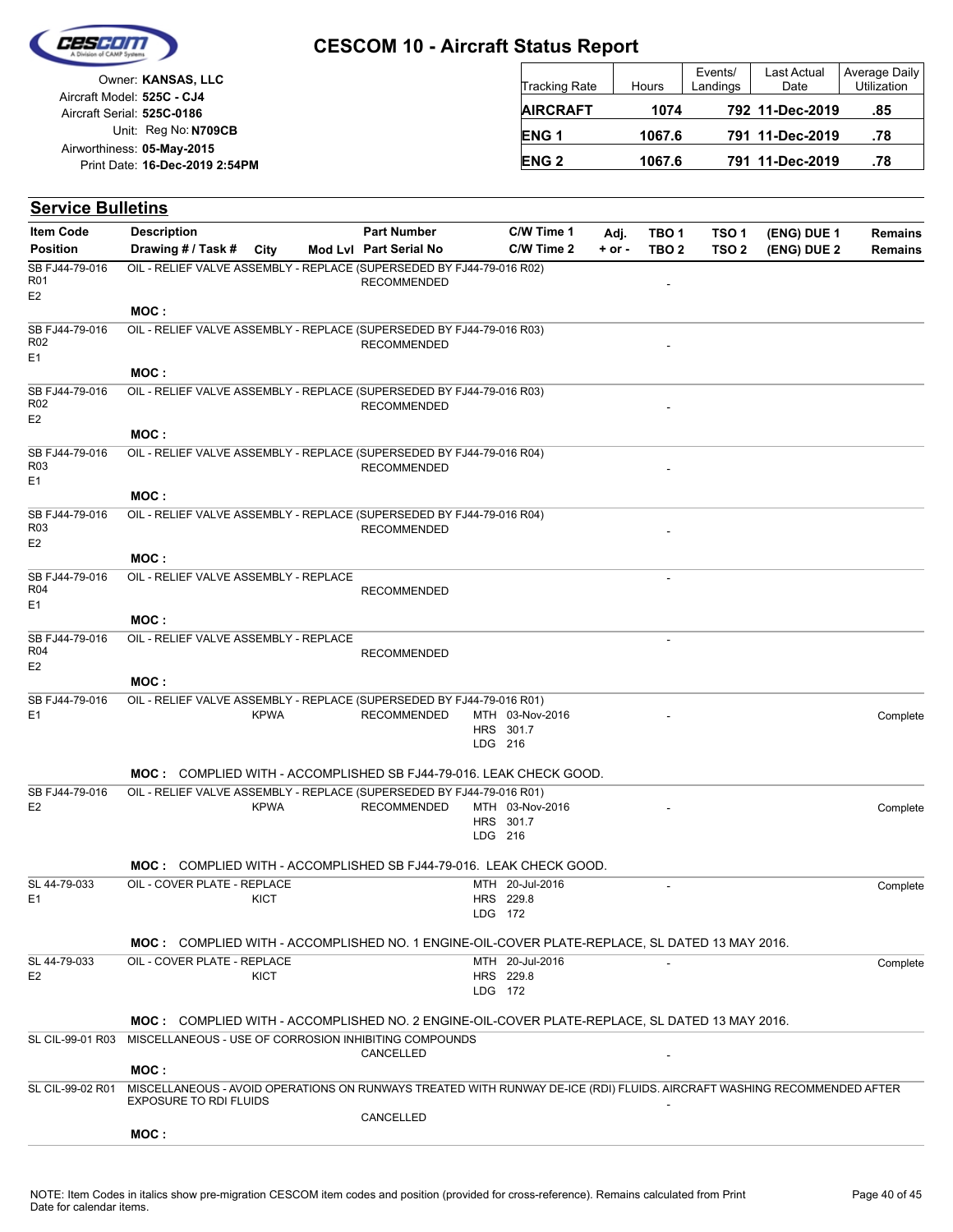# CESCOM 10 - Aircraft Status Report

Owner: **KANSAS, LLC**
Aircraft Model: **525C - CJ4**
Aircraft Serial: **525C-0186**
Unit: Reg No: **N709CB**
Airworthiness: **05-May-2015**
Print Date: **16-Dec-2019 2:54PM**

| Tracking Rate | Hours | Events/ Landings | Last Actual Date | Average Daily Utilization |
|---|---|---|---|---|
| **AIRCRAFT** | **1074** | **792** | **11-Dec-2019** | **.85** |
| **ENG 1** | **1067.6** | **791** | **11-Dec-2019** | **.78** |
| **ENG 2** | **1067.6** | **791** | **11-Dec-2019** | **.78** |

## Service Bulletins

| Item Code / Position | Description / Drawing # / Task # | City | Mod Lvl | Part Number / Part Serial No | C/W Time 1 / C/W Time 2 | Adj. + or - | TBO 1 / TBO 2 | TSO 1 / TSO 2 | (ENG) DUE 1 / (ENG) DUE 2 | Remains / Remains |
|---|---|---|---|---|---|---|---|---|---|---|
| SB FJ44-79-016 R01 E2 | OIL - RELIEF VALVE ASSEMBLY - REPLACE (SUPERSEDED BY FJ44-79-016 R02) | | | RECOMMENDED | | | - | | | |
| | **MOC :** | | | | | | | | | |
| SB FJ44-79-016 R02 E1 | OIL - RELIEF VALVE ASSEMBLY - REPLACE (SUPERSEDED BY FJ44-79-016 R03) | | | RECOMMENDED | | | - | | | |
| | **MOC :** | | | | | | | | | |
| SB FJ44-79-016 R02 E2 | OIL - RELIEF VALVE ASSEMBLY - REPLACE (SUPERSEDED BY FJ44-79-016 R03) | | | RECOMMENDED | | | - | | | |
| | **MOC :** | | | | | | | | | |
| SB FJ44-79-016 R03 E1 | OIL - RELIEF VALVE ASSEMBLY - REPLACE (SUPERSEDED BY FJ44-79-016 R04) | | | RECOMMENDED | | | - | | | |
| | **MOC :** | | | | | | | | | |
| SB FJ44-79-016 R03 E2 | OIL - RELIEF VALVE ASSEMBLY - REPLACE (SUPERSEDED BY FJ44-79-016 R04) | | | RECOMMENDED | | | - | | | |
| | **MOC :** | | | | | | | | | |
| SB FJ44-79-016 R04 E1 | OIL - RELIEF VALVE ASSEMBLY - REPLACE | | | RECOMMENDED | | | - | | | |
| | **MOC :** | | | | | | | | | |
| SB FJ44-79-016 R04 E2 | OIL - RELIEF VALVE ASSEMBLY - REPLACE | | | RECOMMENDED | | | - | | | |
| | **MOC :** | | | | | | | | | |
| SB FJ44-79-016 E1 | OIL - RELIEF VALVE ASSEMBLY - REPLACE (SUPERSEDED BY FJ44-79-016 R01) | KPWA | | RECOMMENDED | MTH 03-Nov-2016 HRS 301.7 LDG 216 | | - | | | Complete |
| | **MOC :** COMPLIED WITH - ACCOMPLISHED SB FJ44-79-016. LEAK CHECK GOOD. | | | | | | | | | |
| SB FJ44-79-016 E2 | OIL - RELIEF VALVE ASSEMBLY - REPLACE (SUPERSEDED BY FJ44-79-016 R01) | KPWA | | RECOMMENDED | MTH 03-Nov-2016 HRS 301.7 LDG 216 | | - | | | Complete |
| | **MOC :** COMPLIED WITH - ACCOMPLISHED SB FJ44-79-016. LEAK CHECK GOOD. | | | | | | | | | |
| SL 44-79-033 E1 | OIL - COVER PLATE - REPLACE | KICT | | | MTH 20-Jul-2016 HRS 229.8 LDG 172 | | - | | | Complete |
| | **MOC :** COMPLIED WITH - ACCOMPLISHED NO. 1 ENGINE-OIL-COVER PLATE-REPLACE, SL DATED 13 MAY 2016. | | | | | | | | | |
| SL 44-79-033 E2 | OIL - COVER PLATE - REPLACE | KICT | | | MTH 20-Jul-2016 HRS 229.8 LDG 172 | | - | | | Complete |
| | **MOC :** COMPLIED WITH - ACCOMPLISHED NO. 2 ENGINE-OIL-COVER PLATE-REPLACE, SL DATED 13 MAY 2016. | | | | | | | | | |
| SL CIL-99-01 R03 | MISCELLANEOUS - USE OF CORROSION INHIBITING COMPOUNDS | | | CANCELLED | | | - | | | |
| | **MOC :** | | | | | | | | | |
| SL CIL-99-02 R01 | MISCELLANEOUS - AVOID OPERATIONS ON RUNWAYS TREATED WITH RUNWAY DE-ICE (RDI) FLUIDS. AIRCRAFT WASHING RECOMMENDED AFTER EXPOSURE TO RDI FLUIDS | | | CANCELLED | | | - | | | |
| | **MOC :** | | | | | | | | | |

NOTE: Item Codes in italics show pre-migration CESCOM item codes and position (provided for cross-reference). Remains calculated from Print Date for calendar items.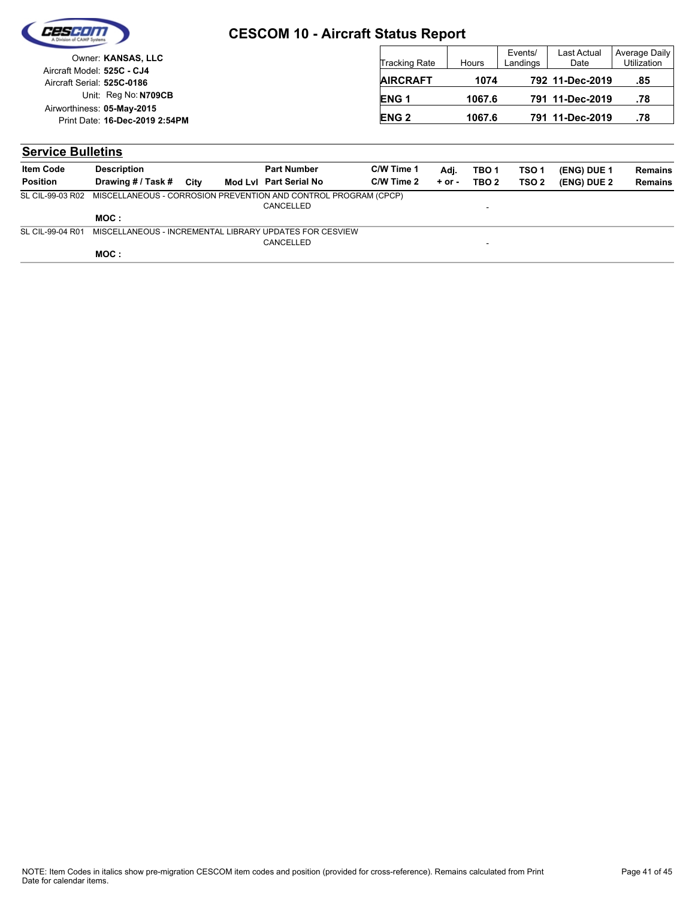# CESCOM 10 - Aircraft Status Report

Owner: **KANSAS, LLC**
Aircraft Model: **525C - CJ4**
Aircraft Serial: **525C-0186**
Unit: Reg No: **N709CB**
Airworthiness: **05-May-2015**
Print Date: **16-Dec-2019 2:54PM**

| Tracking Rate | Hours | Events/ Landings | Last Actual Date | Average Daily Utilization |
|---|---|---|---|---|
| **AIRCRAFT** | **1074** | **792** | **11-Dec-2019** | **.85** |
| **ENG 1** | **1067.6** | **791** | **11-Dec-2019** | **.78** |
| **ENG 2** | **1067.6** | **791** | **11-Dec-2019** | **.78** |

## Service Bulletins

| Item Code / Position | Description / Drawing # / Task # | City | Mod Lvl | Part Number / Part Serial No | C/W Time 1 / C/W Time 2 | Adj. + or - | TBO 1 / TBO 2 | TSO 1 / TSO 2 | (ENG) DUE 1 / (ENG) DUE 2 | Remains / Remains |
|---|---|---|---|---|---|---|---|---|---|---|
| SL CIL-99-03 R02 | MISCELLANEOUS - CORROSION PREVENTION AND CONTROL PROGRAM (CPCP) | | | CANCELLED | | | - | | | |
| | **MOC :** | | | | | | | | | |
| SL CIL-99-04 R01 | MISCELLANEOUS - INCREMENTAL LIBRARY UPDATES FOR CESVIEW | | | CANCELLED | | | - | | | |
| | **MOC :** | | | | | | | | | |

NOTE: Item Codes in italics show pre-migration CESCOM item codes and position (provided for cross-reference). Remains calculated from Print Date for calendar items.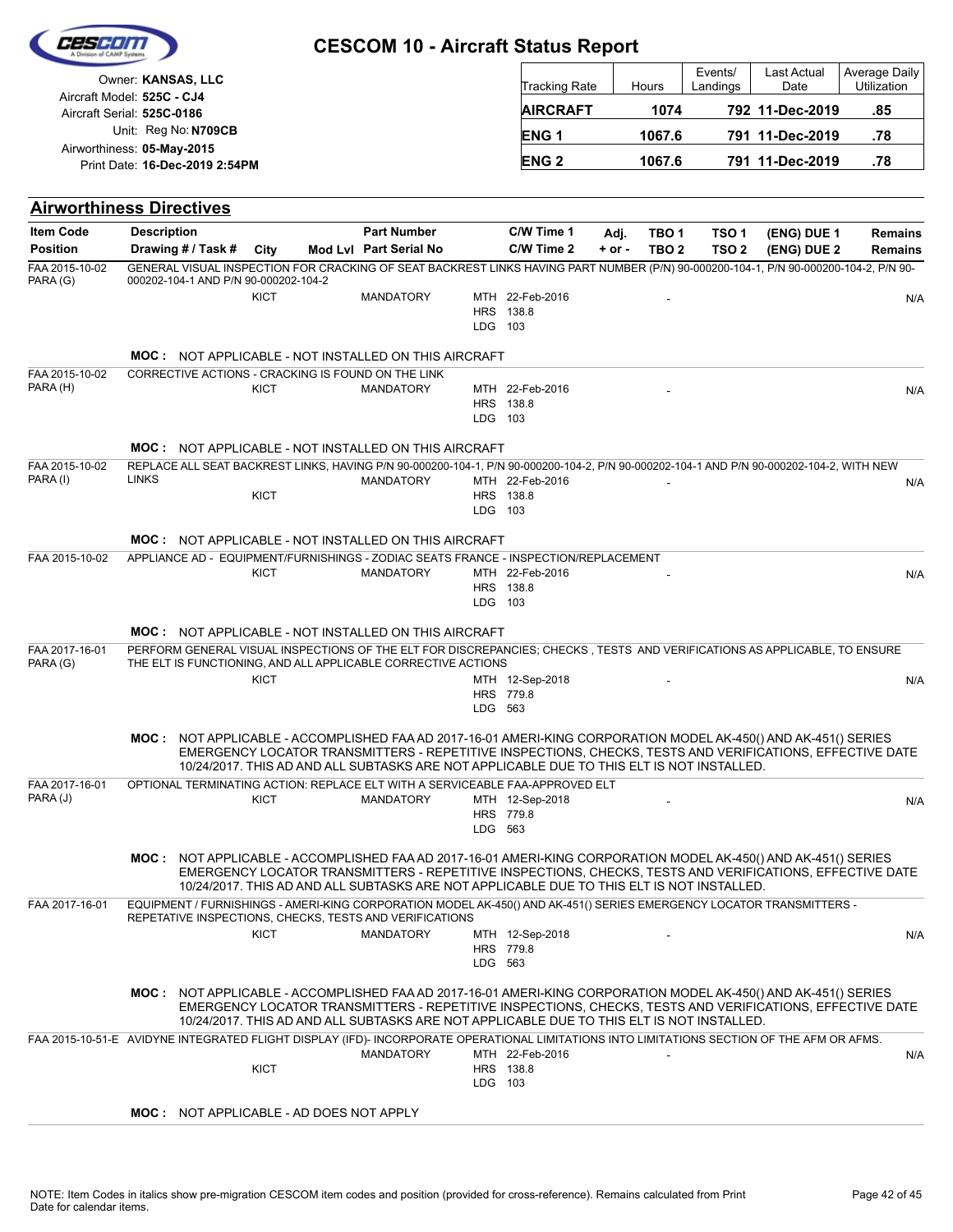# CESCOM 10 - Aircraft Status Report

Owner: **KANSAS, LLC**
Aircraft Model: **525C - CJ4**
Aircraft Serial: **525C-0186**
Unit: Reg No: **N709CB**
Airworthiness: **05-May-2015**
Print Date: **16-Dec-2019 2:54PM**

| Tracking Rate | Hours | Events/ Landings | Last Actual Date | Average Daily Utilization |
|---|---|---|---|---|
| **AIRCRAFT** | **1074** | **792** | **11-Dec-2019** | **.85** |
| **ENG 1** | **1067.6** | **791** | **11-Dec-2019** | **.78** |
| **ENG 2** | **1067.6** | **791** | **11-Dec-2019** | **.78** |

## Airworthiness Directives

| Item Code / Position | Description / Drawing # / Task # | City | Mod Lvl | Part Number / Part Serial No | C/W Time 1 / C/W Time 2 | Adj. + or - | TBO 1 / TBO 2 | TSO 1 / TSO 2 | (ENG) DUE 1 / (ENG) DUE 2 | Remains / Remains |
|---|---|---|---|---|---|---|---|---|---|---|
| FAA 2015-10-02 PARA (G) | GENERAL VISUAL INSPECTION FOR CRACKING OF SEAT BACKREST LINKS HAVING PART NUMBER (P/N) 90-000200-104-1, P/N 90-000200-104-2, P/N 90-000202-104-1 AND P/N 90-000202-104-2 | KICT | | MANDATORY | MTH 22-Feb-2016<br>HRS 138.8<br>LDG 103 | | - | | | N/A |
| | **MOC :** NOT APPLICABLE - NOT INSTALLED ON THIS AIRCRAFT | | | | | | | | | |
| FAA 2015-10-02 PARA (H) | CORRECTIVE ACTIONS - CRACKING IS FOUND ON THE LINK | KICT | | MANDATORY | MTH 22-Feb-2016<br>HRS 138.8<br>LDG 103 | | - | | | N/A |
| | **MOC :** NOT APPLICABLE - NOT INSTALLED ON THIS AIRCRAFT | | | | | | | | | |
| FAA 2015-10-02 PARA (I) | REPLACE ALL SEAT BACKREST LINKS, HAVING P/N 90-000200-104-1, P/N 90-000200-104-2, P/N 90-000202-104-1 AND P/N 90-000202-104-2, WITH NEW LINKS | KICT | | MANDATORY | MTH 22-Feb-2016<br>HRS 138.8<br>LDG 103 | | - | | | N/A |
| | **MOC :** NOT APPLICABLE - NOT INSTALLED ON THIS AIRCRAFT | | | | | | | | | |
| FAA 2015-10-02 | APPLIANCE AD - EQUIPMENT/FURNISHINGS - ZODIAC SEATS FRANCE - INSPECTION/REPLACEMENT | KICT | | MANDATORY | MTH 22-Feb-2016<br>HRS 138.8<br>LDG 103 | | - | | | N/A |
| | **MOC :** NOT APPLICABLE - NOT INSTALLED ON THIS AIRCRAFT | | | | | | | | | |
| FAA 2017-16-01 PARA (G) | PERFORM GENERAL VISUAL INSPECTIONS OF THE ELT FOR DISCREPANCIES; CHECKS , TESTS AND VERIFICATIONS AS APPLICABLE, TO ENSURE THE ELT IS FUNCTIONING, AND ALL APPLICABLE CORRECTIVE ACTIONS | KICT | | | MTH 12-Sep-2018<br>HRS 779.8<br>LDG 563 | | - | | | N/A |
| | **MOC :** NOT APPLICABLE - ACCOMPLISHED FAA AD 2017-16-01 AMERI-KING CORPORATION MODEL AK-450() AND AK-451() SERIES EMERGENCY LOCATOR TRANSMITTERS - REPETITIVE INSPECTIONS, CHECKS, TESTS AND VERIFICATIONS, EFFECTIVE DATE 10/24/2017. THIS AD AND ALL SUBTASKS ARE NOT APPLICABLE DUE TO THIS ELT IS NOT INSTALLED. | | | | | | | | | |
| FAA 2017-16-01 PARA (J) | OPTIONAL TERMINATING ACTION: REPLACE ELT WITH A SERVICEABLE FAA-APPROVED ELT | KICT | | MANDATORY | MTH 12-Sep-2018<br>HRS 779.8<br>LDG 563 | | - | | | N/A |
| | **MOC :** NOT APPLICABLE - ACCOMPLISHED FAA AD 2017-16-01 AMERI-KING CORPORATION MODEL AK-450() AND AK-451() SERIES EMERGENCY LOCATOR TRANSMITTERS - REPETITIVE INSPECTIONS, CHECKS, TESTS AND VERIFICATIONS, EFFECTIVE DATE 10/24/2017. THIS AD AND ALL SUBTASKS ARE NOT APPLICABLE DUE TO THIS ELT IS NOT INSTALLED. | | | | | | | | | |
| FAA 2017-16-01 | EQUIPMENT / FURNISHINGS - AMERI-KING CORPORATION MODEL AK-450() AND AK-451() SERIES EMERGENCY LOCATOR TRANSMITTERS - REPETITIVE INSPECTIONS, CHECKS, TESTS AND VERIFICATIONS | KICT | | MANDATORY | MTH 12-Sep-2018<br>HRS 779.8<br>LDG 563 | | - | | | N/A |
| | **MOC :** NOT APPLICABLE - ACCOMPLISHED FAA AD 2017-16-01 AMERI-KING CORPORATION MODEL AK-450() AND AK-451() SERIES EMERGENCY LOCATOR TRANSMITTERS - REPETITIVE INSPECTIONS, CHECKS, TESTS AND VERIFICATIONS, EFFECTIVE DATE 10/24/2017. THIS AD AND ALL SUBTASKS ARE NOT APPLICABLE DUE TO THIS ELT IS NOT INSTALLED. | | | | | | | | | |
| FAA 2015-10-51-E | AVIDYNE INTEGRATED FLIGHT DISPLAY (IFD)- INCORPORATE OPERATIONAL LIMITATIONS INTO LIMITATIONS SECTION OF THE AFM OR AFMS. | KICT | | MANDATORY | MTH 22-Feb-2016<br>HRS 138.8<br>LDG 103 | | - | | | N/A |
| | **MOC :** NOT APPLICABLE - AD DOES NOT APPLY | | | | | | | | | |

NOTE: Item Codes in italics show pre-migration CESCOM item codes and position (provided for cross-reference). Remains calculated from Print Date for calendar items.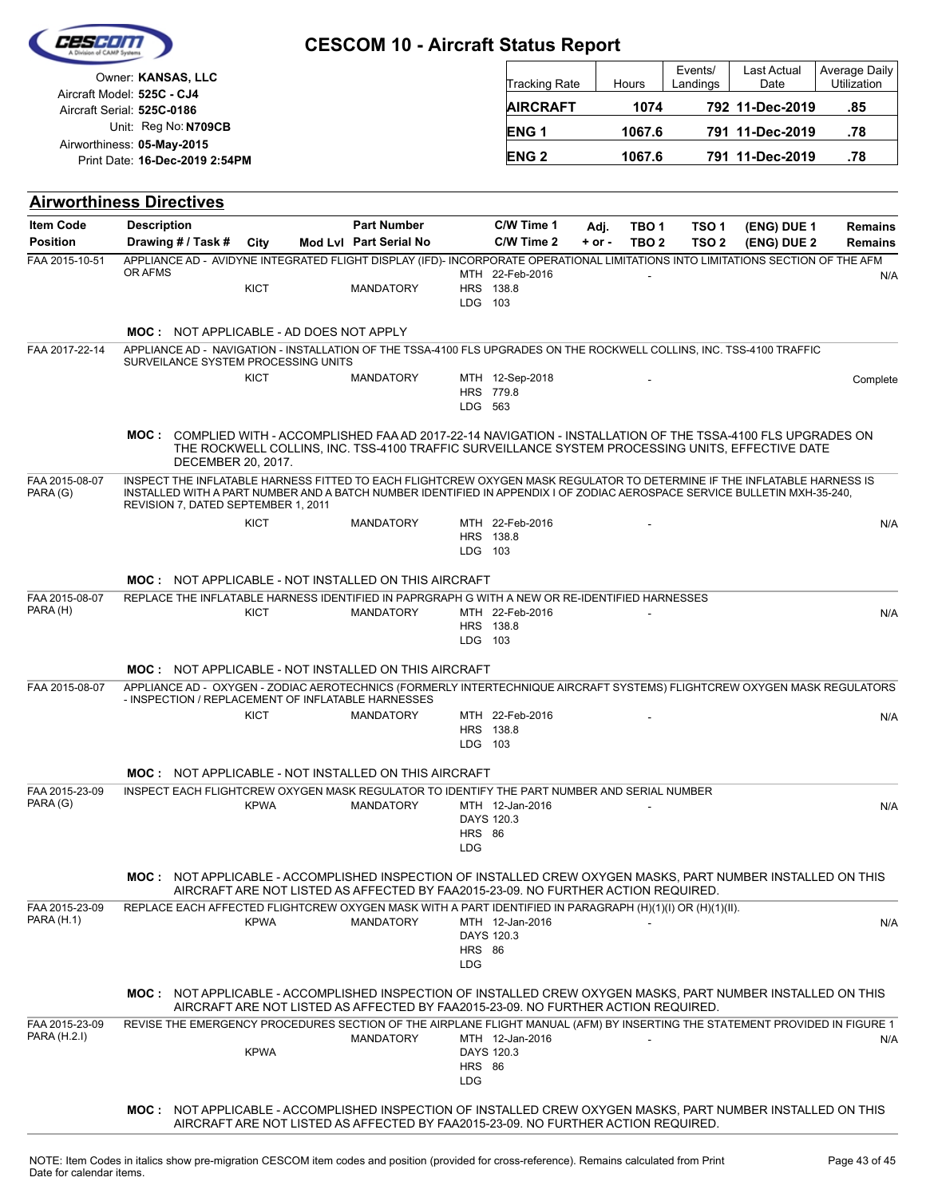# CESCOM 10 - Aircraft Status Report

Owner: **KANSAS, LLC**
Aircraft Model: **525C - CJ4**
Aircraft Serial: **525C-0186**
Unit: Reg No: **N709CB**
Airworthiness: **05-May-2015**
Print Date: **16-Dec-2019 2:54PM**

| Tracking Rate | Hours | Events/ Landings | Last Actual Date | Average Daily Utilization |
|---|---|---|---|---|
| **AIRCRAFT** | **1074** | **792** | **11-Dec-2019** | **.85** |
| **ENG 1** | **1067.6** | **791** | **11-Dec-2019** | **.78** |
| **ENG 2** | **1067.6** | **791** | **11-Dec-2019** | **.78** |

## Airworthiness Directives

| Item Code / Position | Description / Drawing # / Task # | City | Mod Lvl | Part Number / Part Serial No | C/W Time 1 / C/W Time 2 | Adj. + or - | TBO 1 / TBO 2 | TSO 1 / TSO 2 | (ENG) DUE 1 / (ENG) DUE 2 | Remains / Remains |
|---|---|---|---|---|---|---|---|---|---|---|
| FAA 2015-10-51 | APPLIANCE AD - AVIDYNE INTEGRATED FLIGHT DISPLAY (IFD)- INCORPORATE OPERATIONAL LIMITATIONS INTO LIMITATIONS SECTION OF THE AFM OR AFMS | KICT | | MANDATORY | MTH 22-Feb-2016 HRS 138.8 LDG 103 | | - | | | N/A |
| | **MOC :** NOT APPLICABLE - AD DOES NOT APPLY | | | | | | | | | |
| FAA 2017-22-14 | APPLIANCE AD - NAVIGATION - INSTALLATION OF THE TSSA-4100 FLS UPGRADES ON THE ROCKWELL COLLINS, INC. TSS-4100 TRAFFIC SURVEILANCE SYSTEM PROCESSING UNITS | KICT | | MANDATORY | MTH 12-Sep-2018 HRS 779.8 LDG 563 | | - | | | Complete |
| | **MOC :** COMPLIED WITH - ACCOMPLISHED FAA AD 2017-22-14 NAVIGATION - INSTALLATION OF THE TSSA-4100 FLS UPGRADES ON THE ROCKWELL COLLINS, INC. TSS-4100 TRAFFIC SURVEILLANCE SYSTEM PROCESSING UNITS, EFFECTIVE DATE DECEMBER 20, 2017. | | | | | | | | | |
| FAA 2015-08-07 PARA (G) | INSPECT THE INFLATABLE HARNESS FITTED TO EACH FLIGHTCREW OXYGEN MASK REGULATOR TO DETERMINE IF THE INFLATABLE HARNESS IS INSTALLED WITH A PART NUMBER AND A BATCH NUMBER IDENTIFIED IN APPENDIX I OF ZODIAC AEROSPACE SERVICE BULLETIN MXH-35-240, REVISION 7, DATED SEPTEMBER 1, 2011 | KICT | | MANDATORY | MTH 22-Feb-2016 HRS 138.8 LDG 103 | | - | | | N/A |
| | **MOC :** NOT APPLICABLE - NOT INSTALLED ON THIS AIRCRAFT | | | | | | | | | |
| FAA 2015-08-07 PARA (H) | REPLACE THE INFLATABLE HARNESS IDENTIFIED IN PAPRGRAPH G WITH A NEW OR RE-IDENTIFIED HARNESSES | KICT | | MANDATORY | MTH 22-Feb-2016 HRS 138.8 LDG 103 | | - | | | N/A |
| | **MOC :** NOT APPLICABLE - NOT INSTALLED ON THIS AIRCRAFT | | | | | | | | | |
| FAA 2015-08-07 | APPLIANCE AD - OXYGEN - ZODIAC AEROTECHNICS (FORMERLY INTERTECHNIQUE AIRCRAFT SYSTEMS) FLIGHTCREW OXYGEN MASK REGULATORS - INSPECTION / REPLACEMENT OF INFLATABLE HARNESSES | KICT | | MANDATORY | MTH 22-Feb-2016 HRS 138.8 LDG 103 | | - | | | N/A |
| | **MOC :** NOT APPLICABLE - NOT INSTALLED ON THIS AIRCRAFT | | | | | | | | | |
| FAA 2015-23-09 PARA (G) | INSPECT EACH FLIGHTCREW OXYGEN MASK REGULATOR TO IDENTIFY THE PART NUMBER AND SERIAL NUMBER | KPWA | | MANDATORY | MTH 12-Jan-2016 DAYS 120.3 HRS 86 LDG | | - | | | N/A |
| | **MOC :** NOT APPLICABLE - ACCOMPLISHED INSPECTION OF INSTALLED CREW OXYGEN MASKS, PART NUMBER INSTALLED ON THIS AIRCRAFT ARE NOT LISTED AS AFFECTED BY FAA2015-23-09. NO FURTHER ACTION REQUIRED. | | | | | | | | | |
| FAA 2015-23-09 PARA (H.1) | REPLACE EACH AFFECTED FLIGHTCREW OXYGEN MASK WITH A PART IDENTIFIED IN PARAGRAPH (H)(1)(I) OR (H)(1)(II). | KPWA | | MANDATORY | MTH 12-Jan-2016 DAYS 120.3 HRS 86 LDG | | - | | | N/A |
| | **MOC :** NOT APPLICABLE - ACCOMPLISHED INSPECTION OF INSTALLED CREW OXYGEN MASKS, PART NUMBER INSTALLED ON THIS AIRCRAFT ARE NOT LISTED AS AFFECTED BY FAA2015-23-09. NO FURTHER ACTION REQUIRED. | | | | | | | | | |
| FAA 2015-23-09 PARA (H.2.I) | REVISE THE EMERGENCY PROCEDURES SECTION OF THE AIRPLANE FLIGHT MANUAL (AFM) BY INSERTING THE STATEMENT PROVIDED IN FIGURE 1 | KPWA | | MANDATORY | MTH 12-Jan-2016 DAYS 120.3 HRS 86 LDG | | - | | | N/A |
| | **MOC :** NOT APPLICABLE - ACCOMPLISHED INSPECTION OF INSTALLED CREW OXYGEN MASKS, PART NUMBER INSTALLED ON THIS AIRCRAFT ARE NOT LISTED AS AFFECTED BY FAA2015-23-09. NO FURTHER ACTION REQUIRED. | | | | | | | | | |

NOTE: Item Codes in italics show pre-migration CESCOM item codes and position (provided for cross-reference). Remains calculated from Print Date for calendar items.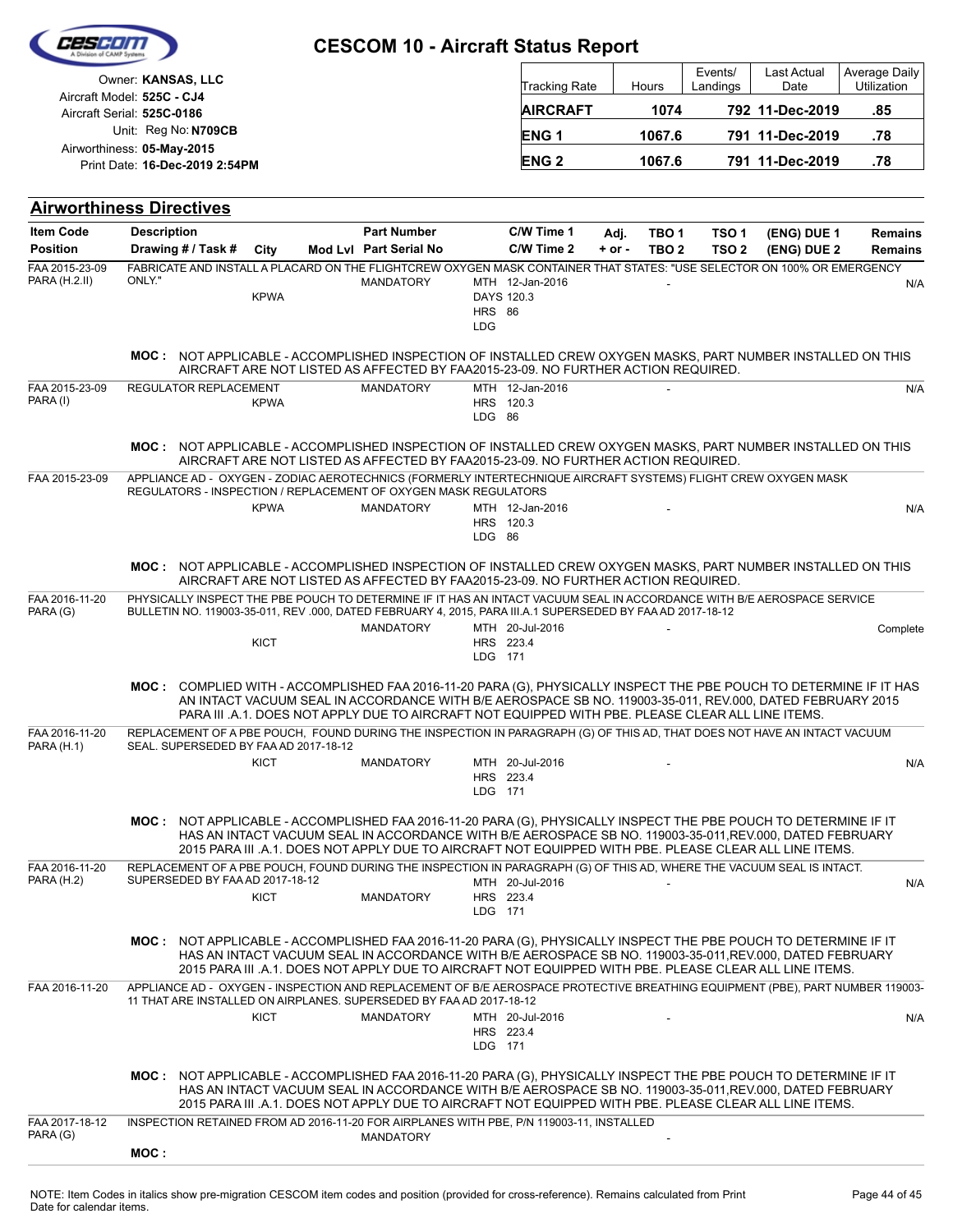# CESCOM 10 - Aircraft Status Report

Owner: **KANSAS, LLC**
Aircraft Model: **525C - CJ4**
Aircraft Serial: **525C-0186**
Unit: Reg No: **N709CB**
Airworthiness: **05-May-2015**
Print Date: **16-Dec-2019 2:54PM**

| Tracking Rate | Hours | Events/ Landings | Last Actual Date | Average Daily Utilization |
|---|---|---|---|---|
| **AIRCRAFT** | **1074** | **792** | **11-Dec-2019** | **.85** |
| **ENG 1** | **1067.6** | **791** | **11-Dec-2019** | **.78** |
| **ENG 2** | **1067.6** | **791** | **11-Dec-2019** | **.78** |

## Airworthiness Directives

| Item Code / Position | Description / Drawing # / Task # | City | Mod Lvl | Part Number / Part Serial No | C/W Time 1 / C/W Time 2 | Adj. + or - | TBO 1 / TBO 2 | TSO 1 / TSO 2 | (ENG) DUE 1 / (ENG) DUE 2 | Remains / Remains |
|---|---|---|---|---|---|---|---|---|---|---|
| FAA 2015-23-09 PARA (H.2.II) | FABRICATE AND INSTALL A PLACARD ON THE FLIGHTCREW OXYGEN MASK CONTAINER THAT STATES: "USE SELECTOR ON 100% OR EMERGENCY ONLY." | KPWA | | MANDATORY | MTH 12-Jan-2016<br>DAYS 120.3<br>HRS 86<br>LDG | | - | | | N/A |
| | **MOC :** NOT APPLICABLE - ACCOMPLISHED INSPECTION OF INSTALLED CREW OXYGEN MASKS, PART NUMBER INSTALLED ON THIS AIRCRAFT ARE NOT LISTED AS AFFECTED BY FAA2015-23-09. NO FURTHER ACTION REQUIRED. | | | | | | | | | |
| FAA 2015-23-09 PARA (I) | REGULATOR REPLACEMENT | KPWA | | MANDATORY | MTH 12-Jan-2016<br>HRS 120.3<br>LDG 86 | | - | | | N/A |
| | **MOC :** NOT APPLICABLE - ACCOMPLISHED INSPECTION OF INSTALLED CREW OXYGEN MASKS, PART NUMBER INSTALLED ON THIS AIRCRAFT ARE NOT LISTED AS AFFECTED BY FAA2015-23-09. NO FURTHER ACTION REQUIRED. | | | | | | | | | |
| FAA 2015-23-09 | APPLIANCE AD - OXYGEN - ZODIAC AEROTECHNICS (FORMERLY INTERTECHNIQUE AIRCRAFT SYSTEMS) FLIGHT CREW OXYGEN MASK REGULATORS - INSPECTION / REPLACEMENT OF OXYGEN MASK REGULATORS | KPWA | | MANDATORY | MTH 12-Jan-2016<br>HRS 120.3<br>LDG 86 | | - | | | N/A |
| | **MOC :** NOT APPLICABLE - ACCOMPLISHED INSPECTION OF INSTALLED CREW OXYGEN MASKS, PART NUMBER INSTALLED ON THIS AIRCRAFT ARE NOT LISTED AS AFFECTED BY FAA2015-23-09. NO FURTHER ACTION REQUIRED. | | | | | | | | | |
| FAA 2016-11-20 PARA (G) | PHYSICALLY INSPECT THE PBE POUCH TO DETERMINE IF IT HAS AN INTACT VACUUM SEAL IN ACCORDANCE WITH B/E AEROSPACE SERVICE BULLETIN NO. 119003-35-011, REV .000, DATED FEBRUARY 4, 2015, PARA III.A.1 SUPERSEDED BY FAA AD 2017-18-12 | KICT | | MANDATORY | MTH 20-Jul-2016<br>HRS 223.4<br>LDG 171 | | - | | | Complete |
| | **MOC :** COMPLIED WITH - ACCOMPLISHED FAA 2016-11-20 PARA (G), PHYSICALLY INSPECT THE PBE POUCH TO DETERMINE IF IT HAS AN INTACT VACUUM SEAL IN ACCORDANCE WITH B/E AEROSPACE SB NO. 119003-35-011, REV.000, DATED FEBRUARY 2015 PARA III .A.1. DOES NOT APPLY DUE TO AIRCRAFT NOT EQUIPPED WITH PBE. PLEASE CLEAR ALL LINE ITEMS. | | | | | | | | | |
| FAA 2016-11-20 PARA (H.1) | REPLACEMENT OF A PBE POUCH, FOUND DURING THE INSPECTION IN PARAGRAPH (G) OF THIS AD, THAT DOES NOT HAVE AN INTACT VACUUM SEAL. SUPERSEDED BY FAA AD 2017-18-12 | KICT | | MANDATORY | MTH 20-Jul-2016<br>HRS 223.4<br>LDG 171 | | - | | | N/A |
| | **MOC :** NOT APPLICABLE - ACCOMPLISHED FAA 2016-11-20 PARA (G), PHYSICALLY INSPECT THE PBE POUCH TO DETERMINE IF IT HAS AN INTACT VACUUM SEAL IN ACCORDANCE WITH B/E AEROSPACE SB NO. 119003-35-011,REV.000, DATED FEBRUARY 2015 PARA III .A.1. DOES NOT APPLY DUE TO AIRCRAFT NOT EQUIPPED WITH PBE. PLEASE CLEAR ALL LINE ITEMS. | | | | | | | | | |
| FAA 2016-11-20 PARA (H.2) | REPLACEMENT OF A PBE POUCH, FOUND DURING THE INSPECTION IN PARAGRAPH (G) OF THIS AD, WHERE THE VACUUM SEAL IS INTACT. SUPERSEDED BY FAA AD 2017-18-12 | KICT | | MANDATORY | MTH 20-Jul-2016<br>HRS 223.4<br>LDG 171 | | - | | | N/A |
| | **MOC :** NOT APPLICABLE - ACCOMPLISHED FAA 2016-11-20 PARA (G), PHYSICALLY INSPECT THE PBE POUCH TO DETERMINE IF IT HAS AN INTACT VACUUM SEAL IN ACCORDANCE WITH B/E AEROSPACE SB NO. 119003-35-011,REV.000, DATED FEBRUARY 2015 PARA III .A.1. DOES NOT APPLY DUE TO AIRCRAFT NOT EQUIPPED WITH PBE. PLEASE CLEAR ALL LINE ITEMS. | | | | | | | | | |
| FAA 2016-11-20 | APPLIANCE AD - OXYGEN - INSPECTION AND REPLACEMENT OF B/E AEROSPACE PROTECTIVE BREATHING EQUIPMENT (PBE), PART NUMBER 119003-11 THAT ARE INSTALLED ON AIRPLANES. SUPERSEDED BY FAA AD 2017-18-12 | KICT | | MANDATORY | MTH 20-Jul-2016<br>HRS 223.4<br>LDG 171 | | - | | | N/A |
| | **MOC :** NOT APPLICABLE - ACCOMPLISHED FAA 2016-11-20 PARA (G), PHYSICALLY INSPECT THE PBE POUCH TO DETERMINE IF IT HAS AN INTACT VACUUM SEAL IN ACCORDANCE WITH B/E AEROSPACE SB NO. 119003-35-011,REV.000, DATED FEBRUARY 2015 PARA III .A.1. DOES NOT APPLY DUE TO AIRCRAFT NOT EQUIPPED WITH PBE. PLEASE CLEAR ALL LINE ITEMS. | | | | | | | | | |
| FAA 2017-18-12 PARA (G) | INSPECTION RETAINED FROM AD 2016-11-20 FOR AIRPLANES WITH PBE, P/N 119003-11, INSTALLED | | | MANDATORY | | | - | | | |
| | **MOC :** | | | | | | | | | |

NOTE: Item Codes in italics show pre-migration CESCOM item codes and position (provided for cross-reference). Remains calculated from Print Date for calendar items.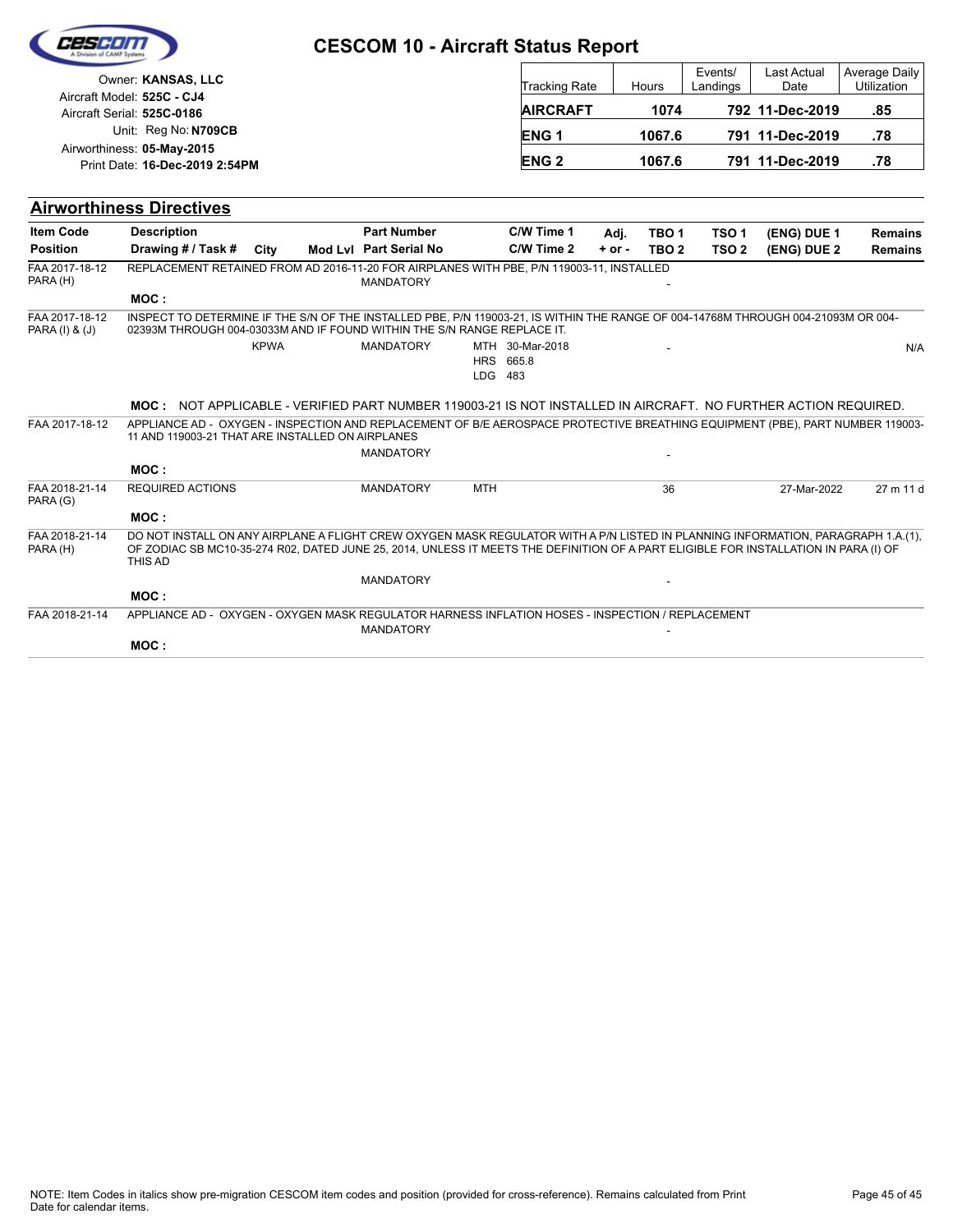# CESCOM 10 - Aircraft Status Report

Owner: **KANSAS, LLC**
Aircraft Model: **525C - CJ4**
Aircraft Serial: **525C-0186**
Unit: Reg No: **N709CB**
Airworthiness: **05-May-2015**
Print Date: **16-Dec-2019 2:54PM**

| Tracking Rate | Hours | Events/ Landings | Last Actual Date | Average Daily Utilization |
|---|---|---|---|---|
| **AIRCRAFT** | **1074** | **792** | **11-Dec-2019** | **.85** |
| **ENG 1** | **1067.6** | **791** | **11-Dec-2019** | **.78** |
| **ENG 2** | **1067.6** | **791** | **11-Dec-2019** | **.78** |

## Airworthiness Directives

| Item Code / Position | Description / Drawing # / Task # | City | Mod Lvl | Part Number / Part Serial No | C/W Time 1 / C/W Time 2 | Adj. + or - | TBO 1 / TBO 2 | TSO 1 / TSO 2 | (ENG) DUE 1 / (ENG) DUE 2 | Remains / Remains |
|---|---|---|---|---|---|---|---|---|---|---|
| FAA 2017-18-12 PARA (H) | REPLACEMENT RETAINED FROM AD 2016-11-20 FOR AIRPLANES WITH PBE, P/N 119003-11, INSTALLED | | | MANDATORY | | | - | | | |
| | **MOC :** | | | | | | | | | |
| FAA 2017-18-12 PARA (I) & (J) | INSPECT TO DETERMINE IF THE S/N OF THE INSTALLED PBE, P/N 119003-21, IS WITHIN THE RANGE OF 004-14768M THROUGH 004-21093M OR 004-02393M THROUGH 004-03033M AND IF FOUND WITHIN THE S/N RANGE REPLACE IT. | KPWA | | MANDATORY | MTH 30-Mar-2018<br>HRS 665.8<br>LDG 483 | | - | | | N/A |
| | **MOC :** NOT APPLICABLE - VERIFIED PART NUMBER 119003-21 IS NOT INSTALLED IN AIRCRAFT. NO FURTHER ACTION REQUIRED. | | | | | | | | | |
| FAA 2017-18-12 | APPLIANCE AD - OXYGEN - INSPECTION AND REPLACEMENT OF B/E AEROSPACE PROTECTIVE BREATHING EQUIPMENT (PBE), PART NUMBER 119003-11 AND 119003-21 THAT ARE INSTALLED ON AIRPLANES | | | MANDATORY | | | - | | | |
| | **MOC :** | | | | | | | | | |
| FAA 2018-21-14 PARA (G) | REQUIRED ACTIONS | | | MANDATORY | MTH | | 36 | | 27-Mar-2022 | 27 m 11 d |
| | **MOC :** | | | | | | | | | |
| FAA 2018-21-14 PARA (H) | DO NOT INSTALL ON ANY AIRPLANE A FLIGHT CREW OXYGEN MASK REGULATOR WITH A P/N LISTED IN PLANNING INFORMATION, PARAGRAPH 1.A.(1), OF ZODIAC SB MC10-35-274 R02, DATED JUNE 25, 2014, UNLESS IT MEETS THE DEFINITION OF A PART ELIGIBLE FOR INSTALLATION IN PARA (I) OF THIS AD | | | MANDATORY | | | - | | | |
| | **MOC :** | | | | | | | | | |
| FAA 2018-21-14 | APPLIANCE AD - OXYGEN - OXYGEN MASK REGULATOR HARNESS INFLATION HOSES - INSPECTION / REPLACEMENT | | | MANDATORY | | | - | | | |
| | **MOC :** | | | | | | | | | |

NOTE: Item Codes in italics show pre-migration CESCOM item codes and position (provided for cross-reference). Remains calculated from Print Date for calendar items.